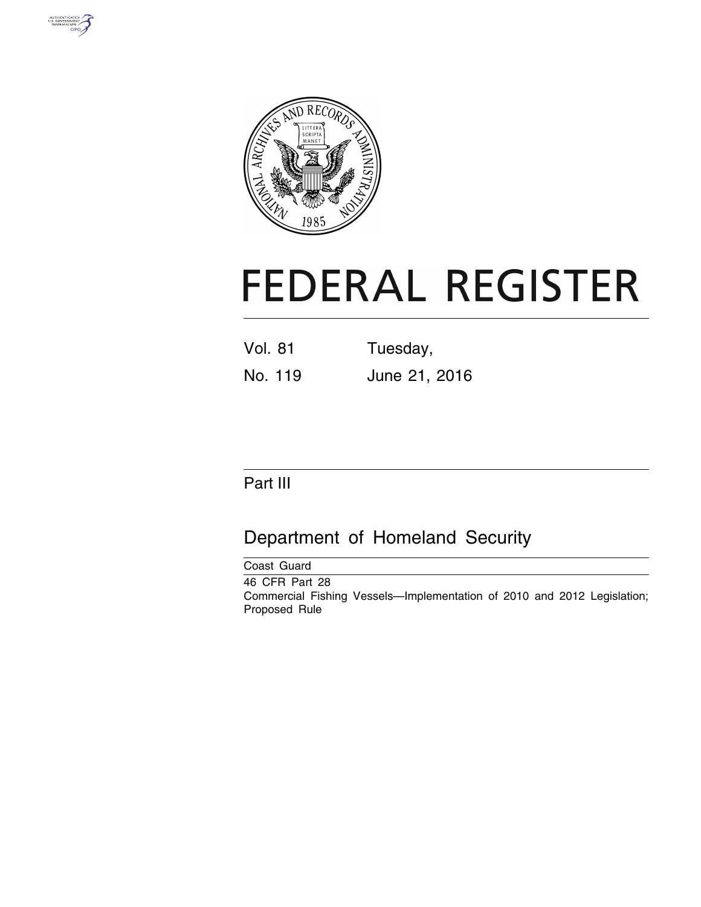# FEDERAL REGISTER

Vol. 81 Tuesday,

No. 119 June 21, 2016

## Part III

## Department of Homeland Security

Coast Guard

46 CFR Part 28

Commercial Fishing Vessels—Implementation of 2010 and 2012 Legislation; Proposed Rule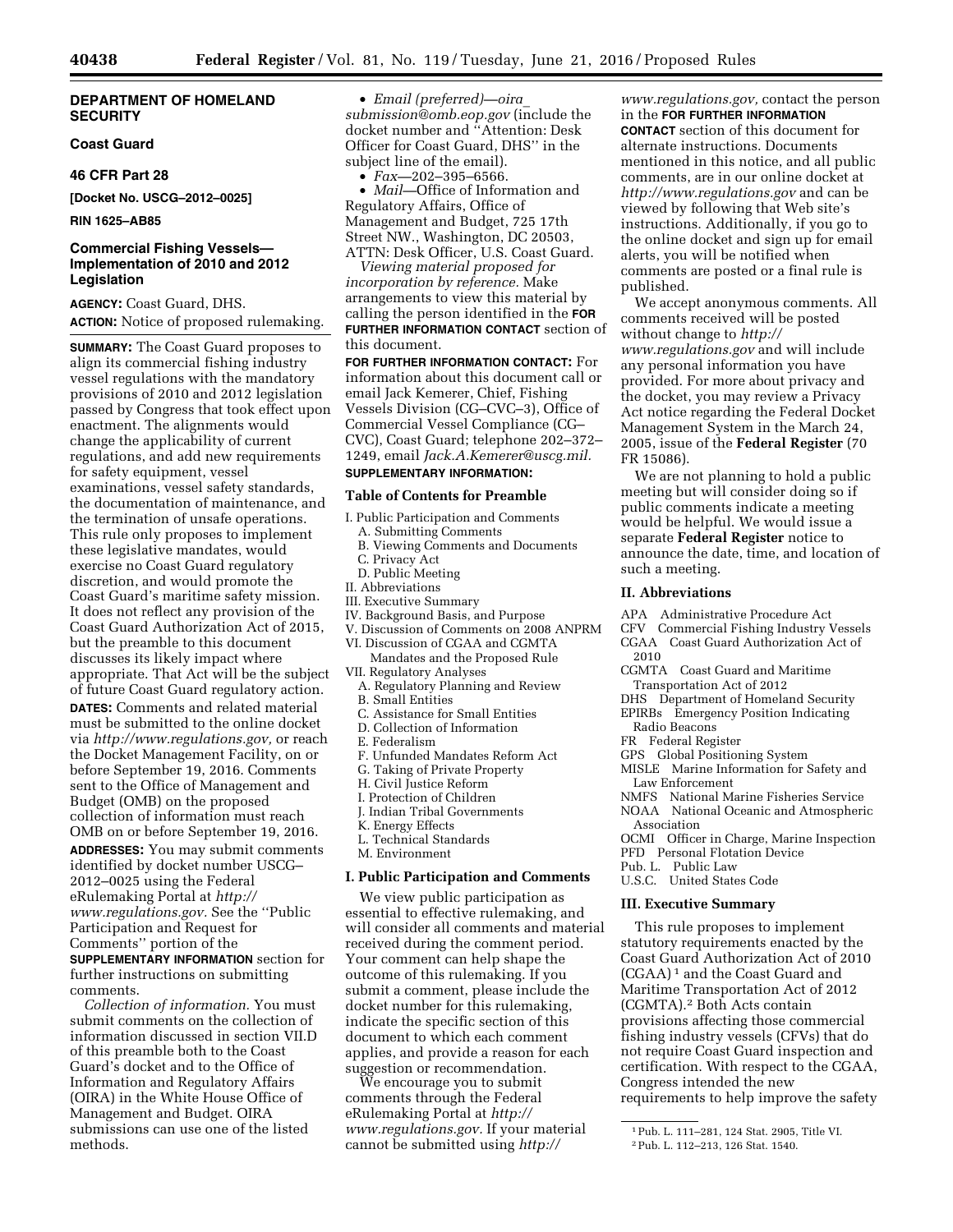**DEPARTMENT OF HOMELAND SECURITY**

**Coast Guard**

**46 CFR Part 28**

**[Docket No. USCG–2012–0025]**

**RIN 1625–AB85**

# Commercial Fishing Vessels—Implementation of 2010 and 2012 Legislation

**AGENCY:** Coast Guard, DHS.

**ACTION:** Notice of proposed rulemaking.

**SUMMARY:** The Coast Guard proposes to align its commercial fishing industry vessel regulations with the mandatory provisions of 2010 and 2012 legislation passed by Congress that took effect upon enactment. The alignments would change the applicability of current regulations, and add new requirements for safety equipment, vessel examinations, vessel safety standards, the documentation of maintenance, and the termination of unsafe operations. This rule only proposes to implement these legislative mandates, would exercise no Coast Guard regulatory discretion, and would promote the Coast Guard's maritime safety mission. It does not reflect any provision of the Coast Guard Authorization Act of 2015, but the preamble to this document discusses its likely impact where appropriate. That Act will be the subject of future Coast Guard regulatory action.

**DATES:** Comments and related material must be submitted to the online docket via *http://www.regulations.gov,* or reach the Docket Management Facility, on or before September 19, 2016. Comments sent to the Office of Management and Budget (OMB) on the proposed collection of information must reach OMB on or before September 19, 2016.

**ADDRESSES:** You may submit comments identified by docket number USCG–2012–0025 using the Federal eRulemaking Portal at *http://www.regulations.gov.* See the ''Public Participation and Request for Comments'' portion of the **SUPPLEMENTARY INFORMATION** section for further instructions on submitting comments.

*Collection of information.* You must submit comments on the collection of information discussed in section VII.D of this preamble both to the Coast Guard's docket and to the Office of Information and Regulatory Affairs (OIRA) in the White House Office of Management and Budget. OIRA submissions can use one of the listed methods.

- *Email (preferred)—oira_submission@omb.eop.gov* (include the docket number and ''Attention: Desk Officer for Coast Guard, DHS'' in the subject line of the email).
- *Fax*—202–395–6566.
- *Mail*—Office of Information and Regulatory Affairs, Office of Management and Budget, 725 17th Street NW., Washington, DC 20503, ATTN: Desk Officer, U.S. Coast Guard.

*Viewing material proposed for incorporation by reference.* Make arrangements to view this material by calling the person identified in the **FOR FURTHER INFORMATION CONTACT** section of this document.

**FOR FURTHER INFORMATION CONTACT:** For information about this document call or email Jack Kemerer, Chief, Fishing Vessels Division (CG–CVC–3), Office of Commercial Vessel Compliance (CG–CVC), Coast Guard; telephone 202–372–1249, email *Jack.A.Kemerer@uscg.mil.*

**SUPPLEMENTARY INFORMATION:**

## Table of Contents for Preamble

I. Public Participation and Comments
  A. Submitting Comments
  B. Viewing Comments and Documents
  C. Privacy Act
  D. Public Meeting
II. Abbreviations
III. Executive Summary
IV. Background Basis, and Purpose
V. Discussion of Comments on 2008 ANPRM
VI. Discussion of CGAA and CGMTA Mandates and the Proposed Rule
VII. Regulatory Analyses
  A. Regulatory Planning and Review
  B. Small Entities
  C. Assistance for Small Entities
  D. Collection of Information
  E. Federalism
  F. Unfunded Mandates Reform Act
  G. Taking of Private Property
  H. Civil Justice Reform
  I. Protection of Children
  J. Indian Tribal Governments
  K. Energy Effects
  L. Technical Standards
  M. Environment

## I. Public Participation and Comments

We view public participation as essential to effective rulemaking, and will consider all comments and material received during the comment period. Your comment can help shape the outcome of this rulemaking. If you submit a comment, please include the docket number for this rulemaking, indicate the specific section of this document to which each comment applies, and provide a reason for each suggestion or recommendation.

We encourage you to submit comments through the Federal eRulemaking Portal at *http://www.regulations.gov.* If your material cannot be submitted using *http://www.regulations.gov,* contact the person in the **FOR FURTHER INFORMATION CONTACT** section of this document for alternate instructions. Documents mentioned in this notice, and all public comments, are in our online docket at *http://www.regulations.gov* and can be viewed by following that Web site's instructions. Additionally, if you go to the online docket and sign up for email alerts, you will be notified when comments are posted or a final rule is published.

We accept anonymous comments. All comments received will be posted without change to *http://www.regulations.gov* and will include any personal information you have provided. For more about privacy and the docket, you may review a Privacy Act notice regarding the Federal Docket Management System in the March 24, 2005, issue of the **Federal Register** (70 FR 15086).

We are not planning to hold a public meeting but will consider doing so if public comments indicate a meeting would be helpful. We would issue a separate **Federal Register** notice to announce the date, time, and location of such a meeting.

## II. Abbreviations

APA Administrative Procedure Act
CFV Commercial Fishing Industry Vessels
CGAA Coast Guard Authorization Act of 2010
CGMTA Coast Guard and Maritime Transportation Act of 2012
DHS Department of Homeland Security
EPIRBs Emergency Position Indicating Radio Beacons
FR Federal Register
GPS Global Positioning System
MISLE Marine Information for Safety and Law Enforcement
NMFS National Marine Fisheries Service
NOAA National Oceanic and Atmospheric Association
OCMI Officer in Charge, Marine Inspection
PFD Personal Flotation Device
Pub. L. Public Law
U.S.C. United States Code

## III. Executive Summary

This rule proposes to implement statutory requirements enacted by the Coast Guard Authorization Act of 2010 (CGAA)[1] and the Coast Guard and Maritime Transportation Act of 2012 (CGMTA).[2] Both Acts contain provisions affecting those commercial fishing industry vessels (CFVs) that do not require Coast Guard inspection and certification. With respect to the CGAA, Congress intended the new requirements to help improve the safety

[1] Pub. L. 111–281, 124 Stat. 2905, Title VI.

[2] Pub. L. 112–213, 126 Stat. 1540.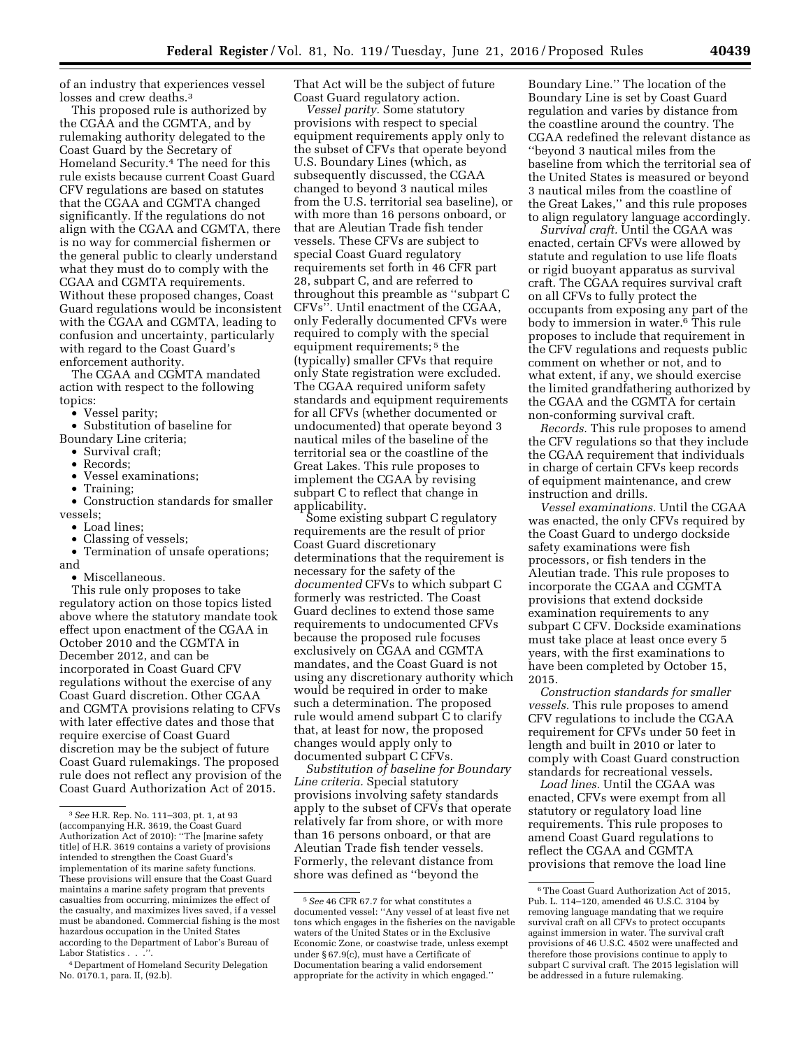of an industry that experiences vessel losses and crew deaths.[3]

This proposed rule is authorized by the CGAA and the CGMTA, and by rulemaking authority delegated to the Coast Guard by the Secretary of Homeland Security.[4] The need for this rule exists because current Coast Guard CFV regulations are based on statutes that the CGAA and CGMTA changed significantly. If the regulations do not align with the CGAA and CGMTA, there is no way for commercial fishermen or the general public to clearly understand what they must do to comply with the CGAA and CGMTA requirements. Without these proposed changes, Coast Guard regulations would be inconsistent with the CGAA and CGMTA, leading to confusion and uncertainty, particularly with regard to the Coast Guard's enforcement authority.

The CGAA and CGMTA mandated action with respect to the following topics:

- Vessel parity;
- Substitution of baseline for Boundary Line criteria;
- Survival craft;
- Records;
- Vessel examinations;
- Training;
- Construction standards for smaller vessels;
- Load lines;
- Classing of vessels;
- Termination of unsafe operations; and
- Miscellaneous.

This rule only proposes to take regulatory action on those topics listed above where the statutory mandate took effect upon enactment of the CGAA in October 2010 and the CGMTA in December 2012, and can be incorporated in Coast Guard CFV regulations without the exercise of any Coast Guard discretion. Other CGAA and CGMTA provisions relating to CFVs with later effective dates and those that require exercise of Coast Guard discretion may be the subject of future Coast Guard rulemakings. The proposed rule does not reflect any provision of the Coast Guard Authorization Act of 2015. That Act will be the subject of future Coast Guard regulatory action.

*Vessel parity.* Some statutory provisions with respect to special equipment requirements apply only to the subset of CFVs that operate beyond U.S. Boundary Lines (which, as subsequently discussed, the CGAA changed to beyond 3 nautical miles from the U.S. territorial sea baseline), or with more than 16 persons onboard, or that are Aleutian Trade fish tender vessels. These CFVs are subject to special Coast Guard regulatory requirements set forth in 46 CFR part 28, subpart C, and are referred to throughout this preamble as "subpart C CFVs". Until enactment of the CGAA, only Federally documented CFVs were required to comply with the special equipment requirements;[5] the (typically) smaller CFVs that require only State registration were excluded. The CGAA required uniform safety standards and equipment requirements for all CFVs (whether documented or undocumented) that operate beyond 3 nautical miles of the baseline of the territorial sea or the coastline of the Great Lakes. This rule proposes to implement the CGAA by revising subpart C to reflect that change in applicability.

Some existing subpart C regulatory requirements are the result of prior Coast Guard discretionary determinations that the requirement is necessary for the safety of the *documented* CFVs to which subpart C formerly was restricted. The Coast Guard declines to extend those same requirements to undocumented CFVs because the proposed rule focuses exclusively on CGAA and CGMTA mandates, and the Coast Guard is not using any discretionary authority which would be required in order to make such a determination. The proposed rule would amend subpart C to clarify that, at least for now, the proposed changes would apply only to documented subpart C CFVs.

*Substitution of baseline for Boundary Line criteria.* Special statutory provisions involving safety standards apply to the subset of CFVs that operate relatively far from shore, or with more than 16 persons onboard, or that are Aleutian Trade fish tender vessels. Formerly, the relevant distance from shore was defined as "beyond the Boundary Line." The location of the Boundary Line is set by Coast Guard regulation and varies by distance from the coastline around the country. The CGAA redefined the relevant distance as "beyond 3 nautical miles from the baseline from which the territorial sea of the United States is measured or beyond 3 nautical miles from the coastline of the Great Lakes," and this rule proposes to align regulatory language accordingly.

*Survival craft.* Until the CGAA was enacted, certain CFVs were allowed by statute and regulation to use life floats or rigid buoyant apparatus as survival craft. The CGAA requires survival craft on all CFVs to fully protect the occupants from exposing any part of the body to immersion in water.[6] This rule proposes to include that requirement in the CFV regulations and requests public comment on whether or not, and to what extent, if any, we should exercise the limited grandfathering authorized by the CGAA and the CGMTA for certain non-conforming survival craft.

*Records.* This rule proposes to amend the CFV regulations so that they include the CGAA requirement that individuals in charge of certain CFVs keep records of equipment maintenance, and crew instruction and drills.

*Vessel examinations.* Until the CGAA was enacted, the only CFVs required by the Coast Guard to undergo dockside safety examinations were fish processors, or fish tenders in the Aleutian trade. This rule proposes to incorporate the CGAA and CGMTA provisions that extend dockside examination requirements to any subpart C CFV. Dockside examinations must take place at least once every 5 years, with the first examinations to have been completed by October 15, 2015.

*Construction standards for smaller vessels.* This rule proposes to amend CFV regulations to include the CGAA requirement for CFVs under 50 feet in length and built in 2010 or later to comply with Coast Guard construction standards for recreational vessels.

*Load lines.* Until the CGAA was enacted, CFVs were exempt from all statutory or regulatory load line requirements. This rule proposes to amend Coast Guard regulations to reflect the CGAA and CGMTA provisions that remove the load line

---

[3] *See* H.R. Rep. No. 111–303, pt. 1, at 93 (accompanying H.R. 3619, the Coast Guard Authorization Act of 2010): "The [marine safety title] of H.R. 3619 contains a variety of provisions intended to strengthen the Coast Guard's implementation of its marine safety functions. These provisions will ensure that the Coast Guard maintains a marine safety program that prevents casualties from occurring, minimizes the effect of the casualty, and maximizes lives saved, if a vessel must be abandoned. Commercial fishing is the most hazardous occupation in the United States according to the Department of Labor's Bureau of Labor Statistics . . .".

[4] Department of Homeland Security Delegation No. 0170.1, para. II, (92.b).

[5] *See* 46 CFR 67.7 for what constitutes a documented vessel: "Any vessel of at least five net tons which engages in the fisheries on the navigable waters of the United States or in the Exclusive Economic Zone, or coastwise trade, unless exempt under § 67.9(c), must have a Certificate of Documentation bearing a valid endorsement appropriate for the activity in which engaged."

[6] The Coast Guard Authorization Act of 2015, Pub. L. 114–120, amended 46 U.S.C. 3104 by removing language mandating that we require survival craft on all CFVs to protect occupants against immersion in water. The survival craft provisions of 46 U.S.C. 4502 were unaffected and therefore those provisions continue to apply to subpart C survival craft. The 2015 legislation will be addressed in a future rulemaking.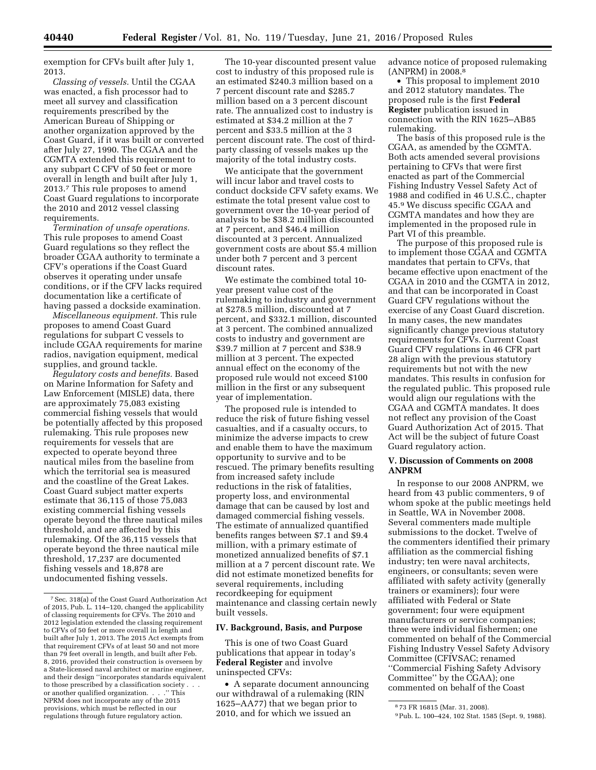exemption for CFVs built after July 1, 2013.

*Classing of vessels.* Until the CGAA was enacted, a fish processor had to meet all survey and classification requirements prescribed by the American Bureau of Shipping or another organization approved by the Coast Guard, if it was built or converted after July 27, 1990. The CGAA and the CGMTA extended this requirement to any subpart C CFV of 50 feet or more overall in length and built after July 1, 2013.[7] This rule proposes to amend Coast Guard regulations to incorporate the 2010 and 2012 vessel classing requirements.

*Termination of unsafe operations.* This rule proposes to amend Coast Guard regulations so they reflect the broader CGAA authority to terminate a CFV's operations if the Coast Guard observes it operating under unsafe conditions, or if the CFV lacks required documentation like a certificate of having passed a dockside examination.

*Miscellaneous equipment.* This rule proposes to amend Coast Guard regulations for subpart C vessels to include CGAA requirements for marine radios, navigation equipment, medical supplies, and ground tackle.

*Regulatory costs and benefits.* Based on Marine Information for Safety and Law Enforcement (MISLE) data, there are approximately 75,083 existing commercial fishing vessels that would be potentially affected by this proposed rulemaking. This rule proposes new requirements for vessels that are expected to operate beyond three nautical miles from the baseline from which the territorial sea is measured and the coastline of the Great Lakes. Coast Guard subject matter experts estimate that 36,115 of those 75,083 existing commercial fishing vessels operate beyond the three nautical miles threshold, and are affected by this rulemaking. Of the 36,115 vessels that operate beyond the three nautical mile threshold, 17,237 are documented fishing vessels and 18,878 are undocumented fishing vessels.

The 10-year discounted present value cost to industry of this proposed rule is an estimated $240.3 million based on a 7 percent discount rate and $285.7 million based on a 3 percent discount rate. The annualized cost to industry is estimated at $34.2 million at the 7 percent and $33.5 million at the 3 percent discount rate. The cost of third-party classing of vessels makes up the majority of the total industry costs.

We anticipate that the government will incur labor and travel costs to conduct dockside CFV safety exams. We estimate the total present value cost to government over the 10-year period of analysis to be $38.2 million discounted at 7 percent, and $46.4 million discounted at 3 percent. Annualized government costs are about $5.4 million under both 7 percent and 3 percent discount rates.

We estimate the combined total 10-year present value cost of the rulemaking to industry and government at $278.5 million, discounted at 7 percent, and $332.1 million, discounted at 3 percent. The combined annualized costs to industry and government are $39.7 million at 7 percent and $38.9 million at 3 percent. The expected annual effect on the economy of the proposed rule would not exceed $100 million in the first or any subsequent year of implementation.

The proposed rule is intended to reduce the risk of future fishing vessel casualties, and if a casualty occurs, to minimize the adverse impacts to crew and enable them to have the maximum opportunity to survive and to be rescued. The primary benefits resulting from increased safety include reductions in the risk of fatalities, property loss, and environmental damage that can be caused by lost and damaged commercial fishing vessels. The estimate of annualized quantified benefits ranges between $7.1 and $9.4 million, with a primary estimate of monetized annualized benefits of $7.1 million at a 7 percent discount rate. We did not estimate monetized benefits for several requirements, including recordkeeping for equipment maintenance and classing certain newly built vessels.

## IV. Background, Basis, and Purpose

This is one of two Coast Guard publications that appear in today's **Federal Register** and involve uninspected CFVs:

- A separate document announcing our withdrawal of a rulemaking (RIN 1625–AA77) that we began prior to 2010, and for which we issued an advance notice of proposed rulemaking (ANPRM) in 2008.[8]
- This proposal to implement 2010 and 2012 statutory mandates. The proposed rule is the first **Federal Register** publication issued in connection with the RIN 1625–AB85 rulemaking.

The basis of this proposed rule is the CGAA, as amended by the CGMTA. Both acts amended several provisions pertaining to CFVs that were first enacted as part of the Commercial Fishing Industry Vessel Safety Act of 1988 and codified in 46 U.S.C., chapter 45.[9] We discuss specific CGAA and CGMTA mandates and how they are implemented in the proposed rule in Part VI of this preamble.

The purpose of this proposed rule is to implement those CGAA and CGMTA mandates that pertain to CFVs, that became effective upon enactment of the CGAA in 2010 and the CGMTA in 2012, and that can be incorporated in Coast Guard CFV regulations without the exercise of any Coast Guard discretion. In many cases, the new mandates significantly change previous statutory requirements for CFVs. Current Coast Guard CFV regulations in 46 CFR part 28 align with the previous statutory requirements but not with the new mandates. This results in confusion for the regulated public. This proposed rule would align our regulations with the CGAA and CGMTA mandates. It does not reflect any provision of the Coast Guard Authorization Act of 2015. That Act will be the subject of future Coast Guard regulatory action.

## V. Discussion of Comments on 2008 ANPRM

In response to our 2008 ANPRM, we heard from 43 public commenters, 9 of whom spoke at the public meetings held in Seattle, WA in November 2008. Several commenters made multiple submissions to the docket. Twelve of the commenters identified their primary affiliation as the commercial fishing industry; ten were naval architects, engineers, or consultants; seven were affiliated with safety activity (generally trainers or examiners); four were affiliated with Federal or State government; four were equipment manufacturers or service companies; three were individual fishermen; one commented on behalf of the Commercial Fishing Industry Vessel Safety Advisory Committee (CFIVSAC; renamed "Commercial Fishing Safety Advisory Committee" by the CGAA); one commented on behalf of the Coast

---

[7] Sec. 318(a) of the Coast Guard Authorization Act of 2015, Pub. L. 114–120, changed the applicability of classing requirements for CFVs. The 2010 and 2012 legislation extended the classing requirement to CFVs of 50 feet or more overall in length and built after July 1, 2013. The 2015 Act exempts from that requirement CFVs of at least 50 and not more than 79 feet overall in length, and built after Feb. 8, 2016, provided their construction is overseen by a State-licensed naval architect or marine engineer, and their design "incorporates standards equivalent to those prescribed by a classification society . . . or another qualified organization. . . ." This NPRM does not incorporate any of the 2015 provisions, which must be reflected in our regulations through future regulatory action.

[8] 73 FR 16815 (Mar. 31, 2008).

[9] Pub. L. 100–424, 102 Stat. 1585 (Sept. 9, 1988).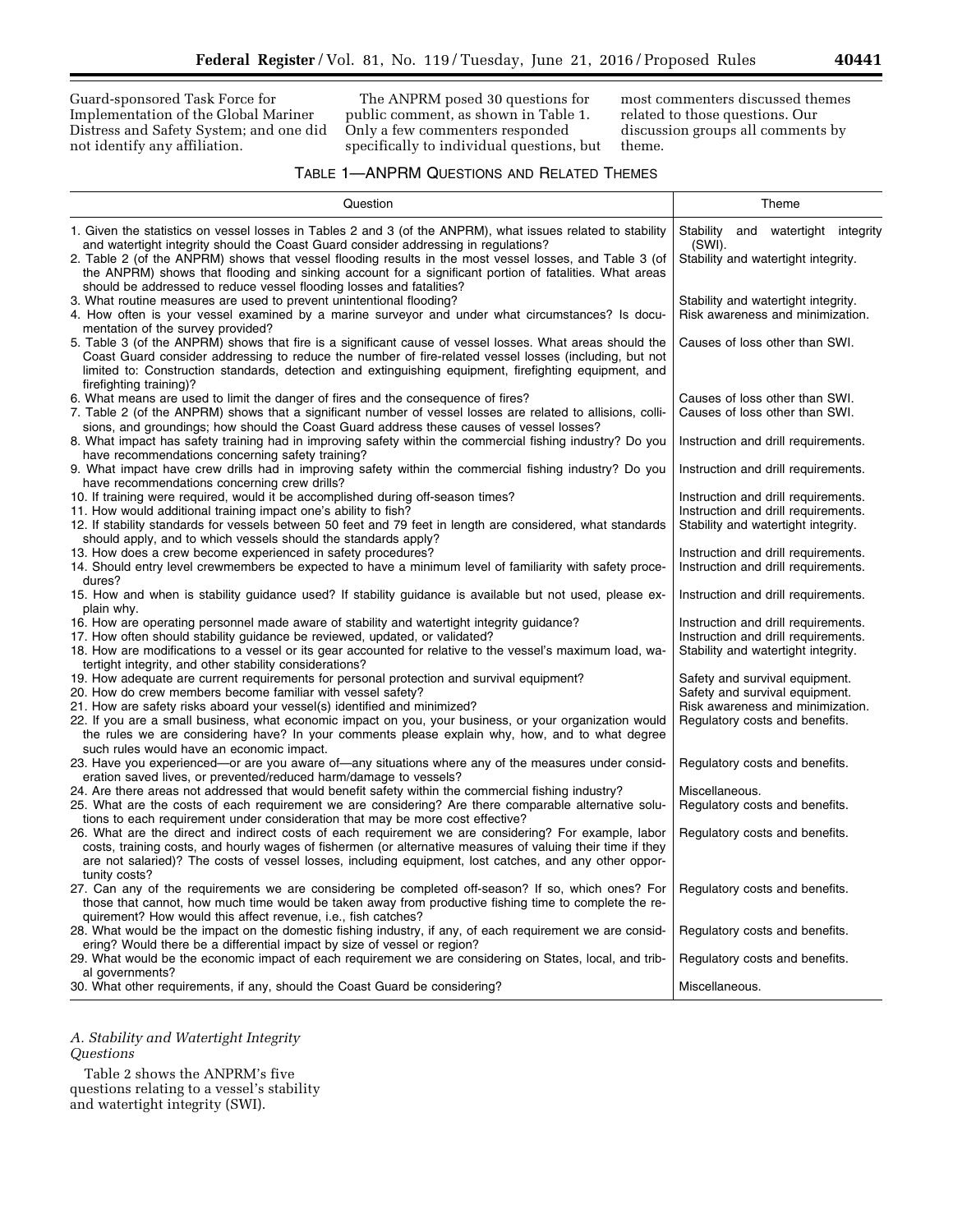Guard-sponsored Task Force for Implementation of the Global Mariner Distress and Safety System; and one did not identify any affiliation.

The ANPRM posed 30 questions for public comment, as shown in Table 1. Only a few commenters responded specifically to individual questions, but most commenters discussed themes related to those questions. Our discussion groups all comments by theme.

TABLE 1—ANPRM QUESTIONS AND RELATED THEMES

| Question | Theme |
|---|---|
| 1. Given the statistics on vessel losses in Tables 2 and 3 (of the ANPRM), what issues related to stability and watertight integrity should the Coast Guard consider addressing in regulations? | Stability and watertight integrity (SWI). |
| 2. Table 2 (of the ANPRM) shows that vessel flooding results in the most vessel losses, and Table 3 (of the ANPRM) shows that flooding and sinking account for a significant portion of fatalities. What areas should be addressed to reduce vessel flooding losses and fatalities? | Stability and watertight integrity. |
| 3. What routine measures are used to prevent unintentional flooding? | Stability and watertight integrity. |
| 4. How often is your vessel examined by a marine surveyor and under what circumstances? Is documentation of the survey provided? | Risk awareness and minimization. |
| 5. Table 3 (of the ANPRM) shows that fire is a significant cause of vessel losses. What areas should the Coast Guard consider addressing to reduce the number of fire-related vessel losses (including, but not limited to: Construction standards, detection and extinguishing equipment, firefighting equipment, and firefighting training)? | Causes of loss other than SWI. |
| 6. What means are used to limit the danger of fires and the consequence of fires? | Causes of loss other than SWI. |
| 7. Table 2 (of the ANPRM) shows that a significant number of vessel losses are related to allisions, collisions, and groundings; how should the Coast Guard address these causes of vessel losses? | Causes of loss other than SWI. |
| 8. What impact has safety training had in improving safety within the commercial fishing industry? Do you have recommendations concerning safety training? | Instruction and drill requirements. |
| 9. What impact have crew drills had in improving safety within the commercial fishing industry? Do you have recommendations concerning crew drills? | Instruction and drill requirements. |
| 10. If training were required, would it be accomplished during off-season times? | Instruction and drill requirements. |
| 11. How would additional training impact one's ability to fish? | Instruction and drill requirements. |
| 12. If stability standards for vessels between 50 feet and 79 feet in length are considered, what standards should apply, and to which vessels should the standards apply? | Stability and watertight integrity. |
| 13. How does a crew become experienced in safety procedures? | Instruction and drill requirements. |
| 14. Should entry level crewmembers be expected to have a minimum level of familiarity with safety procedures? | Instruction and drill requirements. |
| 15. How and when is stability guidance used? If stability guidance is available but not used, please explain why. | Instruction and drill requirements. |
| 16. How are operating personnel made aware of stability and watertight integrity guidance? | Instruction and drill requirements. |
| 17. How often should stability guidance be reviewed, updated, or validated? | Instruction and drill requirements. |
| 18. How are modifications to a vessel or its gear accounted for relative to the vessel's maximum load, watertight integrity, and other stability considerations? | Stability and watertight integrity. |
| 19. How adequate are current requirements for personal protection and survival equipment? | Safety and survival equipment. |
| 20. How do crew members become familiar with vessel safety? | Safety and survival equipment. |
| 21. How are safety risks aboard your vessel(s) identified and minimized? | Risk awareness and minimization. |
| 22. If you are a small business, what economic impact on you, your business, or your organization would the rules we are considering have? In your comments please explain why, how, and to what degree such rules would have an economic impact. | Regulatory costs and benefits. |
| 23. Have you experienced—or are you aware of—any situations where any of the measures under consideration saved lives, or prevented/reduced harm/damage to vessels? | Regulatory costs and benefits. |
| 24. Are there areas not addressed that would benefit safety within the commercial fishing industry? | Miscellaneous. |
| 25. What are the costs of each requirement we are considering? Are there comparable alternative solutions to each requirement under consideration that may be more cost effective? | Regulatory costs and benefits. |
| 26. What are the direct and indirect costs of each requirement we are considering? For example, labor costs, training costs, and hourly wages of fishermen (or alternative measures of valuing their time if they are not salaried)? The costs of vessel losses, including equipment, lost catches, and any other opportunity costs? | Regulatory costs and benefits. |
| 27. Can any of the requirements we are considering be completed off-season? If so, which ones? For those that cannot, how much time would be taken away from productive fishing time to complete the requirement? How would this affect revenue, i.e., fish catches? | Regulatory costs and benefits. |
| 28. What would be the impact on the domestic fishing industry, if any, of each requirement we are considering? Would there be a differential impact by size of vessel or region? | Regulatory costs and benefits. |
| 29. What would be the economic impact of each requirement we are considering on States, local, and tribal governments? | Regulatory costs and benefits. |
| 30. What other requirements, if any, should the Coast Guard be considering? | Miscellaneous. |

*A. Stability and Watertight Integrity Questions*

Table 2 shows the ANPRM's five questions relating to a vessel's stability and watertight integrity (SWI).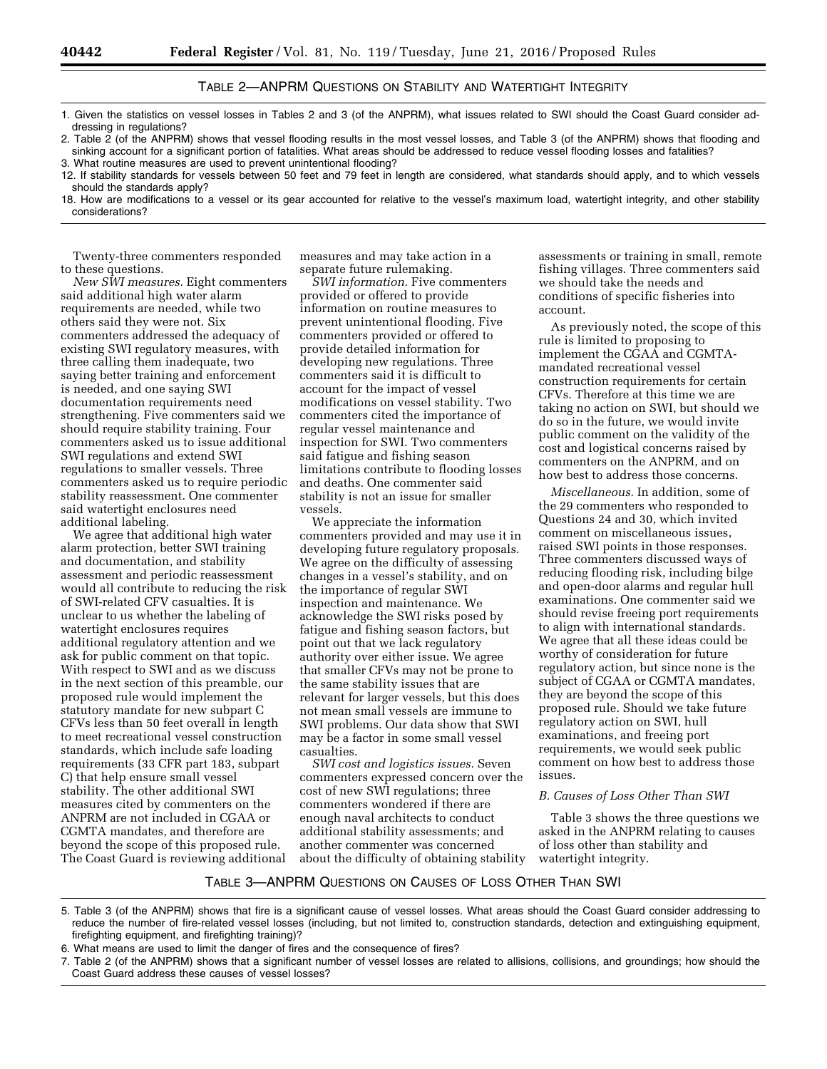TABLE 2—ANPRM QUESTIONS ON STABILITY AND WATERTIGHT INTEGRITY

1. Given the statistics on vessel losses in Tables 2 and 3 (of the ANPRM), what issues related to SWI should the Coast Guard consider addressing in regulations?
2. Table 2 (of the ANPRM) shows that vessel flooding results in the most vessel losses, and Table 3 (of the ANPRM) shows that flooding and sinking account for a significant portion of fatalities. What areas should be addressed to reduce vessel flooding losses and fatalities?
3. What routine measures are used to prevent unintentional flooding?
12. If stability standards for vessels between 50 feet and 79 feet in length are considered, what standards should apply, and to which vessels should the standards apply?
18. How are modifications to a vessel or its gear accounted for relative to the vessel's maximum load, watertight integrity, and other stability considerations?

Twenty-three commenters responded to these questions.

*New SWI measures.* Eight commenters said additional high water alarm requirements are needed, while two others said they were not. Six commenters addressed the adequacy of existing SWI regulatory measures, with three calling them inadequate, two saying better training and enforcement is needed, and one saying SWI documentation requirements need strengthening. Five commenters said we should require stability training. Four commenters asked us to issue additional SWI regulations and extend SWI regulations to smaller vessels. Three commenters asked us to require periodic stability reassessment. One commenter said watertight enclosures need additional labeling.

We agree that additional high water alarm protection, better SWI training and documentation, and stability assessment and periodic reassessment would all contribute to reducing the risk of SWI-related CFV casualties. It is unclear to us whether the labeling of watertight enclosures requires additional regulatory attention and we ask for public comment on that topic. With respect to SWI and as we discuss in the next section of this preamble, our proposed rule would implement the statutory mandate for new subpart C CFVs less than 50 feet overall in length to meet recreational vessel construction standards, which include safe loading requirements (33 CFR part 183, subpart C) that help ensure small vessel stability. The other additional SWI measures cited by commenters on the ANPRM are not included in CGAA or CGMTA mandates, and therefore are beyond the scope of this proposed rule. The Coast Guard is reviewing additional measures and may take action in a separate future rulemaking.

*SWI information.* Five commenters provided or offered to provide information on routine measures to prevent unintentional flooding. Five commenters provided or offered to provide detailed information for developing new regulations. Three commenters said it is difficult to account for the impact of vessel modifications on vessel stability. Two commenters cited the importance of regular vessel maintenance and inspection for SWI. Two commenters said fatigue and fishing season limitations contribute to flooding losses and deaths. One commenter said stability is not an issue for smaller vessels.

We appreciate the information commenters provided and may use it in developing future regulatory proposals. We agree on the difficulty of assessing changes in a vessel's stability, and on the importance of regular SWI inspection and maintenance. We acknowledge the SWI risks posed by fatigue and fishing season factors, but point out that we lack regulatory authority over either issue. We agree that smaller CFVs may not be prone to the same stability issues that are relevant for larger vessels, but this does not mean small vessels are immune to SWI problems. Our data show that SWI may be a factor in some small vessel casualties.

*SWI cost and logistics issues.* Seven commenters expressed concern over the cost of new SWI regulations; three commenters wondered if there are enough naval architects to conduct additional stability assessments; and another commenter was concerned about the difficulty of obtaining stability assessments or training in small, remote fishing villages. Three commenters said we should take the needs and conditions of specific fisheries into account.

As previously noted, the scope of this rule is limited to proposing to implement the CGAA and CGMTA-mandated recreational vessel construction requirements for certain CFVs. Therefore at this time we are taking no action on SWI, but should we do so in the future, we would invite public comment on the validity of the cost and logistical concerns raised by commenters on the ANPRM, and on how best to address those concerns.

*Miscellaneous.* In addition, some of the 29 commenters who responded to Questions 24 and 30, which invited comment on miscellaneous issues, raised SWI points in those responses. Three commenters discussed ways of reducing flooding risk, including bilge and open-door alarms and regular hull examinations. One commenter said we should revise freeing port requirements to align with international standards. We agree that all these ideas could be worthy of consideration for future regulatory action, but since none is the subject of CGAA or CGMTA mandates, they are beyond the scope of this proposed rule. Should we take future regulatory action on SWI, hull examinations, and freeing port requirements, we would seek public comment on how best to address those issues.

### B. Causes of Loss Other Than SWI

Table 3 shows the three questions we asked in the ANPRM relating to causes of loss other than stability and watertight integrity.

TABLE 3—ANPRM QUESTIONS ON CAUSES OF LOSS OTHER THAN SWI

5. Table 3 (of the ANPRM) shows that fire is a significant cause of vessel losses. What areas should the Coast Guard consider addressing to reduce the number of fire-related vessel losses (including, but not limited to, construction standards, detection and extinguishing equipment, firefighting equipment, and firefighting training)?
6. What means are used to limit the danger of fires and the consequence of fires?
7. Table 2 (of the ANPRM) shows that a significant number of vessel losses are related to allisions, collisions, and groundings; how should the Coast Guard address these causes of vessel losses?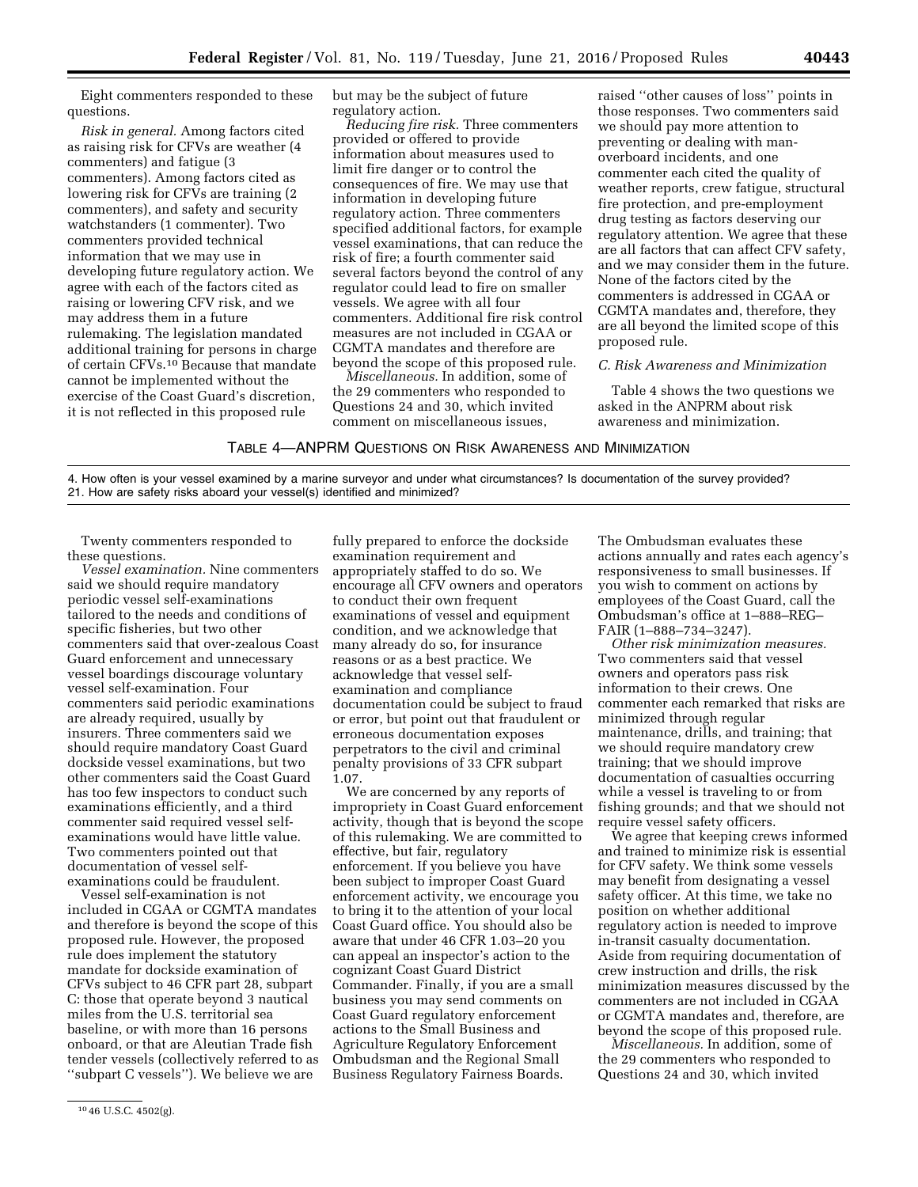Eight commenters responded to these questions.

*Risk in general.* Among factors cited as raising risk for CFVs are weather (4 commenters) and fatigue (3 commenters). Among factors cited as lowering risk for CFVs are training (2 commenters), and safety and security watchstanders (1 commenter). Two commenters provided technical information that we may use in developing future regulatory action. We agree with each of the factors cited as raising or lowering CFV risk, and we may address them in a future rulemaking. The legislation mandated additional training for persons in charge of certain CFVs.[10] Because that mandate cannot be implemented without the exercise of the Coast Guard's discretion, it is not reflected in this proposed rule but may be the subject of future regulatory action.

*Reducing fire risk.* Three commenters provided or offered to provide information about measures used to limit fire danger or to control the consequences of fire. We may use that information in developing future regulatory action. Three commenters specified additional factors, for example vessel examinations, that can reduce the risk of fire; a fourth commenter said several factors beyond the control of any regulator could lead to fire on smaller vessels. We agree with all four commenters. Additional fire risk control measures are not included in CGAA or CGMTA mandates and therefore are beyond the scope of this proposed rule.

*Miscellaneous.* In addition, some of the 29 commenters who responded to Questions 24 and 30, which invited comment on miscellaneous issues, raised "other causes of loss" points in those responses. Two commenters said we should pay more attention to preventing or dealing with man-overboard incidents, and one commenter each cited the quality of weather reports, crew fatigue, structural fire protection, and pre-employment drug testing as factors deserving our regulatory attention. We agree that these are all factors that can affect CFV safety, and we may consider them in the future. None of the factors cited by the commenters is addressed in CGAA or CGMTA mandates and, therefore, they are all beyond the limited scope of this proposed rule.

### C. Risk Awareness and Minimization

Table 4 shows the two questions we asked in the ANPRM about risk awareness and minimization.

TABLE 4—ANPRM QUESTIONS ON RISK AWARENESS AND MINIMIZATION

| |
|---|
| 4. How often is your vessel examined by a marine surveyor and under what circumstances? Is documentation of the survey provided? |
| 21. How are safety risks aboard your vessel(s) identified and minimized? |

Twenty commenters responded to these questions.

*Vessel examination.* Nine commenters said we should require mandatory periodic vessel self-examinations tailored to the needs and conditions of specific fisheries, but two other commenters said that over-zealous Coast Guard enforcement and unnecessary vessel boardings discourage voluntary vessel self-examination. Four commenters said periodic examinations are already required, usually by insurers. Three commenters said we should require mandatory Coast Guard dockside vessel examinations, but two other commenters said the Coast Guard has too few inspectors to conduct such examinations efficiently, and a third commenter said required vessel self-examinations would have little value. Two commenters pointed out that documentation of vessel self-examinations could be fraudulent.

Vessel self-examination is not included in CGAA or CGMTA mandates and therefore is beyond the scope of this proposed rule. However, the proposed rule does implement the statutory mandate for dockside examination of CFVs subject to 46 CFR part 28, subpart C: those that operate beyond 3 nautical miles from the U.S. territorial sea baseline, or with more than 16 persons onboard, or that are Aleutian Trade fish tender vessels (collectively referred to as "subpart C vessels"). We believe we are fully prepared to enforce the dockside examination requirement and appropriately staffed to do so. We encourage all CFV owners and operators to conduct their own frequent examinations of vessel and equipment condition, and we acknowledge that many already do so, for insurance reasons or as a best practice. We acknowledge that vessel self-examination and compliance documentation could be subject to fraud or error, but point out that fraudulent or erroneous documentation exposes perpetrators to the civil and criminal penalty provisions of 33 CFR subpart 1.07.

We are concerned by any reports of impropriety in Coast Guard enforcement activity, though that is beyond the scope of this rulemaking. We are committed to effective, but fair, regulatory enforcement. If you believe you have been subject to improper Coast Guard enforcement activity, we encourage you to bring it to the attention of your local Coast Guard office. You should also be aware that under 46 CFR 1.03–20 you can appeal an inspector's action to the cognizant Coast Guard District Commander. Finally, if you are a small business you may send comments on Coast Guard regulatory enforcement actions to the Small Business and Agriculture Regulatory Enforcement Ombudsman and the Regional Small Business Regulatory Fairness Boards. The Ombudsman evaluates these actions annually and rates each agency's responsiveness to small businesses. If you wish to comment on actions by employees of the Coast Guard, call the Ombudsman's office at 1–888–REG–FAIR (1–888–734–3247).

*Other risk minimization measures.* Two commenters said that vessel owners and operators pass risk information to their crews. One commenter each remarked that risks are minimized through regular maintenance, drills, and training; that we should require mandatory crew training; that we should improve documentation of casualties occurring while a vessel is traveling to or from fishing grounds; and that we should not require vessel safety officers.

We agree that keeping crews informed and trained to minimize risk is essential for CFV safety. We think some vessels may benefit from designating a vessel safety officer. At this time, we take no position on whether additional regulatory action is needed to improve in-transit casualty documentation. Aside from requiring documentation of crew instruction and drills, the risk minimization measures discussed by the commenters are not included in CGAA or CGMTA mandates and, therefore, are beyond the scope of this proposed rule.

*Miscellaneous.* In addition, some of the 29 commenters who responded to Questions 24 and 30, which invited

[10] 46 U.S.C. 4502(g).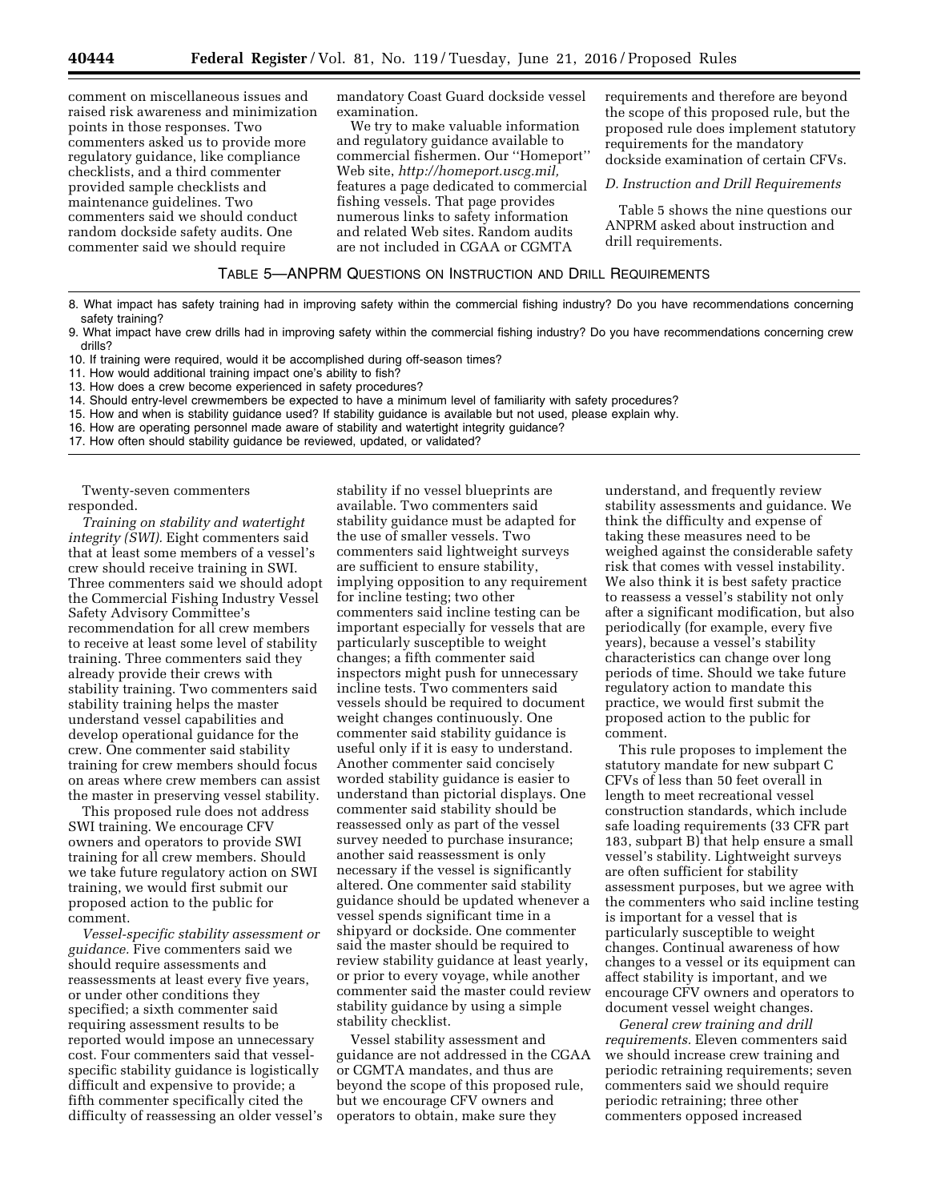comment on miscellaneous issues and raised risk awareness and minimization points in those responses. Two commenters asked us to provide more regulatory guidance, like compliance checklists, and a third commenter provided sample checklists and maintenance guidelines. Two commenters said we should conduct random dockside safety audits. One commenter said we should require mandatory Coast Guard dockside vessel examination.

We try to make valuable information and regulatory guidance available to commercial fishermen. Our ''Homeport'' Web site, *http://homeport.uscg.mil,* features a page dedicated to commercial fishing vessels. That page provides numerous links to safety information and related Web sites. Random audits are not included in CGAA or CGMTA requirements and therefore are beyond the scope of this proposed rule, but the proposed rule does implement statutory requirements for the mandatory dockside examination of certain CFVs.

*D. Instruction and Drill Requirements*

Table 5 shows the nine questions our ANPRM asked about instruction and drill requirements.

TABLE 5—ANPRM QUESTIONS ON INSTRUCTION AND DRILL REQUIREMENTS

| |
|---|
| 8. What impact has safety training had in improving safety within the commercial fishing industry? Do you have recommendations concerning safety training? |
| 9. What impact have crew drills had in improving safety within the commercial fishing industry? Do you have recommendations concerning crew drills? |
| 10. If training were required, would it be accomplished during off-season times? |
| 11. How would additional training impact one's ability to fish? |
| 13. How does a crew become experienced in safety procedures? |
| 14. Should entry-level crewmembers be expected to have a minimum level of familiarity with safety procedures? |
| 15. How and when is stability guidance used? If stability guidance is available but not used, please explain why. |
| 16. How are operating personnel made aware of stability and watertight integrity guidance? |
| 17. How often should stability guidance be reviewed, updated, or validated? |

Twenty-seven commenters responded.

*Training on stability and watertight integrity (SWI).* Eight commenters said that at least some members of a vessel's crew should receive training in SWI. Three commenters said we should adopt the Commercial Fishing Industry Vessel Safety Advisory Committee's recommendation for all crew members to receive at least some level of stability training. Three commenters said they already provide their crews with stability training. Two commenters said stability training helps the master understand vessel capabilities and develop operational guidance for the crew. One commenter said stability training for crew members should focus on areas where crew members can assist the master in preserving vessel stability.

This proposed rule does not address SWI training. We encourage CFV owners and operators to provide SWI training for all crew members. Should we take future regulatory action on SWI training, we would first submit our proposed action to the public for comment.

*Vessel-specific stability assessment or guidance.* Five commenters said we should require assessments and reassessments at least every five years, or under other conditions they specified; a sixth commenter said requiring assessment results to be reported would impose an unnecessary cost. Four commenters said that vessel-specific stability guidance is logistically difficult and expensive to provide; a fifth commenter specifically cited the difficulty of reassessing an older vessel's stability if no vessel blueprints are available. Two commenters said stability guidance must be adapted for the use of smaller vessels. Two commenters said lightweight surveys are sufficient to ensure stability, implying opposition to any requirement for incline testing; two other commenters said incline testing can be important especially for vessels that are particularly susceptible to weight changes; a fifth commenter said inspectors might push for unnecessary incline tests. Two commenters said vessels should be required to document weight changes continuously. One commenter said stability guidance is useful only if it is easy to understand. Another commenter said concisely worded stability guidance is easier to understand than pictorial displays. One commenter said stability should be reassessed only as part of the vessel survey needed to purchase insurance; another said reassessment is only necessary if the vessel is significantly altered. One commenter said stability guidance should be updated whenever a vessel spends significant time in a shipyard or dockside. One commenter said the master should be required to review stability guidance at least yearly, or prior to every voyage, while another commenter said the master could review stability guidance by using a simple stability checklist.

Vessel stability assessment and guidance are not addressed in the CGAA or CGMTA mandates, and thus are beyond the scope of this proposed rule, but we encourage CFV owners and operators to obtain, make sure they understand, and frequently review stability assessments and guidance. We think the difficulty and expense of taking these measures need to be weighed against the considerable safety risk that comes with vessel instability. We also think it is best safety practice to reassess a vessel's stability not only after a significant modification, but also periodically (for example, every five years), because a vessel's stability characteristics can change over long periods of time. Should we take future regulatory action to mandate this practice, we would first submit the proposed action to the public for comment.

This rule proposes to implement the statutory mandate for new subpart C CFVs of less than 50 feet overall in length to meet recreational vessel construction standards, which include safe loading requirements (33 CFR part 183, subpart B) that help ensure a small vessel's stability. Lightweight surveys are often sufficient for stability assessment purposes, but we agree with the commenters who said incline testing is important for a vessel that is particularly susceptible to weight changes. Continual awareness of how changes to a vessel or its equipment can affect stability is important, and we encourage CFV owners and operators to document vessel weight changes.

*General crew training and drill requirements.* Eleven commenters said we should increase crew training and periodic retraining requirements; seven commenters said we should require periodic retraining; three other commenters opposed increased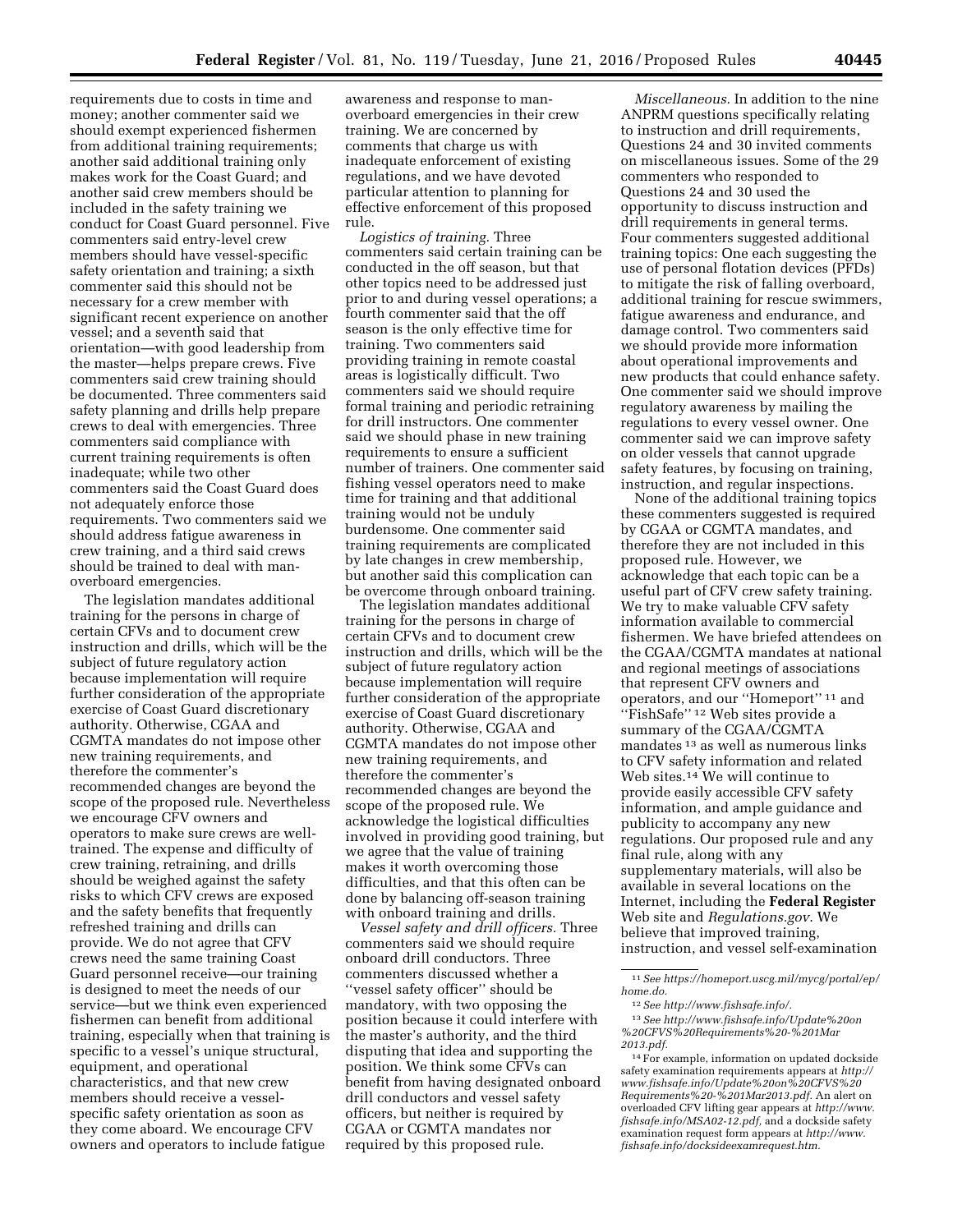requirements due to costs in time and money; another commenter said we should exempt experienced fishermen from additional training requirements; another said additional training only makes work for the Coast Guard; and another said crew members should be included in the safety training we conduct for Coast Guard personnel. Five commenters said entry-level crew members should have vessel-specific safety orientation and training; a sixth commenter said this should not be necessary for a crew member with significant recent experience on another vessel; and a seventh said that orientation—with good leadership from the master—helps prepare crews. Five commenters said crew training should be documented. Three commenters said safety planning and drills help prepare crews to deal with emergencies. Three commenters said compliance with current training requirements is often inadequate; while two other commenters said the Coast Guard does not adequately enforce those requirements. Two commenters said we should address fatigue awareness in crew training, and a third said crews should be trained to deal with man-overboard emergencies.

The legislation mandates additional training for the persons in charge of certain CFVs and to document crew instruction and drills, which will be the subject of future regulatory action because implementation will require further consideration of the appropriate exercise of Coast Guard discretionary authority. Otherwise, CGAA and CGMTA mandates do not impose other new training requirements, and therefore the commenter's recommended changes are beyond the scope of the proposed rule. Nevertheless we encourage CFV owners and operators to make sure crews are well-trained. The expense and difficulty of crew training, retraining, and drills should be weighed against the safety risks to which CFV crews are exposed and the safety benefits that frequently refreshed training and drills can provide. We do not agree that CFV crews need the same training Coast Guard personnel receive—our training is designed to meet the needs of our service—but we think even experienced fishermen can benefit from additional training, especially when that training is specific to a vessel's unique structural, equipment, and operational characteristics, and that new crew members should receive a vessel-specific safety orientation as soon as they come aboard. We encourage CFV owners and operators to include fatigue awareness and response to man-overboard emergencies in their crew training. We are concerned by comments that charge us with inadequate enforcement of existing regulations, and we have devoted particular attention to planning for effective enforcement of this proposed rule.

*Logistics of training.* Three commenters said certain training can be conducted in the off season, but that other topics need to be addressed just prior to and during vessel operations; a fourth commenter said that the off season is the only effective time for training. Two commenters said providing training in remote coastal areas is logistically difficult. Two commenters said we should require formal training and periodic retraining for drill instructors. One commenter said we should phase in new training requirements to ensure a sufficient number of trainers. One commenter said fishing vessel operators need to make time for training and that additional training would not be unduly burdensome. One commenter said training requirements are complicated by late changes in crew membership, but another said this complication can be overcome through onboard training.

The legislation mandates additional training for the persons in charge of certain CFVs and to document crew instruction and drills, which will be the subject of future regulatory action because implementation will require further consideration of the appropriate exercise of Coast Guard discretionary authority. Otherwise, CGAA and CGMTA mandates do not impose other new training requirements, and therefore the commenter's recommended changes are beyond the scope of the proposed rule. We acknowledge the logistical difficulties involved in providing good training, but we agree that the value of training makes it worth overcoming those difficulties, and that this often can be done by balancing off-season training with onboard training and drills.

*Vessel safety and drill officers.* Three commenters said we should require onboard drill conductors. Three commenters discussed whether a "vessel safety officer" should be mandatory, with two opposing the position because it could interfere with the master's authority, and the third disputing that idea and supporting the position. We think some CFVs can benefit from having designated onboard drill conductors and vessel safety officers, but neither is required by CGAA or CGMTA mandates nor required by this proposed rule.

*Miscellaneous.* In addition to the nine ANPRM questions specifically relating to instruction and drill requirements, Questions 24 and 30 invited comments on miscellaneous issues. Some of the 29 commenters who responded to Questions 24 and 30 used the opportunity to discuss instruction and drill requirements in general terms. Four commenters suggested additional training topics: One each suggesting the use of personal flotation devices (PFDs) to mitigate the risk of falling overboard, additional training for rescue swimmers, fatigue awareness and endurance, and damage control. Two commenters said we should provide more information about operational improvements and new products that could enhance safety. One commenter said we should improve regulatory awareness by mailing the regulations to every vessel owner. One commenter said we can improve safety on older vessels that cannot upgrade safety features, by focusing on training, instruction, and regular inspections.

None of the additional training topics these commenters suggested is required by CGAA or CGMTA mandates, and therefore they are not included in this proposed rule. However, we acknowledge that each topic can be a useful part of CFV crew safety training. We try to make valuable CFV safety information available to commercial fishermen. We have briefed attendees on the CGAA/CGMTA mandates at national and regional meetings of associations that represent CFV owners and operators, and our "Homeport" [11] and "FishSafe" [12] Web sites provide a summary of the CGAA/CGMTA mandates [13] as well as numerous links to CFV safety information and related Web sites.[14] We will continue to provide easily accessible CFV safety information, and ample guidance and publicity to accompany any new regulations. Our proposed rule and any final rule, along with any supplementary materials, will also be available in several locations on the Internet, including the **Federal Register** Web site and *Regulations.gov*. We believe that improved training, instruction, and vessel self-examination

---

[11] *See https://homeport.uscg.mil/mycg/portal/ep/home.do.*

[12] *See http://www.fishsafe.info/.*

[13] *See http://www.fishsafe.info/Update%20on%20CFVS%20Requirements%20-%201Mar2013.pdf.*

[14] For example, information on updated dockside safety examination requirements appears at *http://www.fishsafe.info/Update%20on%20CFVS%20Requirements%20-%201Mar2013.pdf.* An alert on overloaded CFV lifting gear appears at *http://www.fishsafe.info/MSA02-12.pdf,* and a dockside safety examination request form appears at *http://www.fishsafe.info/docksideexamrequest.htm.*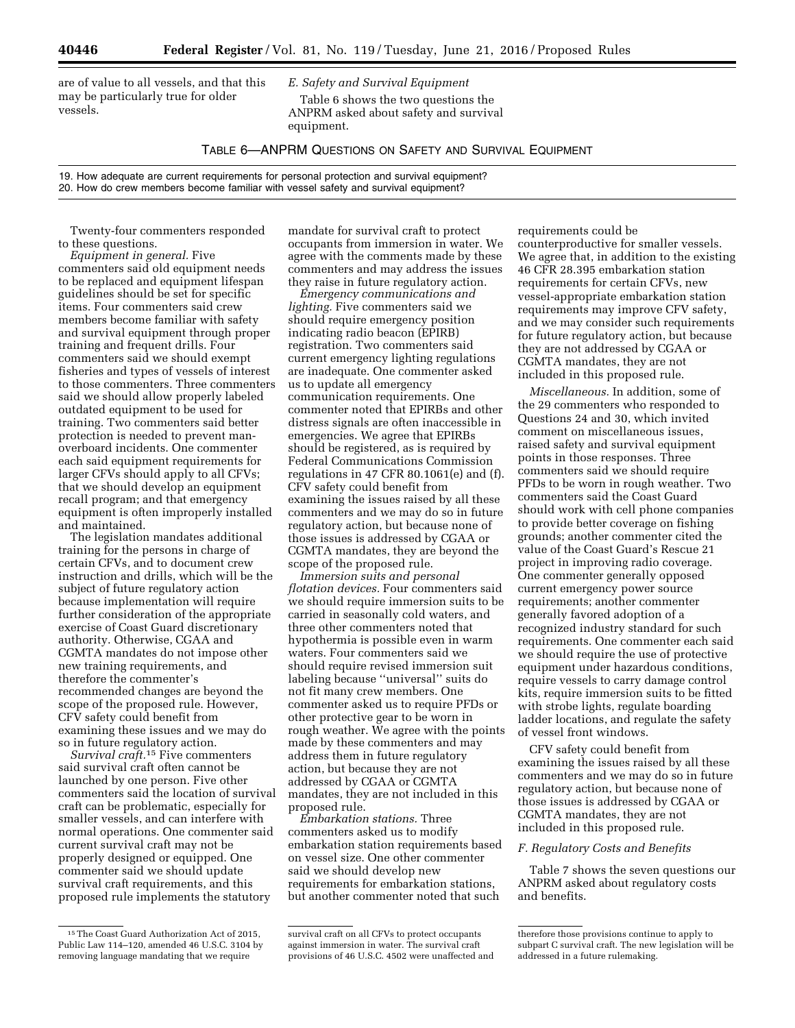are of value to all vessels, and that this may be particularly true for older vessels.

### *E. Safety and Survival Equipment*

Table 6 shows the two questions the ANPRM asked about safety and survival equipment.

TABLE 6—ANPRM QUESTIONS ON SAFETY AND SURVIVAL EQUIPMENT

| |
|---|
| 19. How adequate are current requirements for personal protection and survival equipment? |
| 20. How do crew members become familiar with vessel safety and survival equipment? |

Twenty-four commenters responded to these questions.

*Equipment in general.* Five commenters said old equipment needs to be replaced and equipment lifespan guidelines should be set for specific items. Four commenters said crew members become familiar with safety and survival equipment through proper training and frequent drills. Four commenters said we should exempt fisheries and types of vessels of interest to those commenters. Three commenters said we should allow properly labeled outdated equipment to be used for training. Two commenters said better protection is needed to prevent man-overboard incidents. One commenter each said equipment requirements for larger CFVs should apply to all CFVs; that we should develop an equipment recall program; and that emergency equipment is often improperly installed and maintained.

The legislation mandates additional training for the persons in charge of certain CFVs, and to document crew instruction and drills, which will be the subject of future regulatory action because implementation will require further consideration of the appropriate exercise of Coast Guard discretionary authority. Otherwise, CGAA and CGMTA mandates do not impose other new training requirements, and therefore the commenter's recommended changes are beyond the scope of the proposed rule. However, CFV safety could benefit from examining these issues and we may do so in future regulatory action.

*Survival craft.*[15] Five commenters said survival craft often cannot be launched by one person. Five other commenters said the location of survival craft can be problematic, especially for smaller vessels, and can interfere with normal operations. One commenter said current survival craft may not be properly designed or equipped. One commenter said we should update survival craft requirements, and this proposed rule implements the statutory mandate for survival craft to protect occupants from immersion in water. We agree with the comments made by these commenters and may address the issues they raise in future regulatory action.

*Emergency communications and lighting.* Five commenters said we should require emergency position indicating radio beacon (EPIRB) registration. Two commenters said current emergency lighting regulations are inadequate. One commenter asked us to update all emergency communication requirements. One commenter noted that EPIRBs and other distress signals are often inaccessible in emergencies. We agree that EPIRBs should be registered, as is required by Federal Communications Commission regulations in 47 CFR 80.1061(e) and (f). CFV safety could benefit from examining the issues raised by all these commenters and we may do so in future regulatory action, but because none of those issues is addressed by CGAA or CGMTA mandates, they are beyond the scope of the proposed rule.

*Immersion suits and personal flotation devices.* Four commenters said we should require immersion suits to be carried in seasonally cold waters, and three other commenters noted that hypothermia is possible even in warm waters. Four commenters said we should require revised immersion suit labeling because "universal" suits do not fit many crew members. One commenter asked us to require PFDs or other protective gear to be worn in rough weather. We agree with the points made by these commenters and may address them in future regulatory action, but because they are not addressed by CGAA or CGMTA mandates, they are not included in this proposed rule.

*Embarkation stations.* Three commenters asked us to modify embarkation station requirements based on vessel size. One other commenter said we should develop new requirements for embarkation stations, but another commenter noted that such requirements could be counterproductive for smaller vessels. We agree that, in addition to the existing 46 CFR 28.395 embarkation station requirements for certain CFVs, new vessel-appropriate embarkation station requirements may improve CFV safety, and we may consider such requirements for future regulatory action, but because they are not addressed by CGAA or CGMTA mandates, they are not included in this proposed rule.

*Miscellaneous.* In addition, some of the 29 commenters who responded to Questions 24 and 30, which invited comment on miscellaneous issues, raised safety and survival equipment points in those responses. Three commenters said we should require PFDs to be worn in rough weather. Two commenters said the Coast Guard should work with cell phone companies to provide better coverage on fishing grounds; another commenter cited the value of the Coast Guard's Rescue 21 project in improving radio coverage. One commenter generally opposed current emergency power source requirements; another commenter generally favored adoption of a recognized industry standard for such requirements. One commenter each said we should require the use of protective equipment under hazardous conditions, require vessels to carry damage control kits, require immersion suits to be fitted with strobe lights, regulate boarding ladder locations, and regulate the safety of vessel front windows.

CFV safety could benefit from examining the issues raised by all these commenters and we may do so in future regulatory action, but because none of those issues is addressed by CGAA or CGMTA mandates, they are not included in this proposed rule.

### *F. Regulatory Costs and Benefits*

Table 7 shows the seven questions our ANPRM asked about regulatory costs and benefits.

---

[15] The Coast Guard Authorization Act of 2015, Public Law 114–120, amended 46 U.S.C. 3104 by removing language mandating that we require survival craft on all CFVs to protect occupants against immersion in water. The survival craft provisions of 46 U.S.C. 4502 were unaffected and therefore those provisions continue to apply to subpart C survival craft. The new legislation will be addressed in a future rulemaking.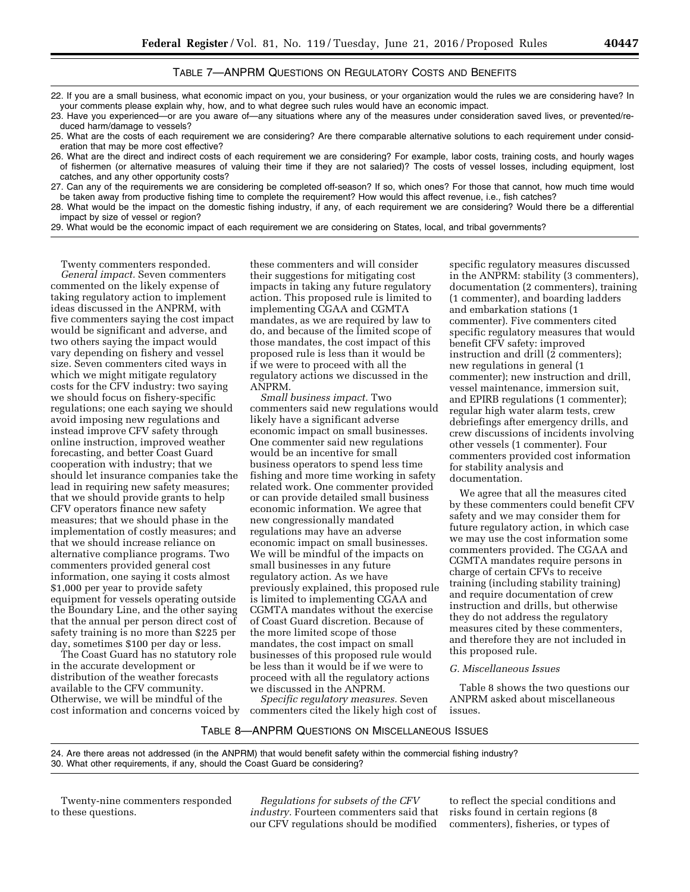TABLE 7—ANPRM QUESTIONS ON REGULATORY COSTS AND BENEFITS

22. If you are a small business, what economic impact on you, your business, or your organization would the rules we are considering have? In your comments please explain why, how, and to what degree such rules would have an economic impact.
23. Have you experienced—or are you aware of—any situations where any of the measures under consideration saved lives, or prevented/reduced harm/damage to vessels?
25. What are the costs of each requirement we are considering? Are there comparable alternative solutions to each requirement under consideration that may be more cost effective?
26. What are the direct and indirect costs of each requirement we are considering? For example, labor costs, training costs, and hourly wages of fishermen (or alternative measures of valuing their time if they are not salaried)? The costs of vessel losses, including equipment, lost catches, and any other opportunity costs?
27. Can any of the requirements we are considering be completed off-season? If so, which ones? For those that cannot, how much time would be taken away from productive fishing time to complete the requirement? How would this affect revenue, i.e., fish catches?
28. What would be the impact on the domestic fishing industry, if any, of each requirement we are considering? Would there be a differential impact by size of vessel or region?
29. What would be the economic impact of each requirement we are considering on States, local, and tribal governments?

Twenty commenters responded.

*General impact.* Seven commenters commented on the likely expense of taking regulatory action to implement ideas discussed in the ANPRM, with five commenters saying the cost impact would be significant and adverse, and two others saying the impact would vary depending on fishery and vessel size. Seven commenters cited ways in which we might mitigate regulatory costs for the CFV industry: two saying we should focus on fishery-specific regulations; one each saying we should avoid imposing new regulations and instead improve CFV safety through online instruction, improved weather forecasting, and better Coast Guard cooperation with industry; that we should let insurance companies take the lead in requiring new safety measures; that we should provide grants to help CFV operators finance new safety measures; that we should phase in the implementation of costly measures; and that we should increase reliance on alternative compliance programs. Two commenters provided general cost information, one saying it costs almost $1,000 per year to provide safety equipment for vessels operating outside the Boundary Line, and the other saying that the annual per person direct cost of safety training is no more than $225 per day, sometimes $100 per day or less.

The Coast Guard has no statutory role in the accurate development or distribution of the weather forecasts available to the CFV community. Otherwise, we will be mindful of the cost information and concerns voiced by these commenters and will consider their suggestions for mitigating cost impacts in taking any future regulatory action. This proposed rule is limited to implementing CGAA and CGMTA mandates, as we are required by law to do, and because of the limited scope of those mandates, the cost impact of this proposed rule is less than it would be if we were to proceed with all the regulatory actions we discussed in the ANPRM.

*Small business impact.* Two commenters said new regulations would likely have a significant adverse economic impact on small businesses. One commenter said new regulations would be an incentive for small business operators to spend less time fishing and more time working in safety related work. One commenter provided or can provide detailed small business economic information. We agree that new congressionally mandated regulations may have an adverse economic impact on small businesses. We will be mindful of the impacts on small businesses in any future regulatory action. As we have previously explained, this proposed rule is limited to implementing CGAA and CGMTA mandates without the exercise of Coast Guard discretion. Because of the more limited scope of those mandates, the cost impact on small businesses of this proposed rule would be less than it would be if we were to proceed with all the regulatory actions we discussed in the ANPRM.

*Specific regulatory measures.* Seven commenters cited the likely high cost of specific regulatory measures discussed in the ANPRM: stability (3 commenters), documentation (2 commenters), training (1 commenter), and boarding ladders and embarkation stations (1 commenter). Five commenters cited specific regulatory measures that would benefit CFV safety: improved instruction and drill (2 commenters); new regulations in general (1 commenter); new instruction and drill, vessel maintenance, immersion suit, and EPIRB regulations (1 commenter); regular high water alarm tests, crew debriefings after emergency drills, and crew discussions of incidents involving other vessels (1 commenter). Four commenters provided cost information for stability analysis and documentation.

We agree that all the measures cited by these commenters could benefit CFV safety and we may consider them for future regulatory action, in which case we may use the cost information some commenters provided. The CGAA and CGMTA mandates require persons in charge of certain CFVs to receive training (including stability training) and require documentation of crew instruction and drills, but otherwise they do not address the regulatory measures cited by these commenters, and therefore they are not included in this proposed rule.

*G. Miscellaneous Issues*

Table 8 shows the two questions our ANPRM asked about miscellaneous issues.

TABLE 8—ANPRM QUESTIONS ON MISCELLANEOUS ISSUES

24. Are there areas not addressed (in the ANPRM) that would benefit safety within the commercial fishing industry?
30. What other requirements, if any, should the Coast Guard be considering?

Twenty-nine commenters responded to these questions.

*Regulations for subsets of the CFV industry.* Fourteen commenters said that our CFV regulations should be modified to reflect the special conditions and risks found in certain regions (8 commenters), fisheries, or types of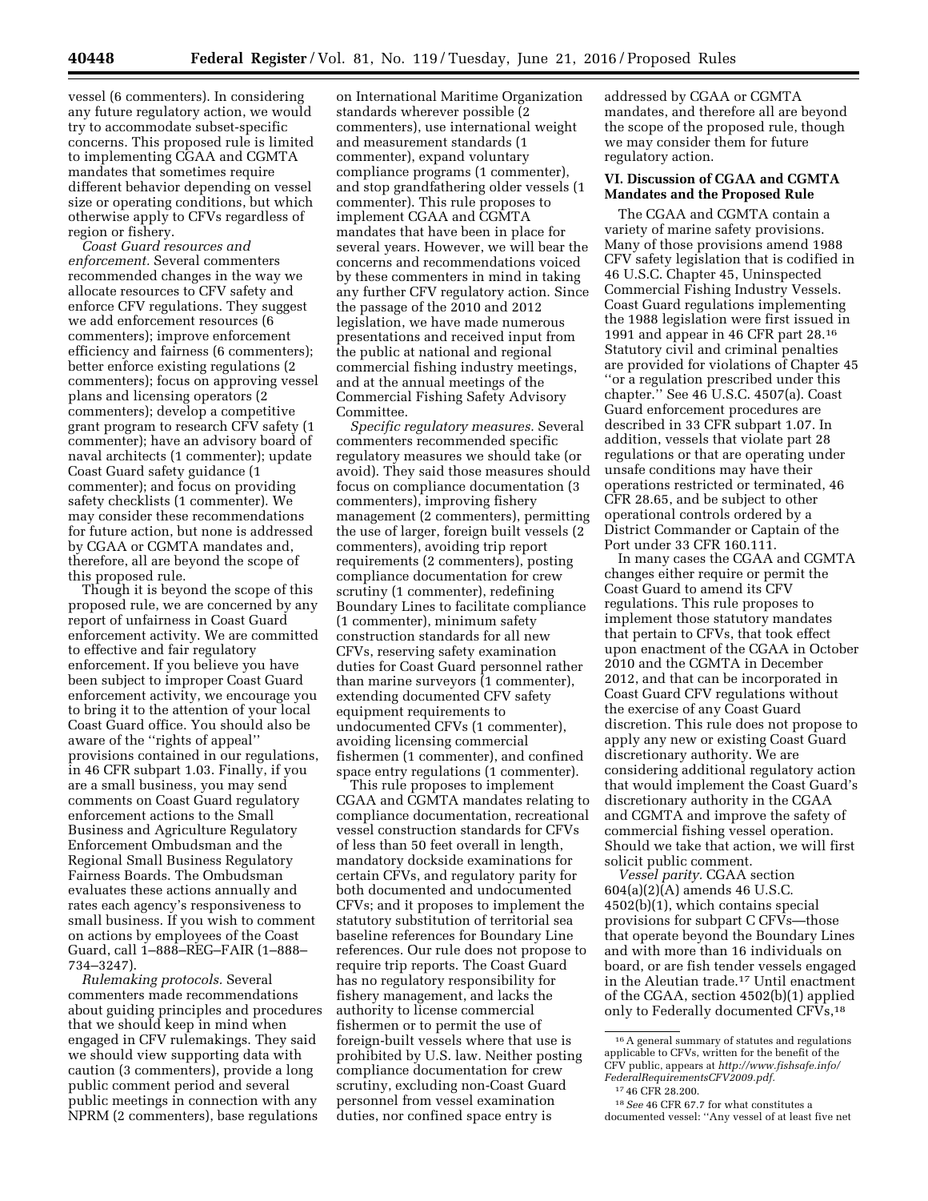vessel (6 commenters). In considering any future regulatory action, we would try to accommodate subset-specific concerns. This proposed rule is limited to implementing CGAA and CGMTA mandates that sometimes require different behavior depending on vessel size or operating conditions, but which otherwise apply to CFVs regardless of region or fishery.

*Coast Guard resources and enforcement.* Several commenters recommended changes in the way we allocate resources to CFV safety and enforce CFV regulations. They suggest we add enforcement resources (6 commenters); improve enforcement efficiency and fairness (6 commenters); better enforce existing regulations (2 commenters); focus on approving vessel plans and licensing operators (2 commenters); develop a competitive grant program to research CFV safety (1 commenter); have an advisory board of naval architects (1 commenter); update Coast Guard safety guidance (1 commenter); and focus on providing safety checklists (1 commenter). We may consider these recommendations for future action, but none is addressed by CGAA or CGMTA mandates and, therefore, all are beyond the scope of this proposed rule.

Though it is beyond the scope of this proposed rule, we are concerned by any report of unfairness in Coast Guard enforcement activity. We are committed to effective and fair regulatory enforcement. If you believe you have been subject to improper Coast Guard enforcement activity, we encourage you to bring it to the attention of your local Coast Guard office. You should also be aware of the ''rights of appeal'' provisions contained in our regulations, in 46 CFR subpart 1.03. Finally, if you are a small business, you may send comments on Coast Guard regulatory enforcement actions to the Small Business and Agriculture Regulatory Enforcement Ombudsman and the Regional Small Business Regulatory Fairness Boards. The Ombudsman evaluates these actions annually and rates each agency's responsiveness to small business. If you wish to comment on actions by employees of the Coast Guard, call 1–888–REG–FAIR (1–888–734–3247).

*Rulemaking protocols.* Several commenters made recommendations about guiding principles and procedures that we should keep in mind when engaged in CFV rulemakings. They said we should view supporting data with caution (3 commenters), provide a long public comment period and several public meetings in connection with any NPRM (2 commenters), base regulations on International Maritime Organization standards wherever possible (2 commenters), use international weight and measurement standards (1 commenter), expand voluntary compliance programs (1 commenter), and stop grandfathering older vessels (1 commenter). This rule proposes to implement CGAA and CGMTA mandates that have been in place for several years. However, we will bear the concerns and recommendations voiced by these commenters in mind in taking any further CFV regulatory action. Since the passage of the 2010 and 2012 legislation, we have made numerous presentations and received input from the public at national and regional commercial fishing industry meetings, and at the annual meetings of the Commercial Fishing Safety Advisory Committee.

*Specific regulatory measures.* Several commenters recommended specific regulatory measures we should take (or avoid). They said those measures should focus on compliance documentation (3 commenters), improving fishery management (2 commenters), permitting the use of larger, foreign built vessels (2 commenters), avoiding trip report requirements (2 commenters), posting compliance documentation for crew scrutiny (1 commenter), redefining Boundary Lines to facilitate compliance (1 commenter), minimum safety construction standards for all new CFVs, reserving safety examination duties for Coast Guard personnel rather than marine surveyors (1 commenter), extending documented CFV safety equipment requirements to undocumented CFVs (1 commenter), avoiding licensing commercial fishermen (1 commenter), and confined space entry regulations (1 commenter).

This rule proposes to implement CGAA and CGMTA mandates relating to compliance documentation, recreational vessel construction standards for CFVs of less than 50 feet overall in length, mandatory dockside examinations for certain CFVs, and regulatory parity for both documented and undocumented CFVs; and it proposes to implement the statutory substitution of territorial sea baseline references for Boundary Line references. Our rule does not propose to require trip reports. The Coast Guard has no regulatory responsibility for fishery management, and lacks the authority to license commercial fishermen or to permit the use of foreign-built vessels where that use is prohibited by U.S. law. Neither posting compliance documentation for crew scrutiny, excluding non-Coast Guard personnel from vessel examination duties, nor confined space entry is addressed by CGAA or CGMTA mandates, and therefore all are beyond the scope of the proposed rule, though we may consider them for future regulatory action.

## VI. Discussion of CGAA and CGMTA Mandates and the Proposed Rule

The CGAA and CGMTA contain a variety of marine safety provisions. Many of those provisions amend 1988 CFV safety legislation that is codified in 46 U.S.C. Chapter 45, Uninspected Commercial Fishing Industry Vessels. Coast Guard regulations implementing the 1988 legislation were first issued in 1991 and appear in 46 CFR part 28.[16] Statutory civil and criminal penalties are provided for violations of Chapter 45 ''or a regulation prescribed under this chapter.'' See 46 U.S.C. 4507(a). Coast Guard enforcement procedures are described in 33 CFR subpart 1.07. In addition, vessels that violate part 28 regulations or that are operating under unsafe conditions may have their operations restricted or terminated, 46 CFR 28.65, and be subject to other operational controls ordered by a District Commander or Captain of the Port under 33 CFR 160.111.

In many cases the CGAA and CGMTA changes either require or permit the Coast Guard to amend its CFV regulations. This rule proposes to implement those statutory mandates that pertain to CFVs, that took effect upon enactment of the CGAA in October 2010 and the CGMTA in December 2012, and that can be incorporated in Coast Guard CFV regulations without the exercise of any Coast Guard discretion. This rule does not propose to apply any new or existing Coast Guard discretionary authority. We are considering additional regulatory action that would implement the Coast Guard's discretionary authority in the CGAA and CGMTA and improve the safety of commercial fishing vessel operation. Should we take that action, we will first solicit public comment.

*Vessel parity.* CGAA section 604(a)(2)(A) amends 46 U.S.C. 4502(b)(1), which contains special provisions for subpart C CFVs—those that operate beyond the Boundary Lines and with more than 16 individuals on board, or are fish tender vessels engaged in the Aleutian trade.[17] Until enactment of the CGAA, section 4502(b)(1) applied only to Federally documented CFVs,[18]

[16] A general summary of statutes and regulations applicable to CFVs, written for the benefit of the CFV public, appears at *http://www.fishsafe.info/FederalRequirementsCFV2009.pdf.*

[17] 46 CFR 28.200.

[18] *See* 46 CFR 67.7 for what constitutes a documented vessel: ''Any vessel of at least five net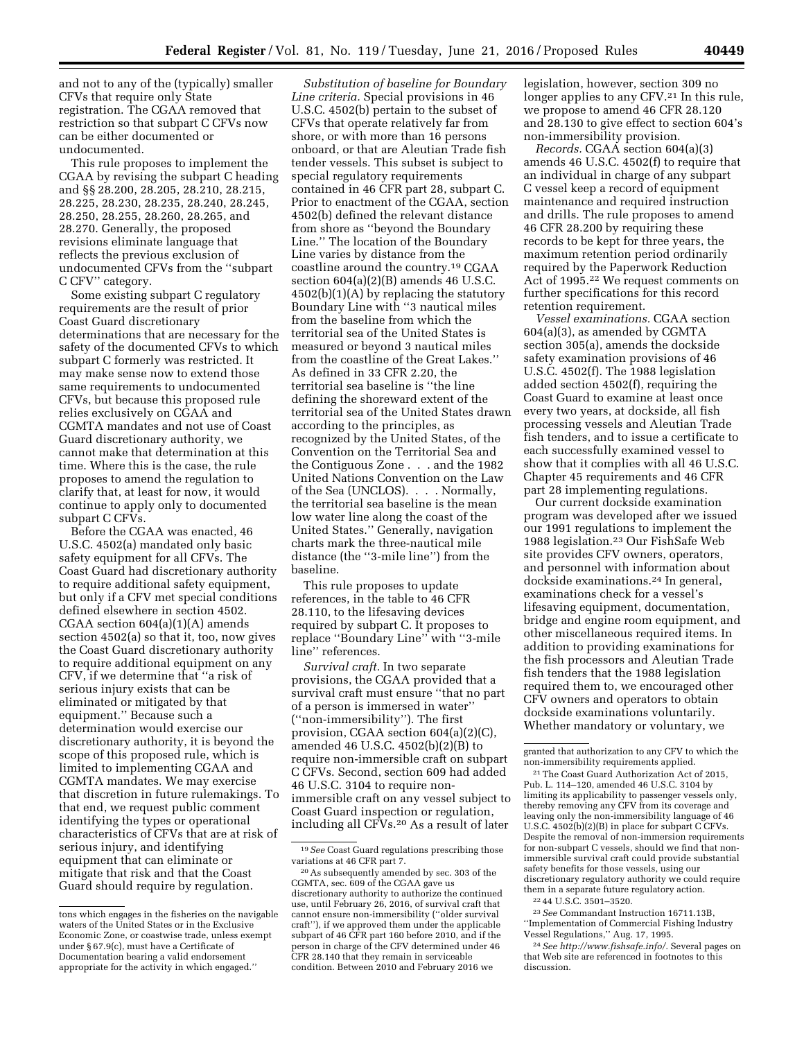and not to any of the (typically) smaller CFVs that require only State registration. The CGAA removed that restriction so that subpart C CFVs now can be either documented or undocumented.

This rule proposes to implement the CGAA by revising the subpart C heading and §§ 28.200, 28.205, 28.210, 28.215, 28.225, 28.230, 28.235, 28.240, 28.245, 28.250, 28.255, 28.260, 28.265, and 28.270. Generally, the proposed revisions eliminate language that reflects the previous exclusion of undocumented CFVs from the ''subpart C CFV'' category.

Some existing subpart C regulatory requirements are the result of prior Coast Guard discretionary determinations that are necessary for the safety of the documented CFVs to which subpart C formerly was restricted. It may make sense now to extend those same requirements to undocumented CFVs, but because this proposed rule relies exclusively on CGAA and CGMTA mandates and not use of Coast Guard discretionary authority, we cannot make that determination at this time. Where this is the case, the rule proposes to amend the regulation to clarify that, at least for now, it would continue to apply only to documented subpart C CFVs.

Before the CGAA was enacted, 46 U.S.C. 4502(a) mandated only basic safety equipment for all CFVs. The Coast Guard had discretionary authority to require additional safety equipment, but only if a CFV met special conditions defined elsewhere in section 4502. CGAA section 604(a)(1)(A) amends section 4502(a) so that it, too, now gives the Coast Guard discretionary authority to require additional equipment on any CFV, if we determine that ''a risk of serious injury exists that can be eliminated or mitigated by that equipment.'' Because such a determination would exercise our discretionary authority, it is beyond the scope of this proposed rule, which is limited to implementing CGAA and CGMTA mandates. We may exercise that discretion in future rulemakings. To that end, we request public comment identifying the types or operational characteristics of CFVs that are at risk of serious injury, and identifying equipment that can eliminate or mitigate that risk and that the Coast Guard should require by regulation.

*Substitution of baseline for Boundary Line criteria.* Special provisions in 46 U.S.C. 4502(b) pertain to the subset of CFVs that operate relatively far from shore, or with more than 16 persons onboard, or that are Aleutian Trade fish tender vessels. This subset is subject to special regulatory requirements contained in 46 CFR part 28, subpart C. Prior to enactment of the CGAA, section 4502(b) defined the relevant distance from shore as ''beyond the Boundary Line.'' The location of the Boundary Line varies by distance from the coastline around the country.[19] CGAA section 604(a)(2)(B) amends 46 U.S.C. 4502(b)(1)(A) by replacing the statutory Boundary Line with ''3 nautical miles from the baseline from which the territorial sea of the United States is measured or beyond 3 nautical miles from the coastline of the Great Lakes.'' As defined in 33 CFR 2.20, the territorial sea baseline is ''the line defining the shoreward extent of the territorial sea of the United States drawn according to the principles, as recognized by the United States, of the Convention on the Territorial Sea and the Contiguous Zone . . . and the 1982 United Nations Convention on the Law of the Sea (UNCLOS). . . . Normally, the territorial sea baseline is the mean low water line along the coast of the United States.'' Generally, navigation charts mark the three-nautical mile distance (the ''3-mile line'') from the baseline.

This rule proposes to update references, in the table to 46 CFR 28.110, to the lifesaving devices required by subpart C. It proposes to replace ''Boundary Line'' with ''3-mile line'' references.

*Survival craft.* In two separate provisions, the CGAA provided that a survival craft must ensure ''that no part of a person is immersed in water'' (''non-immersibility''). The first provision, CGAA section 604(a)(2)(C), amended 46 U.S.C. 4502(b)(2)(B) to require non-immersible craft on subpart C CFVs. Second, section 609 had added 46 U.S.C. 3104 to require non-immersible craft on any vessel subject to Coast Guard inspection or regulation, including all CFVs.[20] As a result of later legislation, however, section 309 no longer applies to any CFV.[21] In this rule, we propose to amend 46 CFR 28.120 and 28.130 to give effect to section 604's non-immersibility provision.

*Records.* CGAA section 604(a)(3) amends 46 U.S.C. 4502(f) to require that an individual in charge of any subpart C vessel keep a record of equipment maintenance and required instruction and drills. The rule proposes to amend 46 CFR 28.200 by requiring these records to be kept for three years, the maximum retention period ordinarily required by the Paperwork Reduction Act of 1995.[22] We request comments on further specifications for this record retention requirement.

*Vessel examinations.* CGAA section 604(a)(3), as amended by CGMTA section 305(a), amends the dockside safety examination provisions of 46 U.S.C. 4502(f). The 1988 legislation added section 4502(f), requiring the Coast Guard to examine at least once every two years, at dockside, all fish processing vessels and Aleutian Trade fish tenders, and to issue a certificate to each successfully examined vessel to show that it complies with all 46 U.S.C. Chapter 45 requirements and 46 CFR part 28 implementing regulations.

Our current dockside examination program was developed after we issued our 1991 regulations to implement the 1988 legislation.[23] Our FishSafe Web site provides CFV owners, operators, and personnel with information about dockside examinations.[24] In general, examinations check for a vessel's lifesaving equipment, documentation, bridge and engine room equipment, and other miscellaneous required items. In addition to providing examinations for the fish processors and Aleutian Trade fish tenders that the 1988 legislation required them to, we encouraged other CFV owners and operators to obtain dockside examinations voluntarily. Whether mandatory or voluntary, we

---

tons which engages in the fisheries on the navigable waters of the United States or in the Exclusive Economic Zone, or coastwise trade, unless exempt under § 67.9(c), must have a Certificate of Documentation bearing a valid endorsement appropriate for the activity in which engaged.''

[19] *See* Coast Guard regulations prescribing those variations at 46 CFR part 7.

[20] As subsequently amended by sec. 303 of the CGMTA, sec. 609 of the CGAA gave us discretionary authority to authorize the continued use, until February 26, 2016, of survival craft that cannot ensure non-immersibility (''older survival craft''), if we approved them under the applicable subpart of 46 CFR part 160 before 2010, and if the person in charge of the CFV determined under 46 CFR 28.140 that they remain in serviceable condition. Between 2010 and February 2016 we granted that authorization to any CFV to which the non-immersibility requirements applied.

[21] The Coast Guard Authorization Act of 2015, Pub. L. 114–120, amended 46 U.S.C. 3104 by limiting its applicability to passenger vessels only, thereby removing any CFV from its coverage and leaving only the non-immersibility language of 46 U.S.C. 4502(b)(2)(B) in place for subpart C CFVs. Despite the removal of non-immersion requirements for non-subpart C vessels, should we find that non-immersible survival craft could provide substantial safety benefits for those vessels, using our discretionary regulatory authority we could require them in a separate future regulatory action.

[22] 44 U.S.C. 3501–3520.

[23] *See* Commandant Instruction 16711.13B, ''Implementation of Commercial Fishing Industry Vessel Regulations,'' Aug. 17, 1995.

[24] *See http://www.fishsafe.info/.* Several pages on that Web site are referenced in footnotes to this discussion.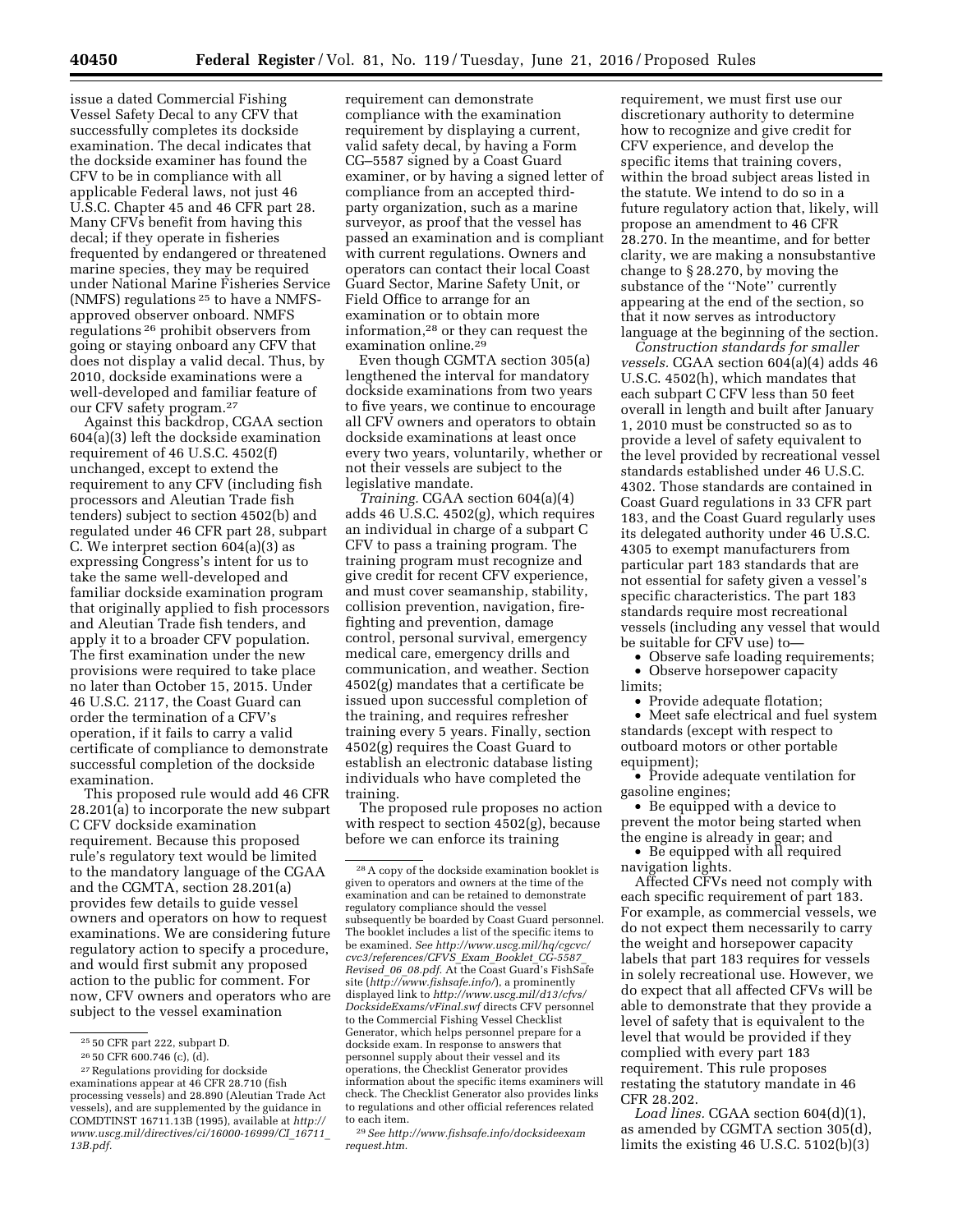issue a dated Commercial Fishing Vessel Safety Decal to any CFV that successfully completes its dockside examination. The decal indicates that the dockside examiner has found the CFV to be in compliance with all applicable Federal laws, not just 46 U.S.C. Chapter 45 and 46 CFR part 28. Many CFVs benefit from having this decal; if they operate in fisheries frequented by endangered or threatened marine species, they may be required under National Marine Fisheries Service (NMFS) regulations [25] to have a NMFS-approved observer onboard. NMFS regulations [26] prohibit observers from going or staying onboard any CFV that does not display a valid decal. Thus, by 2010, dockside examinations were a well-developed and familiar feature of our CFV safety program.[27]

Against this backdrop, CGAA section 604(a)(3) left the dockside examination requirement of 46 U.S.C. 4502(f) unchanged, except to extend the requirement to any CFV (including fish processors and Aleutian Trade fish tenders) subject to section 4502(b) and regulated under 46 CFR part 28, subpart C. We interpret section 604(a)(3) as expressing Congress's intent for us to take the same well-developed and familiar dockside examination program that originally applied to fish processors and Aleutian Trade fish tenders, and apply it to a broader CFV population. The first examination under the new provisions were required to take place no later than October 15, 2015. Under 46 U.S.C. 2117, the Coast Guard can order the termination of a CFV's operation, if it fails to carry a valid certificate of compliance to demonstrate successful completion of the dockside examination.

This proposed rule would add 46 CFR 28.201(a) to incorporate the new subpart C CFV dockside examination requirement. Because this proposed rule's regulatory text would be limited to the mandatory language of the CGAA and the CGMTA, section 28.201(a) provides few details to guide vessel owners and operators on how to request examinations. We are considering future regulatory action to specify a procedure, and would first submit any proposed action to the public for comment. For now, CFV owners and operators who are subject to the vessel examination requirement can demonstrate compliance with the examination requirement by displaying a current, valid safety decal, by having a Form CG–5587 signed by a Coast Guard examiner, or by having a signed letter of compliance from an accepted third-party organization, such as a marine surveyor, as proof that the vessel has passed an examination and is compliant with current regulations. Owners and operators can contact their local Coast Guard Sector, Marine Safety Unit, or Field Office to arrange for an examination or to obtain more information,[28] or they can request the examination online.[29]

Even though CGMTA section 305(a) lengthened the interval for mandatory dockside examinations from two years to five years, we continue to encourage all CFV owners and operators to obtain dockside examinations at least once every two years, voluntarily, whether or not their vessels are subject to the legislative mandate.

*Training.* CGAA section 604(a)(4) adds 46 U.S.C. 4502(g), which requires an individual in charge of a subpart C CFV to pass a training program. The training program must recognize and give credit for recent CFV experience, and must cover seamanship, stability, collision prevention, navigation, fire-fighting and prevention, damage control, personal survival, emergency medical care, emergency drills and communication, and weather. Section 4502(g) mandates that a certificate be issued upon successful completion of the training, and requires refresher training every 5 years. Finally, section 4502(g) requires the Coast Guard to establish an electronic database listing individuals who have completed the training.

The proposed rule proposes no action with respect to section 4502(g), because before we can enforce its training requirement, we must first use our discretionary authority to determine how to recognize and give credit for CFV experience, and develop the specific items that training covers, within the broad subject areas listed in the statute. We intend to do so in a future regulatory action that, likely, will propose an amendment to 46 CFR 28.270. In the meantime, and for better clarity, we are making a nonsubstantive change to § 28.270, by moving the substance of the "Note" currently appearing at the end of the section, so that it now serves as introductory language at the beginning of the section.

*Construction standards for smaller vessels.* CGAA section 604(a)(4) adds 46 U.S.C. 4502(h), which mandates that each subpart C CFV less than 50 feet overall in length and built after January 1, 2010 must be constructed so as to provide a level of safety equivalent to the level provided by recreational vessel standards established under 46 U.S.C. 4302. Those standards are contained in Coast Guard regulations in 33 CFR part 183, and the Coast Guard regularly uses its delegated authority under 46 U.S.C. 4305 to exempt manufacturers from particular part 183 standards that are not essential for safety given a vessel's specific characteristics. The part 183 standards require most recreational vessels (including any vessel that would be suitable for CFV use) to—

- Observe safe loading requirements;
- Observe horsepower capacity limits;
- Provide adequate flotation;
- Meet safe electrical and fuel system standards (except with respect to outboard motors or other portable equipment);
- Provide adequate ventilation for gasoline engines;
- Be equipped with a device to prevent the motor being started when the engine is already in gear; and
- Be equipped with all required navigation lights.

Affected CFVs need not comply with each specific requirement of part 183. For example, as commercial vessels, we do not expect them necessarily to carry the weight and horsepower capacity labels that part 183 requires for vessels in solely recreational use. However, we do expect that all affected CFVs will be able to demonstrate that they provide a level of safety that is equivalent to the level that would be provided if they complied with every part 183 requirement. This rule proposes restating the statutory mandate in 46 CFR 28.202.

*Load lines.* CGAA section 604(d)(1), as amended by CGMTA section 305(d), limits the existing 46 U.S.C. 5102(b)(3)

---

[25] 50 CFR part 222, subpart D.

[26] 50 CFR 600.746 (c), (d).

[27] Regulations providing for dockside examinations appear at 46 CFR 28.710 (fish processing vessels) and 28.890 (Aleutian Trade Act vessels), and are supplemented by the guidance in COMDTINST 16711.13B (1995), available at *http://www.uscg.mil/directives/ci/16000-16999/CI_16711_13B.pdf.*

[28] A copy of the dockside examination booklet is given to operators and owners at the time of the examination and can be retained to demonstrate regulatory compliance should the vessel subsequently be boarded by Coast Guard personnel. The booklet includes a list of the specific items to be examined. *See http://www.uscg.mil/hq/cgcvc/cvc3/references/CFVS_Exam_Booklet_CG-5587_Revised_06_08.pdf.* At the Coast Guard's FishSafe site (*http://www.fishsafe.info/*), a prominently displayed link to *http://www.uscg.mil/d13/cfvs/DocksideExams/vFinal.swf* directs CFV personnel to the Commercial Fishing Vessel Checklist Generator, which helps personnel prepare for a dockside exam. In response to answers that personnel supply about their vessel and its operations, the Checklist Generator provides information about the specific items examiners will check. The Checklist Generator also provides links to regulations and other official references related to each item.

[29] *See http://www.fishsafe.info/docksideexam request.htm.*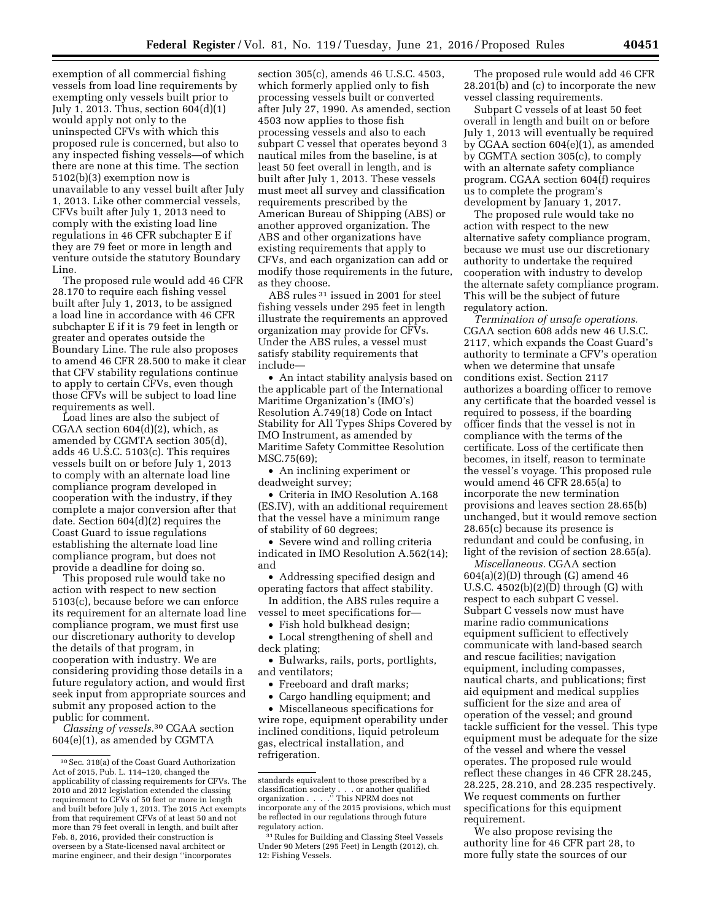exemption of all commercial fishing vessels from load line requirements by exempting only vessels built prior to July 1, 2013. Thus, section 604(d)(1) would apply not only to the uninspected CFVs with which this proposed rule is concerned, but also to any inspected fishing vessels—of which there are none at this time. The section 5102(b)(3) exemption now is unavailable to any vessel built after July 1, 2013. Like other commercial vessels, CFVs built after July 1, 2013 need to comply with the existing load line regulations in 46 CFR subchapter E if they are 79 feet or more in length and venture outside the statutory Boundary Line.

The proposed rule would add 46 CFR 28.170 to require each fishing vessel built after July 1, 2013, to be assigned a load line in accordance with 46 CFR subchapter E if it is 79 feet in length or greater and operates outside the Boundary Line. The rule also proposes to amend 46 CFR 28.500 to make it clear that CFV stability regulations continue to apply to certain CFVs, even though those CFVs will be subject to load line requirements as well.

Load lines are also the subject of CGAA section 604(d)(2), which, as amended by CGMTA section 305(d), adds 46 U.S.C. 5103(c). This requires vessels built on or before July 1, 2013 to comply with an alternate load line compliance program developed in cooperation with the industry, if they complete a major conversion after that date. Section 604(d)(2) requires the Coast Guard to issue regulations establishing the alternate load line compliance program, but does not provide a deadline for doing so.

This proposed rule would take no action with respect to new section 5103(c), because before we can enforce its requirement for an alternate load line compliance program, we must first use our discretionary authority to develop the details of that program, in cooperation with industry. We are considering providing those details in a future regulatory action, and would first seek input from appropriate sources and submit any proposed action to the public for comment.

*Classing of vessels.*[30] CGAA section 604(e)(1), as amended by CGMTA section 305(c), amends 46 U.S.C. 4503, which formerly applied only to fish processing vessels built or converted after July 27, 1990. As amended, section 4503 now applies to those fish processing vessels and also to each subpart C vessel that operates beyond 3 nautical miles from the baseline, is at least 50 feet overall in length, and is built after July 1, 2013. These vessels must meet all survey and classification requirements prescribed by the American Bureau of Shipping (ABS) or another approved organization. The ABS and other organizations have existing requirements that apply to CFVs, and each organization can add or modify those requirements in the future, as they choose.

ABS rules[31] issued in 2001 for steel fishing vessels under 295 feet in length illustrate the requirements an approved organization may provide for CFVs. Under the ABS rules, a vessel must satisfy stability requirements that include—

- An intact stability analysis based on the applicable part of the International Maritime Organization's (IMO's) Resolution A.749(18) Code on Intact Stability for All Types Ships Covered by IMO Instrument, as amended by Maritime Safety Committee Resolution MSC.75(69);
- An inclining experiment or deadweight survey;
- Criteria in IMO Resolution A.168 (ES.IV), with an additional requirement that the vessel have a minimum range of stability of 60 degrees;
- Severe wind and rolling criteria indicated in IMO Resolution A.562(14); and
- Addressing specified design and operating factors that affect stability.

In addition, the ABS rules require a vessel to meet specifications for—

- Fish hold bulkhead design;
- Local strengthening of shell and deck plating;
- Bulwarks, rails, ports, portlights, and ventilators;
- Freeboard and draft marks;
- Cargo handling equipment; and
- Miscellaneous specifications for wire rope, equipment operability under inclined conditions, liquid petroleum gas, electrical installation, and refrigeration.

The proposed rule would add 46 CFR 28.201(b) and (c) to incorporate the new vessel classing requirements.

Subpart C vessels of at least 50 feet overall in length and built on or before July 1, 2013 will eventually be required by CGAA section 604(e)(1), as amended by CGMTA section 305(c), to comply with an alternate safety compliance program. CGAA section 604(f) requires us to complete the program's development by January 1, 2017.

The proposed rule would take no action with respect to the new alternative safety compliance program, because we must use our discretionary authority to undertake the required cooperation with industry to develop the alternate safety compliance program. This will be the subject of future regulatory action.

*Termination of unsafe operations.* CGAA section 608 adds new 46 U.S.C. 2117, which expands the Coast Guard's authority to terminate a CFV's operation when we determine that unsafe conditions exist. Section 2117 authorizes a boarding officer to remove any certificate that the boarded vessel is required to possess, if the boarding officer finds that the vessel is not in compliance with the terms of the certificate. Loss of the certificate then becomes, in itself, reason to terminate the vessel's voyage. This proposed rule would amend 46 CFR 28.65(a) to incorporate the new termination provisions and leaves section 28.65(b) unchanged, but it would remove section 28.65(c) because its presence is redundant and could be confusing, in light of the revision of section 28.65(a).

*Miscellaneous.* CGAA section 604(a)(2)(D) through (G) amend 46 U.S.C. 4502(b)(2)(D) through (G) with respect to each subpart C vessel. Subpart C vessels now must have marine radio communications equipment sufficient to effectively communicate with land-based search and rescue facilities; navigation equipment, including compasses, nautical charts, and publications; first aid equipment and medical supplies sufficient for the size and area of operation of the vessel; and ground tackle sufficient for the vessel. This type equipment must be adequate for the size of the vessel and where the vessel operates. The proposed rule would reflect these changes in 46 CFR 28.245, 28.225, 28.210, and 28.235 respectively. We request comments on further specifications for this equipment requirement.

We also propose revising the authority line for 46 CFR part 28, to more fully state the sources of our

---

[30] Sec. 318(a) of the Coast Guard Authorization Act of 2015, Pub. L. 114–120, changed the applicability of classing requirements for CFVs. The 2010 and 2012 legislation extended the classing requirement to CFVs of 50 feet or more in length and built before July 1, 2013. The 2015 Act exempts from that requirement CFVs of at least 50 and not more than 79 feet overall in length, and built after Feb. 8, 2016, provided their construction is overseen by a State-licensed naval architect or marine engineer, and their design "incorporates standards equivalent to those prescribed by a classification society . . . or another qualified organization . . . ." This NPRM does not incorporate any of the 2015 provisions, which must be reflected in our regulations through future regulatory action.

[31] Rules for Building and Classing Steel Vessels Under 90 Meters (295 Feet) in Length (2012), ch. 12: Fishing Vessels.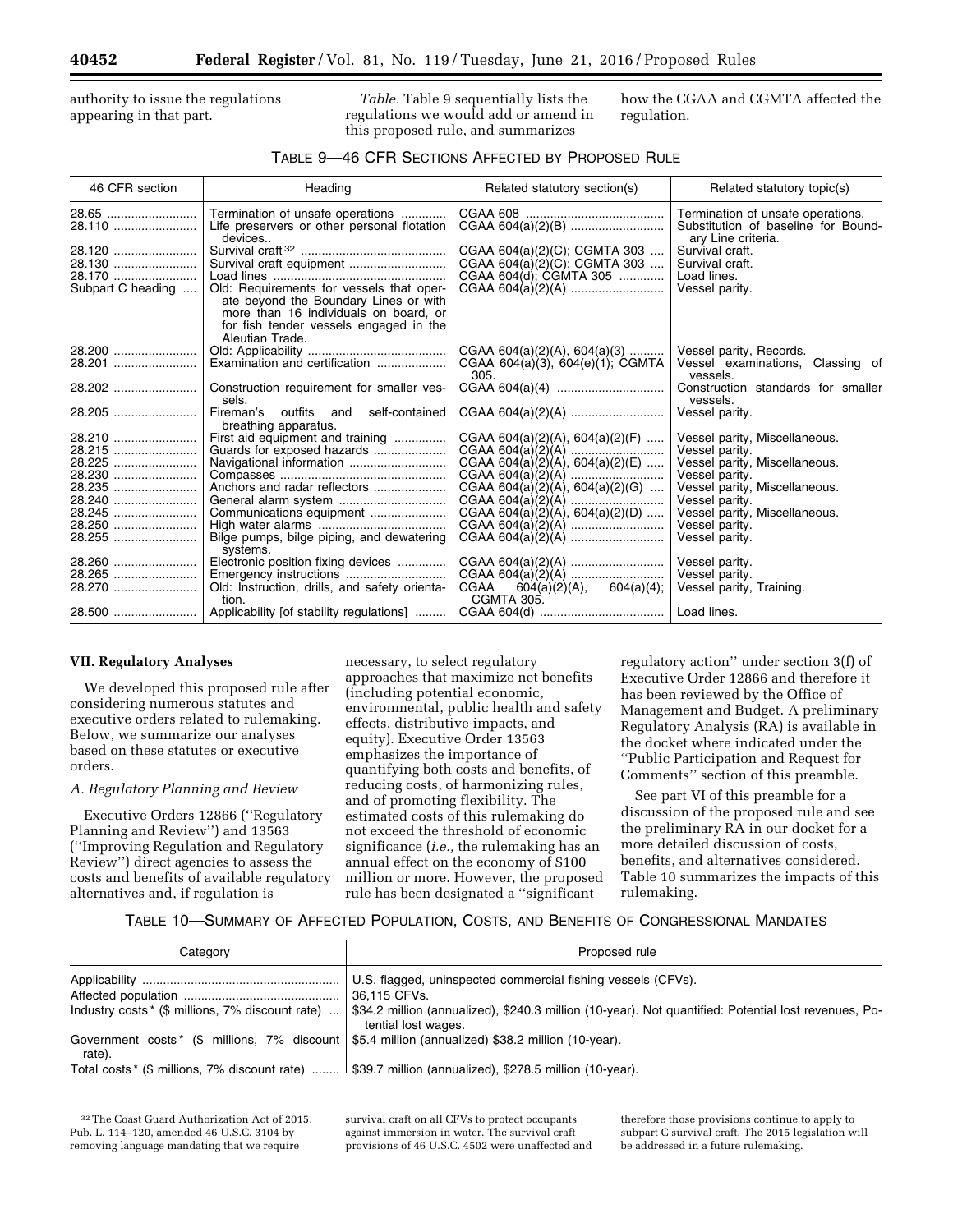authority to issue the regulations appearing in that part.

*Table.* Table 9 sequentially lists the regulations we would add or amend in this proposed rule, and summarizes how the CGAA and CGMTA affected the regulation.

TABLE 9—46 CFR SECTIONS AFFECTED BY PROPOSED RULE

| 46 CFR section | Heading | Related statutory section(s) | Related statutory topic(s) |
|---|---|---|---|
| 28.65 | Termination of unsafe operations | CGAA 608 | Termination of unsafe operations. |
| 28.110 | Life preservers or other personal flotation devices.. | CGAA 604(a)(2)(B) | Substitution of baseline for Boundary Line criteria. |
| 28.120 | Survival craft [32] | CGAA 604(a)(2)(C); CGMTA 303 | Survival craft. |
| 28.130 | Survival craft equipment | CGAA 604(a)(2)(C); CGMTA 303 | Survival craft. |
| 28.170 | Load lines | CGAA 604(d); CGMTA 305 | Load lines. |
| Subpart C heading | Old: Requirements for vessels that operate beyond the Boundary Lines or with more than 16 individuals on board, or for fish tender vessels engaged in the Aleutian Trade. | CGAA 604(a)(2)(A) | Vessel parity. |
| 28.200 | Old: Applicability | CGAA 604(a)(2)(A), 604(a)(3) | Vessel parity, Records. |
| 28.201 | Examination and certification | CGAA 604(a)(3), 604(e)(1); CGMTA 305. | Vessel examinations, Classing of vessels. |
| 28.202 | Construction requirement for smaller vessels. | CGAA 604(a)(4) | Construction standards for smaller vessels. |
| 28.205 | Fireman's outfits and self-contained breathing apparatus. | CGAA 604(a)(2)(A) | Vessel parity. |
| 28.210 | First aid equipment and training | CGAA 604(a)(2)(A), 604(a)(2)(F) | Vessel parity, Miscellaneous. |
| 28.215 | Guards for exposed hazards | CGAA 604(a)(2)(A) | Vessel parity. |
| 28.225 | Navigational information | CGAA 604(a)(2)(A), 604(a)(2)(E) | Vessel parity, Miscellaneous. |
| 28.230 | Compasses | CGAA 604(a)(2)(A) | Vessel parity. |
| 28.235 | Anchors and radar reflectors | CGAA 604(a)(2)(A), 604(a)(2)(G) | Vessel parity, Miscellaneous. |
| 28.240 | General alarm system | CGAA 604(a)(2)(A) | Vessel parity. |
| 28.245 | Communications equipment | CGAA 604(a)(2)(A), 604(a)(2)(D) | Vessel parity, Miscellaneous. |
| 28.250 | High water alarms | CGAA 604(a)(2)(A) | Vessel parity. |
| 28.255 | Bilge pumps, bilge piping, and dewatering systems. | CGAA 604(a)(2)(A) | Vessel parity. |
| 28.260 | Electronic position fixing devices | CGAA 604(a)(2)(A) | Vessel parity. |
| 28.265 | Emergency instructions | CGAA 604(a)(2)(A) | Vessel parity. |
| 28.270 | Old: Instruction, drills, and safety orientation. | CGAA 604(a)(2)(A), 604(a)(4); CGMTA 305. | Vessel parity, Training. |
| 28.500 | Applicability [of stability regulations] | CGAA 604(d) | Load lines. |

## VII. Regulatory Analyses

We developed this proposed rule after considering numerous statutes and executive orders related to rulemaking. Below, we summarize our analyses based on these statutes or executive orders.

### A. Regulatory Planning and Review

Executive Orders 12866 (''Regulatory Planning and Review'') and 13563 (''Improving Regulation and Regulatory Review'') direct agencies to assess the costs and benefits of available regulatory alternatives and, if regulation is necessary, to select regulatory approaches that maximize net benefits (including potential economic, environmental, public health and safety effects, distributive impacts, and equity). Executive Order 13563 emphasizes the importance of quantifying both costs and benefits, of reducing costs, of harmonizing rules, and of promoting flexibility. The estimated costs of this rulemaking do not exceed the threshold of economic significance (*i.e.,* the rulemaking has an annual effect on the economy of $100 million or more. However, the proposed rule has been designated a ''significant regulatory action'' under section 3(f) of Executive Order 12866 and therefore it has been reviewed by the Office of Management and Budget. A preliminary Regulatory Analysis (RA) is available in the docket where indicated under the ''Public Participation and Request for Comments'' section of this preamble.

See part VI of this preamble for a discussion of the proposed rule and see the preliminary RA in our docket for a more detailed discussion of costs, benefits, and alternatives considered. Table 10 summarizes the impacts of this rulemaking.

TABLE 10—SUMMARY OF AFFECTED POPULATION, COSTS, AND BENEFITS OF CONGRESSIONAL MANDATES

| Category | Proposed rule |
|---|---|
| Applicability | U.S. flagged, uninspected commercial fishing vessels (CFVs). |
| Affected population | 36,115 CFVs. |
| Industry costs* ($ millions, 7% discount rate) | $34.2 million (annualized), $240.3 million (10-year). Not quantified: Potential lost revenues, Potential lost wages. |
| Government costs* ($ millions, 7% discount rate). | $5.4 million (annualized) $38.2 million (10-year). |
| Total costs* ($ millions, 7% discount rate) | $39.7 million (annualized), $278.5 million (10-year). |

[32] The Coast Guard Authorization Act of 2015, Pub. L. 114–120, amended 46 U.S.C. 3104 by removing language mandating that we require survival craft on all CFVs to protect occupants against immersion in water. The survival craft provisions of 46 U.S.C. 4502 were unaffected and therefore those provisions continue to apply to subpart C survival craft. The 2015 legislation will be addressed in a future rulemaking.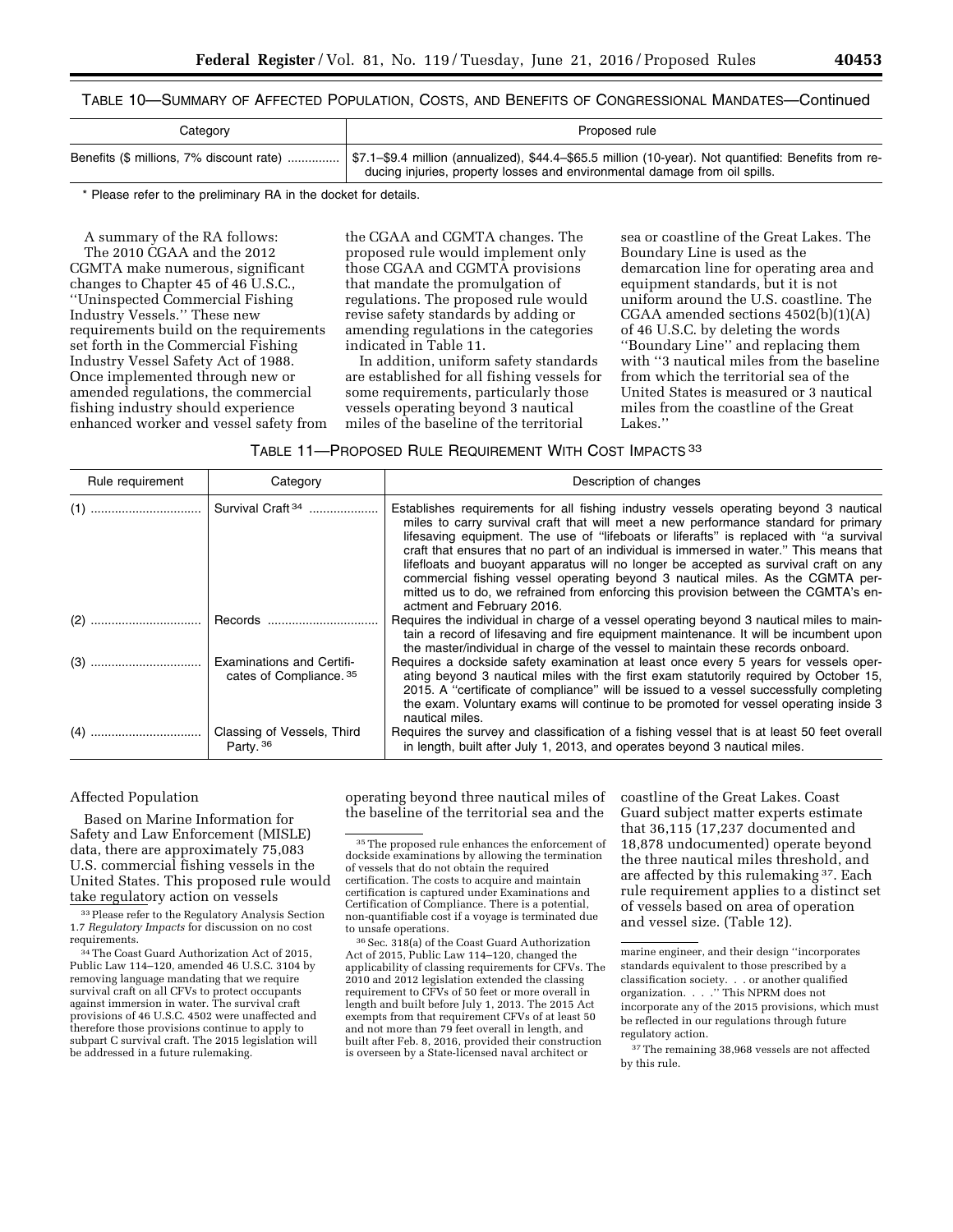TABLE 10—SUMMARY OF AFFECTED POPULATION, COSTS, AND BENEFITS OF CONGRESSIONAL MANDATES—Continued

| Category | Proposed rule |
| --- | --- |
| Benefits ($ millions, 7% discount rate) | $7.1–$9.4 million (annualized), $44.4–$65.5 million (10-year). Not quantified: Benefits from reducing injuries, property losses and environmental damage from oil spills. |

* Please refer to the preliminary RA in the docket for details.

A summary of the RA follows:

The 2010 CGAA and the 2012 CGMTA make numerous, significant changes to Chapter 45 of 46 U.S.C., ''Uninspected Commercial Fishing Industry Vessels.'' These new requirements build on the requirements set forth in the Commercial Fishing Industry Vessel Safety Act of 1988. Once implemented through new or amended regulations, the commercial fishing industry should experience enhanced worker and vessel safety from the CGAA and CGMTA changes. The proposed rule would implement only those CGAA and CGMTA provisions that mandate the promulgation of regulations. The proposed rule would revise safety standards by adding or amending regulations in the categories indicated in Table 11.

In addition, uniform safety standards are established for all fishing vessels for some requirements, particularly those vessels operating beyond 3 nautical miles of the baseline of the territorial sea or coastline of the Great Lakes. The Boundary Line is used as the demarcation line for operating area and equipment standards, but it is not uniform around the U.S. coastline. The CGAA amended sections 4502(b)(1)(A) of 46 U.S.C. by deleting the words ''Boundary Line'' and replacing them with ''3 nautical miles from the baseline from which the territorial sea of the United States is measured or 3 nautical miles from the coastline of the Great Lakes.''

TABLE 11—PROPOSED RULE REQUIREMENT WITH COST IMPACTS [33]

| Rule requirement | Category | Description of changes |
| --- | --- | --- |
| (1) | Survival Craft [34] | Establishes requirements for all fishing industry vessels operating beyond 3 nautical miles to carry survival craft that will meet a new performance standard for primary lifesaving equipment. The use of ''lifeboats or liferafts'' is replaced with ''a survival craft that ensures that no part of an individual is immersed in water.'' This means that lifefloats and buoyant apparatus will no longer be accepted as survival craft on any commercial fishing vessel operating beyond 3 nautical miles. As the CGMTA permitted us to do, we refrained from enforcing this provision between the CGMTA's enactment and February 2016. |
| (2) | Records | Requires the individual in charge of a vessel operating beyond 3 nautical miles to maintain a record of lifesaving and fire equipment maintenance. It will be incumbent upon the master/individual in charge of the vessel to maintain these records onboard. |
| (3) | Examinations and Certificates of Compliance. [35] | Requires a dockside safety examination at least once every 5 years for vessels operating beyond 3 nautical miles with the first exam statutorily required by October 15, 2015. A ''certificate of compliance'' will be issued to a vessel successfully completing the exam. Voluntary exams will continue to be promoted for vessel operating inside 3 nautical miles. |
| (4) | Classing of Vessels, Third Party. [36] | Requires the survey and classification of a fishing vessel that is at least 50 feet overall in length, built after July 1, 2013, and operates beyond 3 nautical miles. |

Affected Population

Based on Marine Information for Safety and Law Enforcement (MISLE) data, there are approximately 75,083 U.S. commercial fishing vessels in the United States. This proposed rule would take regulatory action on vessels operating beyond three nautical miles of the baseline of the territorial sea and the coastline of the Great Lakes. Coast Guard subject matter experts estimate that 36,115 (17,237 documented and 18,878 undocumented) operate beyond the three nautical miles threshold, and are affected by this rulemaking [37]. Each rule requirement applies to a distinct set of vessels based on area of operation and vessel size. (Table 12).

[33] Please refer to the Regulatory Analysis Section 1.7 *Regulatory Impacts* for discussion on no cost requirements.

[34] The Coast Guard Authorization Act of 2015, Public Law 114–120, amended 46 U.S.C. 3104 by removing language mandating that we require survival craft on all CFVs to protect occupants against immersion in water. The survival craft provisions of 46 U.S.C. 4502 were unaffected and therefore those provisions continue to apply to subpart C survival craft. The 2015 legislation will be addressed in a future rulemaking.

[35] The proposed rule enhances the enforcement of dockside examinations by allowing the termination of vessels that do not obtain the required certification. The costs to acquire and maintain certification is captured under Examinations and Certification of Compliance. There is a potential, non-quantifiable cost if a voyage is terminated due to unsafe operations.

[36] Sec. 318(a) of the Coast Guard Authorization Act of 2015, Public Law 114–120, changed the applicability of classing requirements for CFVs. The 2010 and 2012 legislation extended the classing requirement to CFVs of 50 feet or more overall in length and built before July 1, 2013. The 2015 Act exempts from that requirement CFVs of at least 50 and not more than 79 feet overall in length, and built after Feb. 8, 2016, provided their construction is overseen by a State-licensed naval architect or marine engineer, and their design ''incorporates standards equivalent to those prescribed by a classification society. . . or another qualified organization. . . .'' This NPRM does not incorporate any of the 2015 provisions, which must be reflected in our regulations through future regulatory action.

[37] The remaining 38,968 vessels are not affected by this rule.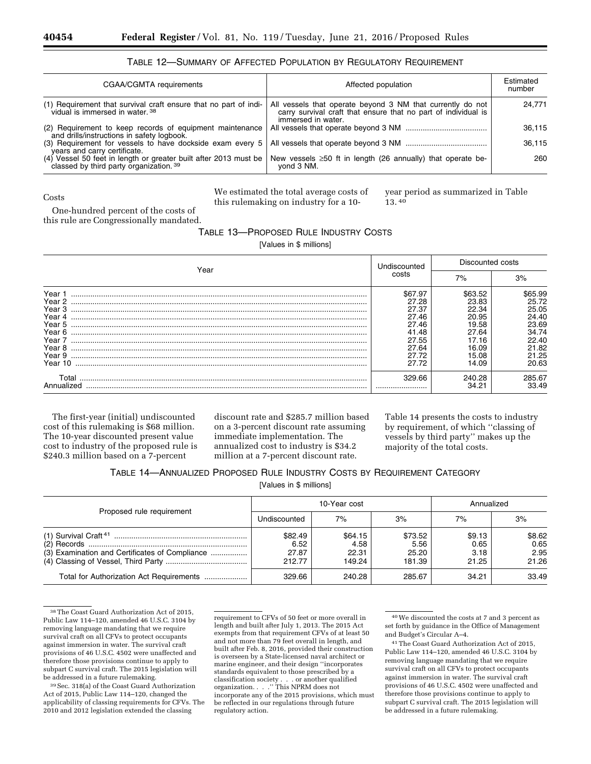TABLE 12—SUMMARY OF AFFECTED POPULATION BY REGULATORY REQUIREMENT

| CGAA/CGMTA requirements | Affected population | Estimated number |
|---|---|---|
| (1) Requirement that survival craft ensure that no part of individual is immersed in water.[38] | All vessels that operate beyond 3 NM that currently do not carry survival craft that ensure that no part of individual is immersed in water. | 24,771 |
| (2) Requirement to keep records of equipment maintenance and drills/instructions in safety logbook. | All vessels that operate beyond 3 NM | 36,115 |
| (3) Requirement for vessels to have dockside exam every 5 years and carry certificate. | All vessels that operate beyond 3 NM | 36,115 |
| (4) Vessel 50 feet in length or greater built after 2013 must be classed by third party organization.[39] | New vessels ≥50 ft in length (26 annually) that operate beyond 3 NM. | 260 |

Costs

One-hundred percent of the costs of this rule are Congressionally mandated. We estimated the total average costs of this rulemaking on industry for a 10-year period as summarized in Table 13.[40]

TABLE 13—PROPOSED RULE INDUSTRY COSTS

[Values in $ millions]

| Year | Undiscounted costs | Discounted costs | |
|---|---|---|---|
| | | 7% | 3% |
| Year 1 | $67.97 | $63.52 | $65.99 |
| Year 2 | 27.28 | 23.83 | 25.72 |
| Year 3 | 27.37 | 22.34 | 25.05 |
| Year 4 | 27.46 | 20.95 | 24.40 |
| Year 5 | 27.46 | 19.58 | 23.69 |
| Year 6 | 41.48 | 27.64 | 34.74 |
| Year 7 | 27.55 | 17.16 | 22.40 |
| Year 8 | 27.64 | 16.09 | 21.82 |
| Year 9 | 27.72 | 15.08 | 21.25 |
| Year 10 | 27.72 | 14.09 | 20.63 |
| Total | 329.66 | 240.28 | 285.67 |
| Annualized | | 34.21 | 33.49 |

The first-year (initial) undiscounted cost of this rulemaking is $68 million. The 10-year discounted present value cost to industry of the proposed rule is $240.3 million based on a 7-percent discount rate and $285.7 million based on a 3-percent discount rate assuming immediate implementation. The annualized cost to industry is $34.2 million at a 7-percent discount rate. Table 14 presents the costs to industry by requirement, of which ''classing of vessels by third party'' makes up the majority of the total costs.

TABLE 14—ANNUALIZED PROPOSED RULE INDUSTRY COSTS BY REQUIREMENT CATEGORY

[Values in $ millions]

| Proposed rule requirement | 10-Year cost | | | Annualized | |
|---|---|---|---|---|---|
| | Undiscounted | 7% | 3% | 7% | 3% |
| (1) Survival Craft[41] | $82.49 | $64.15 | $73.52 | $9.13 | $8.62 |
| (2) Records | 6.52 | 4.58 | 5.56 | 0.65 | 0.65 |
| (3) Examination and Certificates of Compliance | 27.87 | 22.31 | 25.20 | 3.18 | 2.95 |
| (4) Classing of Vessel, Third Party | 212.77 | 149.24 | 181.39 | 21.25 | 21.26 |
| Total for Authorization Act Requirements | 329.66 | 240.28 | 285.67 | 34.21 | 33.49 |

[38] The Coast Guard Authorization Act of 2015, Public Law 114–120, amended 46 U.S.C. 3104 by removing language mandating that we require survival craft on all CFVs to protect occupants against immersion in water. The survival craft provisions of 46 U.S.C. 4502 were unaffected and therefore those provisions continue to apply to subpart C survival craft. The 2015 legislation will be addressed in a future rulemaking.

[39] Sec. 318(a) of the Coast Guard Authorization Act of 2015, Public Law 114–120, changed the applicability of classing requirements for CFVs. The 2010 and 2012 legislation extended the classing requirement to CFVs of 50 feet or more overall in length and built after July 1, 2013. The 2015 Act exempts from that requirement CFVs of at least 50 and not more than 79 feet overall in length, and built after Feb. 8, 2016, provided their construction is overseen by a State-licensed naval architect or marine engineer, and their design ''incorporates standards equivalent to those prescribed by a classification society . . . or another qualified organization. . . .'' This NPRM does not incorporate any of the 2015 provisions, which must be reflected in our regulations through future regulatory action.

[40] We discounted the costs at 7 and 3 percent as set forth by guidance in the Office of Management and Budget's Circular A–4.

[41] The Coast Guard Authorization Act of 2015, Public Law 114–120, amended 46 U.S.C. 3104 by removing language mandating that we require survival craft on all CFVs to protect occupants against immersion in water. The survival craft provisions of 46 U.S.C. 4502 were unaffected and therefore those provisions continue to apply to subpart C survival craft. The 2015 legislation will be addressed in a future rulemaking.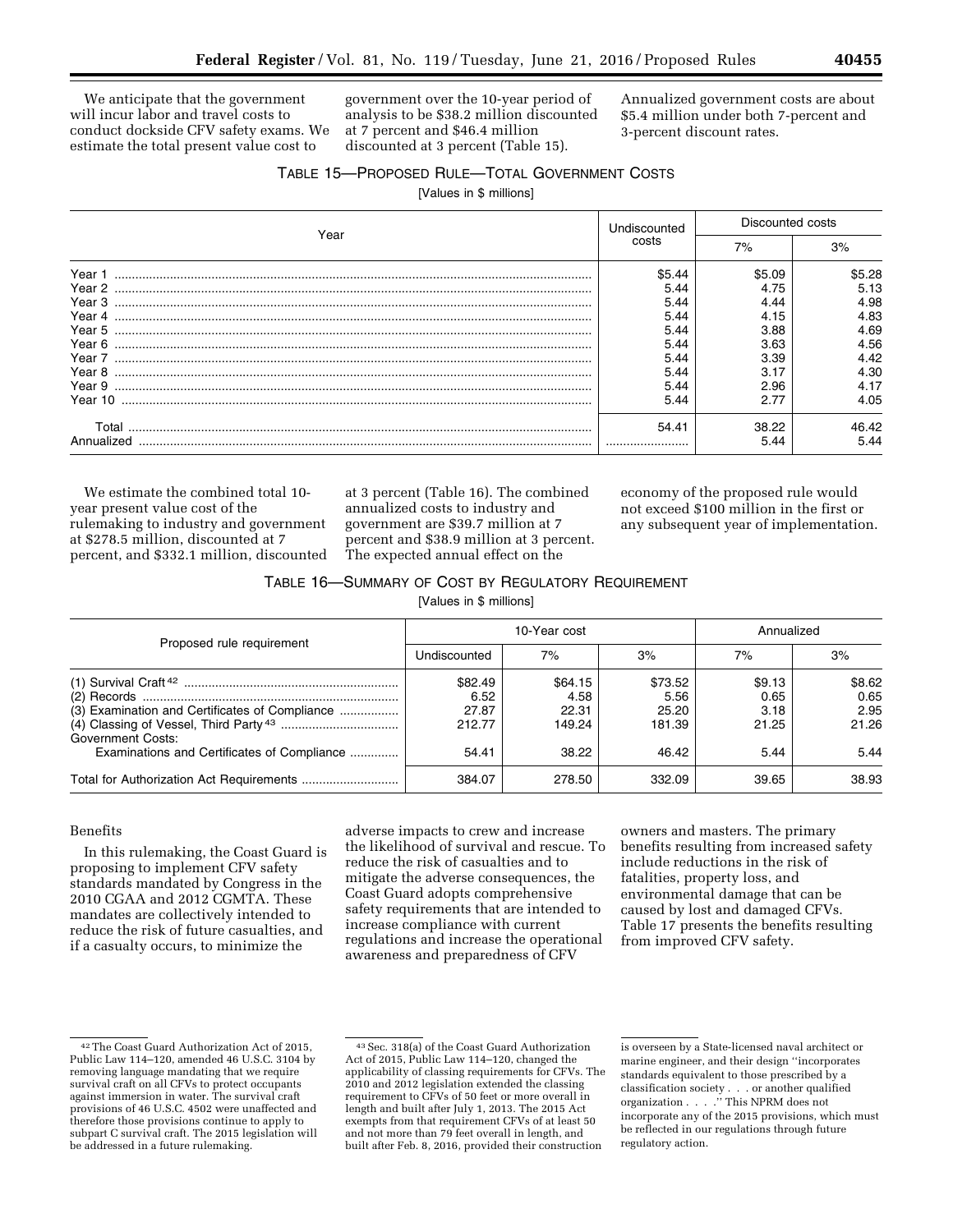We anticipate that the government will incur labor and travel costs to conduct dockside CFV safety exams. We estimate the total present value cost to government over the 10-year period of analysis to be $38.2 million discounted at 7 percent and $46.4 million discounted at 3 percent (Table 15). Annualized government costs are about $5.4 million under both 7-percent and 3-percent discount rates.

TABLE 15—PROPOSED RULE—TOTAL GOVERNMENT COSTS

[Values in $ millions]

| Year | Undiscounted costs | Discounted costs | |
|---|---|---|---|
| | | 7% | 3% |
| Year 1 | $5.44 | $5.09 | $5.28 |
| Year 2 | 5.44 | 4.75 | 5.13 |
| Year 3 | 5.44 | 4.44 | 4.98 |
| Year 4 | 5.44 | 4.15 | 4.83 |
| Year 5 | 5.44 | 3.88 | 4.69 |
| Year 6 | 5.44 | 3.63 | 4.56 |
| Year 7 | 5.44 | 3.39 | 4.42 |
| Year 8 | 5.44 | 3.17 | 4.30 |
| Year 9 | 5.44 | 2.96 | 4.17 |
| Year 10 | 5.44 | 2.77 | 4.05 |
| Total | 54.41 | 38.22 | 46.42 |
| Annualized | | 5.44 | 5.44 |

We estimate the combined total 10-year present value cost of the rulemaking to industry and government at $278.5 million, discounted at 7 percent, and $332.1 million, discounted at 3 percent (Table 16). The combined annualized costs to industry and government are $39.7 million at 7 percent and $38.9 million at 3 percent. The expected annual effect on the economy of the proposed rule would not exceed $100 million in the first or any subsequent year of implementation.

TABLE 16—SUMMARY OF COST BY REGULATORY REQUIREMENT

[Values in $ millions]

| Proposed rule requirement | 10-Year cost | | | Annualized | |
|---|---|---|---|---|---|
| | Undiscounted | 7% | 3% | 7% | 3% |
| (1) Survival Craft [42] | $82.49 | $64.15 | $73.52 | $9.13 | $8.62 |
| (2) Records | 6.52 | 4.58 | 5.56 | 0.65 | 0.65 |
| (3) Examination and Certificates of Compliance | 27.87 | 22.31 | 25.20 | 3.18 | 2.95 |
| (4) Classing of Vessel, Third Party [43] | 212.77 | 149.24 | 181.39 | 21.25 | 21.26 |
| Government Costs: | | | | | |
| Examinations and Certificates of Compliance | 54.41 | 38.22 | 46.42 | 5.44 | 5.44 |
| Total for Authorization Act Requirements | 384.07 | 278.50 | 332.09 | 39.65 | 38.93 |

Benefits

In this rulemaking, the Coast Guard is proposing to implement CFV safety standards mandated by Congress in the 2010 CGAA and 2012 CGMTA. These mandates are collectively intended to reduce the risk of future casualties, and if a casualty occurs, to minimize the adverse impacts to crew and increase the likelihood of survival and rescue. To reduce the risk of casualties and to mitigate the adverse consequences, the Coast Guard adopts comprehensive safety requirements that are intended to increase compliance with current regulations and increase the operational awareness and preparedness of CFV owners and masters. The primary benefits resulting from increased safety include reductions in the risk of fatalities, property loss, and environmental damage that can be caused by lost and damaged CFVs. Table 17 presents the benefits resulting from improved CFV safety.

---

[42] The Coast Guard Authorization Act of 2015, Public Law 114–120, amended 46 U.S.C. 3104 by removing language mandating that we require survival craft on all CFVs to protect occupants against immersion in water. The survival craft provisions of 46 U.S.C. 4502 were unaffected and therefore those provisions continue to apply to subpart C survival craft. The 2015 legislation will be addressed in a future rulemaking.

[43] Sec. 318(a) of the Coast Guard Authorization Act of 2015, Public Law 114–120, changed the applicability of classing requirements for CFVs. The 2010 and 2012 legislation extended the classing requirement to CFVs of 50 feet or more overall in length and built after July 1, 2013. The 2015 Act exempts from that requirement CFVs of at least 50 and not more than 79 feet overall in length, and built after Feb. 8, 2016, provided their construction is overseen by a State-licensed naval architect or marine engineer, and their design "incorporates standards equivalent to those prescribed by a classification society . . . or another qualified organization . . . ." This NPRM does not incorporate any of the 2015 provisions, which must be reflected in our regulations through future regulatory action.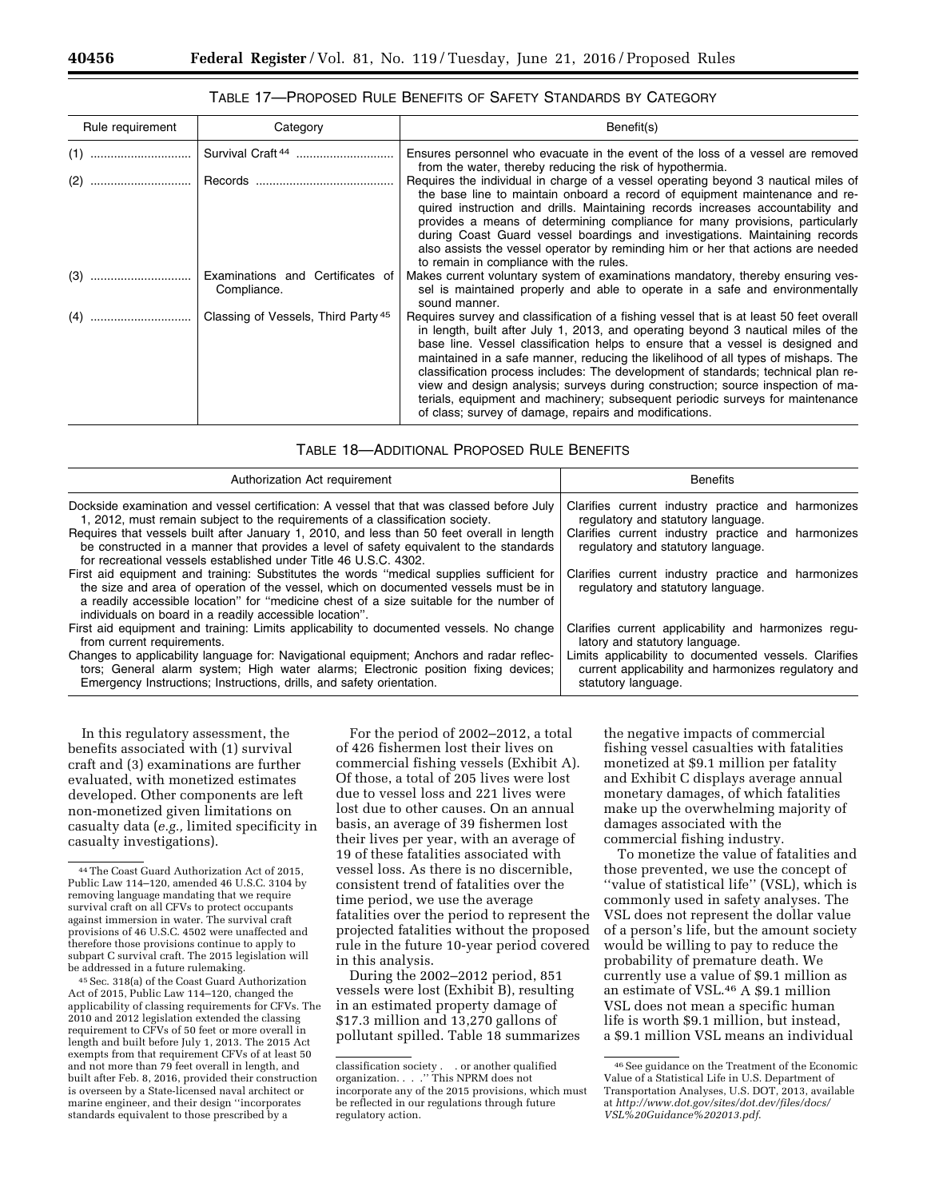TABLE 17—PROPOSED RULE BENEFITS OF SAFETY STANDARDS BY CATEGORY

| Rule requirement | Category | Benefit(s) |
| --- | --- | --- |
| (1) | Survival Craft [44] | Ensures personnel who evacuate in the event of the loss of a vessel are removed from the water, thereby reducing the risk of hypothermia. |
| (2) | Records | Requires the individual in charge of a vessel operating beyond 3 nautical miles of the base line to maintain onboard a record of equipment maintenance and required instruction and drills. Maintaining records increases accountability and provides a means of determining compliance for many provisions, particularly during Coast Guard vessel boardings and investigations. Maintaining records also assists the vessel operator by reminding him or her that actions are needed to remain in compliance with the rules. |
| (3) | Examinations and Certificates of Compliance. | Makes current voluntary system of examinations mandatory, thereby ensuring vessel is maintained properly and able to operate in a safe and environmentally sound manner. |
| (4) | Classing of Vessels, Third Party [45] | Requires survey and classification of a fishing vessel that is at least 50 feet overall in length, built after July 1, 2013, and operating beyond 3 nautical miles of the base line. Vessel classification helps to ensure that a vessel is designed and maintained in a safe manner, reducing the likelihood of all types of mishaps. The classification process includes: The development of standards; technical plan review and design analysis; surveys during construction; source inspection of materials, equipment and machinery; subsequent periodic surveys for maintenance of class; survey of damage, repairs and modifications. |

TABLE 18—ADDITIONAL PROPOSED RULE BENEFITS

| Authorization Act requirement | Benefits |
| --- | --- |
| Dockside examination and vessel certification: A vessel that that was classed before July 1, 2012, must remain subject to the requirements of a classification society. | Clarifies current industry practice and harmonizes regulatory and statutory language. |
| Requires that vessels built after January 1, 2010, and less than 50 feet overall in length be constructed in a manner that provides a level of safety equivalent to the standards for recreational vessels established under Title 46 U.S.C. 4302. | Clarifies current industry practice and harmonizes regulatory and statutory language. |
| First aid equipment and training: Substitutes the words "medical supplies sufficient for the size and area of operation of the vessel, which on documented vessels must be in a readily accessible location" for "medicine chest of a size suitable for the number of individuals on board in a readily accessible location". | Clarifies current industry practice and harmonizes regulatory and statutory language. |
| First aid equipment and training: Limits applicability to documented vessels. No change from current requirements. | Clarifies current applicability and harmonizes regulatory and statutory language. |
| Changes to applicability language for: Navigational equipment; Anchors and radar reflectors; General alarm system; High water alarms; Electronic position fixing devices; Emergency Instructions; Instructions, drills, and safety orientation. | Limits applicability to documented vessels. Clarifies current applicability and harmonizes regulatory and statutory language. |

In this regulatory assessment, the benefits associated with (1) survival craft and (3) examinations are further evaluated, with monetized estimates developed. Other components are left non-monetized given limitations on casualty data (*e.g.,* limited specificity in casualty investigations).

For the period of 2002–2012, a total of 426 fishermen lost their lives on commercial fishing vessels (Exhibit A). Of those, a total of 205 lives were lost due to vessel loss and 221 lives were lost due to other causes. On an annual basis, an average of 39 fishermen lost their lives per year, with an average of 19 of these fatalities associated with vessel loss. As there is no discernible, consistent trend of fatalities over the time period, we use the average fatalities over the period to represent the projected fatalities without the proposed rule in the future 10-year period covered in this analysis.

During the 2002–2012 period, 851 vessels were lost (Exhibit B), resulting in an estimated property damage of $17.3 million and 13,270 gallons of pollutant spilled. Table 18 summarizes the negative impacts of commercial fishing vessel casualties with fatalities monetized at $9.1 million per fatality and Exhibit C displays average annual monetary damages, of which fatalities make up the overwhelming majority of damages associated with the commercial fishing industry.

To monetize the value of fatalities and those prevented, we use the concept of "value of statistical life" (VSL), which is commonly used in safety analyses. The VSL does not represent the dollar value of a person's life, but the amount society would be willing to pay to reduce the probability of premature death. We currently use a value of $9.1 million as an estimate of VSL.[46] A $9.1 million VSL does not mean a specific human life is worth $9.1 million, but instead, a $9.1 million VSL means an individual

---

[44] The Coast Guard Authorization Act of 2015, Public Law 114–120, amended 46 U.S.C. 3104 by removing language mandating that we require survival craft on all CFVs to protect occupants against immersion in water. The survival craft provisions of 46 U.S.C. 4502 were unaffected and therefore those provisions continue to apply to subpart C survival craft. The 2015 legislation will be addressed in a future rulemaking.

[45] Sec. 318(a) of the Coast Guard Authorization Act of 2015, Public Law 114–120, changed the applicability of classing requirements for CFVs. The 2010 and 2012 legislation extended the classing requirement to CFVs of 50 feet or more overall in length and built before July 1, 2013. The 2015 Act exempts from that requirement CFVs of at least 50 and not more than 79 feet overall in length, and built after Feb. 8, 2016, provided their construction is overseen by a State-licensed naval architect or marine engineer, and their design "incorporates standards equivalent to those prescribed by a classification society . . . or another qualified organization. . . ." This NPRM does not incorporate any of the 2015 provisions, which must be reflected in our regulations through future regulatory action.

[46] See guidance on the Treatment of the Economic Value of a Statistical Life in U.S. Department of Transportation Analyses, U.S. DOT, 2013, available at *http://www.dot.gov/sites/dot.dev/files/docs/VSL%20Guidance%202013.pdf.*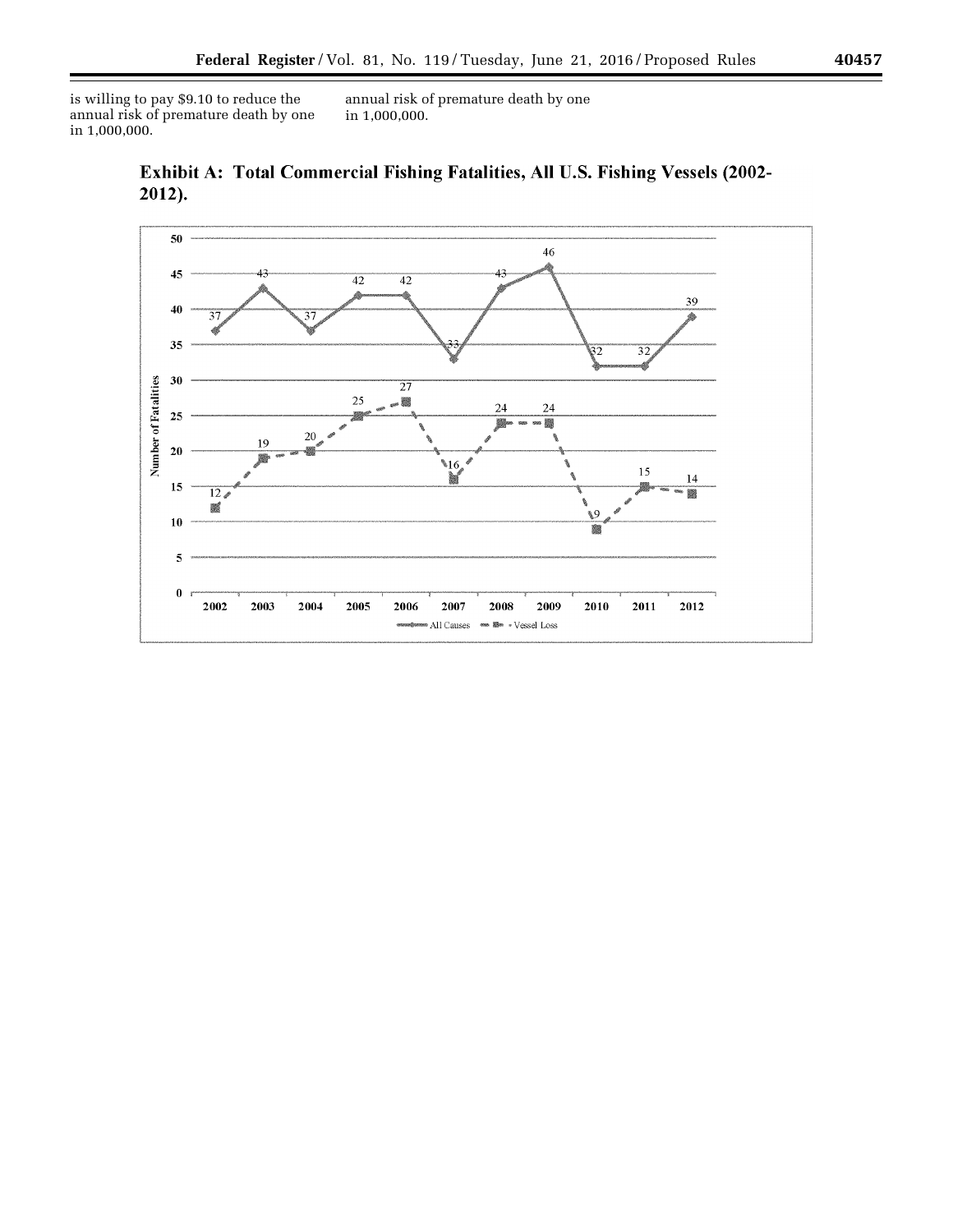is willing to pay $9.10 to reduce the annual risk of premature death by one in 1,000,000.

annual risk of premature death by one in 1,000,000.

**Exhibit A: Total Commercial Fishing Fatalities, All U.S. Fishing Vessels (2002-2012).**

| Year | All Causes | Vessel Loss |
|---|---|---|
| 2002 | 37 | 12 |
| 2003 | 43 | 19 |
| 2004 | 37 | 20 |
| 2005 | 42 | 25 |
| 2006 | 42 | 27 |
| 2007 | 33 | 16 |
| 2008 | 43 | 24 |
| 2009 | 46 | 24 |
| 2010 | 32 | 9 |
| 2011 | 32 | 15 |
| 2012 | 39 | 14 |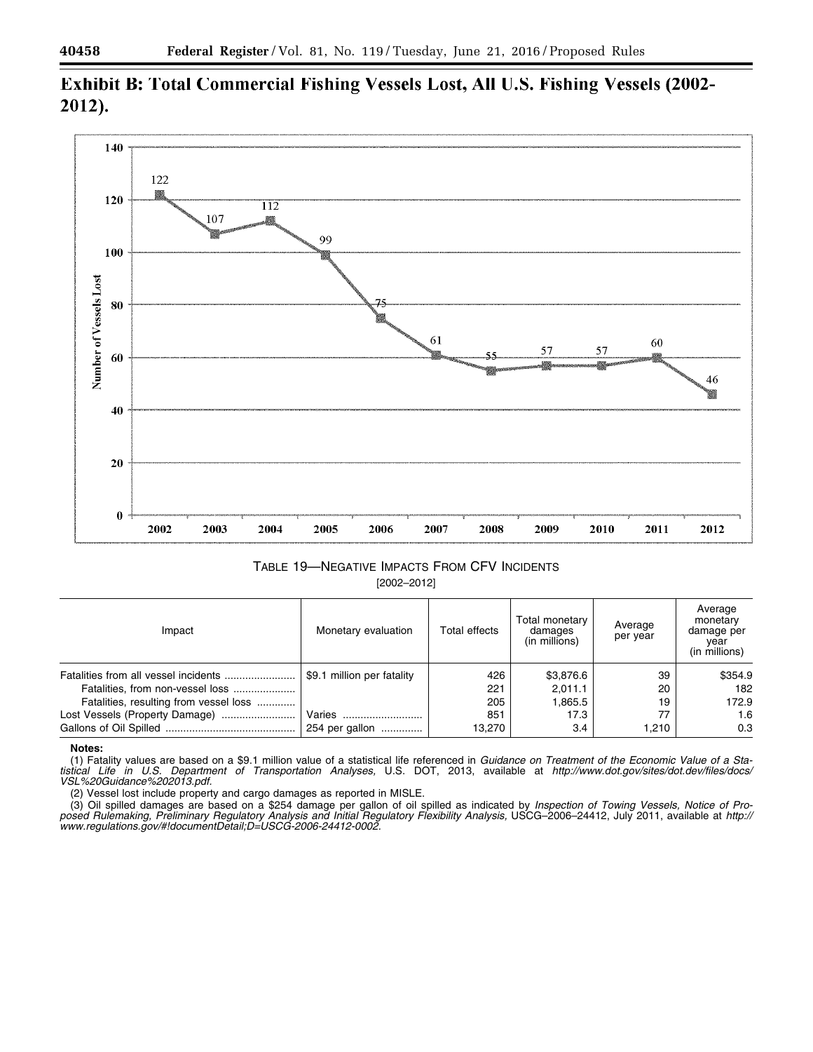**Exhibit B: Total Commercial Fishing Vessels Lost, All U.S. Fishing Vessels (2002-2012).**

TABLE 19—NEGATIVE IMPACTS FROM CFV INCIDENTS

[2002–2012]

| Impact | Monetary evaluation | Total effects | Total monetary damages (in millions) | Average per year | Average monetary damage per year (in millions) |
|---|---|---|---|---|---|
| Fatalities from all vessel incidents | $9.1 million per fatality | 426 | $3,876.6 | 39 | $354.9 |
| Fatalities, from non-vessel loss | | 221 | 2,011.1 | 20 | 182 |
| Fatalities, resulting from vessel loss | | 205 | 1,865.5 | 19 | 172.9 |
| Lost Vessels (Property Damage) | Varies | 851 | 17.3 | 77 | 1.6 |
| Gallons of Oil Spilled | 254 per gallon | 13,270 | 3.4 | 1,210 | 0.3 |

**Notes:**

(1) Fatality values are based on a $9.1 million value of a statistical life referenced in *Guidance on Treatment of the Economic Value of a Statistical Life in U.S. Department of Transportation Analyses,* U.S. DOT, 2013, available at *http://www.dot.gov/sites/dot.dev/files/docs/VSL%20Guidance%202013.pdf.*

(2) Vessel lost include property and cargo damages as reported in MISLE.

(3) Oil spilled damages are based on a $254 damage per gallon of oil spilled as indicated by *Inspection of Towing Vessels, Notice of Proposed Rulemaking, Preliminary Regulatory Analysis and Initial Regulatory Flexibility Analysis,* USCG–2006–24412, July 2011, available at *http://www.regulations.gov/#!documentDetail;D=USCG-2006-24412-0002.*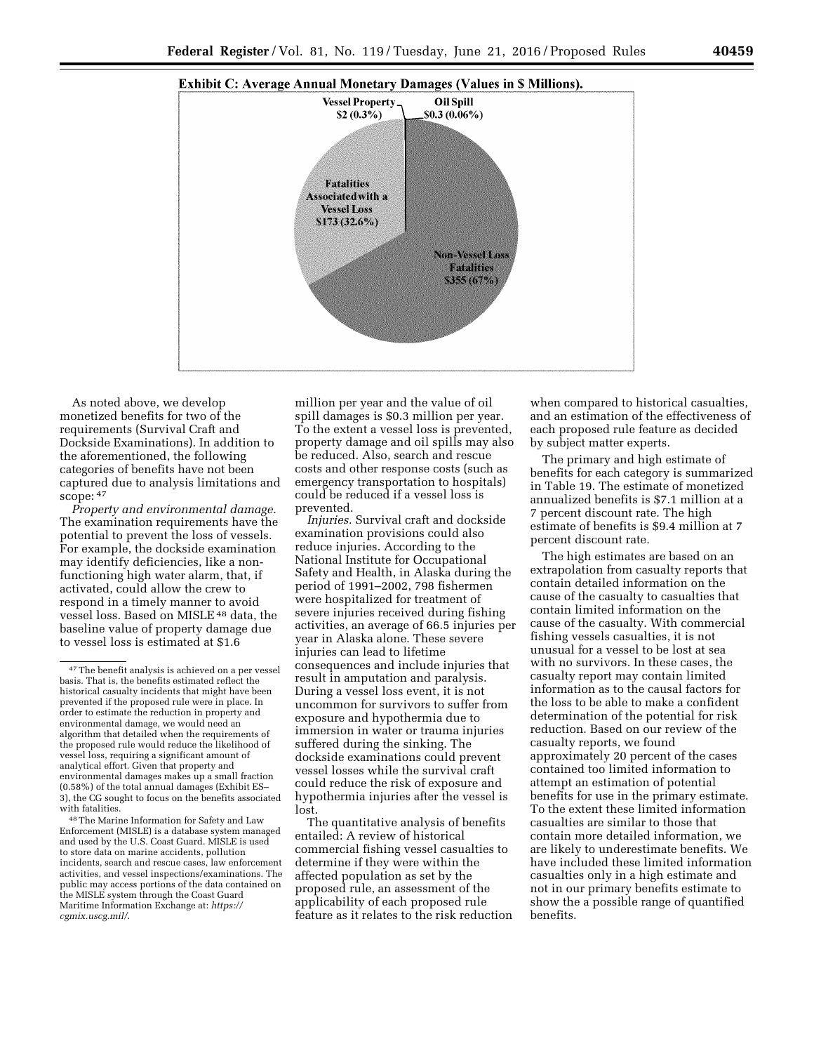**Exhibit C: Average Annual Monetary Damages (Values in $ Millions).**

Vessel Property $2 (0.3%)

Oil Spill $0.3 (0.06%)

Fatalities Associated with a Vessel Loss $173 (32.6%)

Non-Vessel Loss Fatalities $355 (67%)

As noted above, we develop monetized benefits for two of the requirements (Survival Craft and Dockside Examinations). In addition to the aforementioned, the following categories of benefits have not been captured due to analysis limitations and scope: [47]

*Property and environmental damage.* The examination requirements have the potential to prevent the loss of vessels. For example, the dockside examination may identify deficiencies, like a non-functioning high water alarm, that, if activated, could allow the crew to respond in a timely manner to avoid vessel loss. Based on MISLE [48] data, the baseline value of property damage due to vessel loss is estimated at $1.6 million per year and the value of oil spill damages is $0.3 million per year. To the extent a vessel loss is prevented, property damage and oil spills may also be reduced. Also, search and rescue costs and other response costs (such as emergency transportation to hospitals) could be reduced if a vessel loss is prevented.

*Injuries.* Survival craft and dockside examination provisions could also reduce injuries. According to the National Institute for Occupational Safety and Health, in Alaska during the period of 1991–2002, 798 fishermen were hospitalized for treatment of severe injuries received during fishing activities, an average of 66.5 injuries per year in Alaska alone. These severe injuries can lead to lifetime consequences and include injuries that result in amputation and paralysis. During a vessel loss event, it is not uncommon for survivors to suffer from exposure and hypothermia due to immersion in water or trauma injuries suffered during the sinking. The dockside examinations could prevent vessel losses while the survival craft could reduce the risk of exposure and hypothermia injuries after the vessel is lost.

The quantitative analysis of benefits entailed: A review of historical commercial fishing vessel casualties to determine if they were within the affected population as set by the proposed rule, an assessment of the applicability of each proposed rule feature as it relates to the risk reduction when compared to historical casualties, and an estimation of the effectiveness of each proposed rule feature as decided by subject matter experts.

The primary and high estimate of benefits for each category is summarized in Table 19. The estimate of monetized annualized benefits is $7.1 million at a 7 percent discount rate. The high estimate of benefits is $9.4 million at 7 percent discount rate.

The high estimates are based on an extrapolation from casualty reports that contain detailed information on the cause of the casualty to casualties that contain limited information on the cause of the casualty. With commercial fishing vessels casualties, it is not unusual for a vessel to be lost at sea with no survivors. In these cases, the casualty report may contain limited information as to the causal factors for the loss to be able to make a confident determination of the potential for risk reduction. Based on our review of the casualty reports, we found approximately 20 percent of the cases contained too limited information to attempt an estimation of potential benefits for use in the primary estimate. To the extent these limited information casualties are similar to those that contain more detailed information, we are likely to underestimate benefits. We have included these limited information casualties only in a high estimate and not in our primary benefits estimate to show the a possible range of quantified benefits.

---

[47] The benefit analysis is achieved on a per vessel basis. That is, the benefits estimated reflect the historical casualty incidents that might have been prevented if the proposed rule were in place. In order to estimate the reduction in property and environmental damage, we would need an algorithm that detailed when the requirements of the proposed rule would reduce the likelihood of vessel loss, requiring a significant amount of analytical effort. Given that property and environmental damages makes up a small fraction (0.58%) of the total annual damages (Exhibit ES–3), the CG sought to focus on the benefits associated with fatalities.

[48] The Marine Information for Safety and Law Enforcement (MISLE) is a database system managed and used by the U.S. Coast Guard. MISLE is used to store data on marine accidents, pollution incidents, search and rescue cases, law enforcement activities, and vessel inspections/examinations. The public may access portions of the data contained on the MISLE system through the Coast Guard Maritime Information Exchange at: *https://cgmix.uscg.mil/*.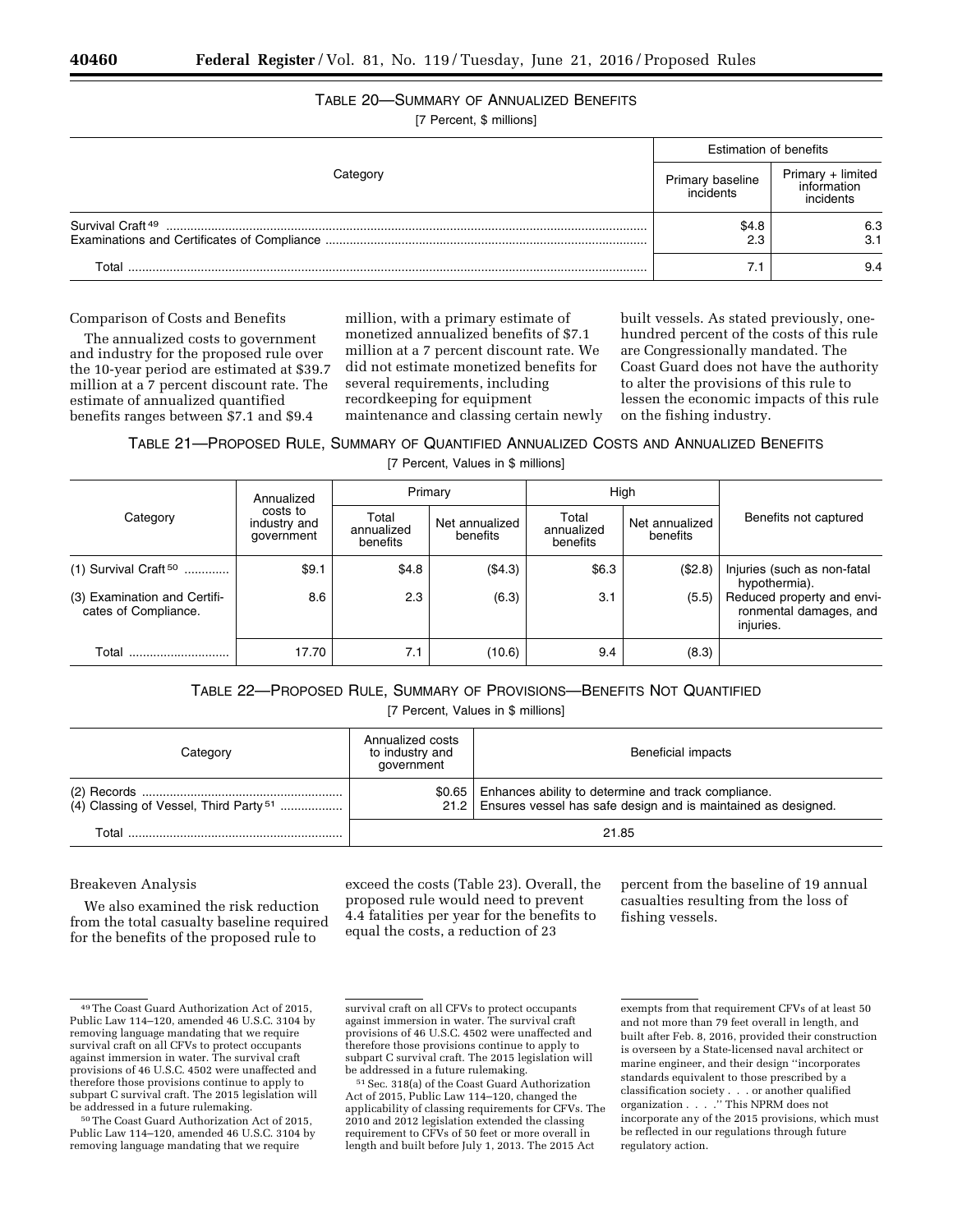TABLE 20—SUMMARY OF ANNUALIZED BENEFITS

[7 Percent, $ millions]

| Category | Estimation of benefits | |
|---|---|---|
| | Primary baseline incidents | Primary + limited information incidents |
| Survival Craft [49] | $4.8 | 6.3 |
| Examinations and Certificates of Compliance | 2.3 | 3.1 |
| Total | 7.1 | 9.4 |

Comparison of Costs and Benefits

The annualized costs to government and industry for the proposed rule over the 10-year period are estimated at $39.7 million at a 7 percent discount rate. The estimate of annualized quantified benefits ranges between $7.1 and $9.4 million, with a primary estimate of monetized annualized benefits of $7.1 million at a 7 percent discount rate. We did not estimate monetized benefits for several requirements, including recordkeeping for equipment maintenance and classing certain newly built vessels. As stated previously, one-hundred percent of the costs of this rule are Congressionally mandated. The Coast Guard does not have the authority to alter the provisions of this rule to lessen the economic impacts of this rule on the fishing industry.

TABLE 21—PROPOSED RULE, SUMMARY OF QUANTIFIED ANNUALIZED COSTS AND ANNUALIZED BENEFITS

[7 Percent, Values in $ millions]

| Category | Annualized costs to industry and government | Primary | | High | | Benefits not captured |
|---|---|---|---|---|---|---|
| | | Total annualized benefits | Net annualized benefits | Total annualized benefits | Net annualized benefits | |
| (1) Survival Craft [50] | $9.1 | $4.8 | ($4.3) | $6.3 | ($2.8) | Injuries (such as non-fatal hypothermia). |
| (3) Examination and Certificates of Compliance. | 8.6 | 2.3 | (6.3) | 3.1 | (5.5) | Reduced property and environmental damages, and injuries. |
| Total | 17.70 | 7.1 | (10.6) | 9.4 | (8.3) | |

TABLE 22—PROPOSED RULE, SUMMARY OF PROVISIONS—BENEFITS NOT QUANTIFIED

[7 Percent, Values in $ millions]

| Category | Annualized costs to industry and government | Beneficial impacts |
|---|---|---|
| (2) Records | $0.65 | Enhances ability to determine and track compliance. |
| (4) Classing of Vessel, Third Party [51] | 21.2 | Ensures vessel has safe design and is maintained as designed. |
| Total | 21.85 | |

Breakeven Analysis

We also examined the risk reduction from the total casualty baseline required for the benefits of the proposed rule to exceed the costs (Table 23). Overall, the proposed rule would need to prevent 4.4 fatalities per year for the benefits to equal the costs, a reduction of 23 percent from the baseline of 19 annual casualties resulting from the loss of fishing vessels.

[49] The Coast Guard Authorization Act of 2015, Public Law 114–120, amended 46 U.S.C. 3104 by removing language mandating that we require survival craft on all CFVs to protect occupants against immersion in water. The survival craft provisions of 46 U.S.C. 4502 were unaffected and therefore those provisions continue to apply to subpart C survival craft. The 2015 legislation will be addressed in a future rulemaking.

[50] The Coast Guard Authorization Act of 2015, Public Law 114–120, amended 46 U.S.C. 3104 by removing language mandating that we require survival craft on all CFVs to protect occupants against immersion in water. The survival craft provisions of 46 U.S.C. 4502 were unaffected and therefore those provisions continue to apply to subpart C survival craft. The 2015 legislation will be addressed in a future rulemaking.

[51] Sec. 318(a) of the Coast Guard Authorization Act of 2015, Public Law 114–120, changed the applicability of classing requirements for CFVs. The 2010 and 2012 legislation extended the classing requirement to CFVs of 50 feet or more overall in length and built before July 1, 2013. The 2015 Act exempts from that requirement CFVs of at least 50 and not more than 79 feet overall in length, and built after Feb. 8, 2016, provided their construction is overseen by a State-licensed naval architect or marine engineer, and their design "incorporates standards equivalent to those prescribed by a classification society . . . or another qualified organization . . . ." This NPRM does not incorporate any of the 2015 provisions, which must be reflected in our regulations through future regulatory action.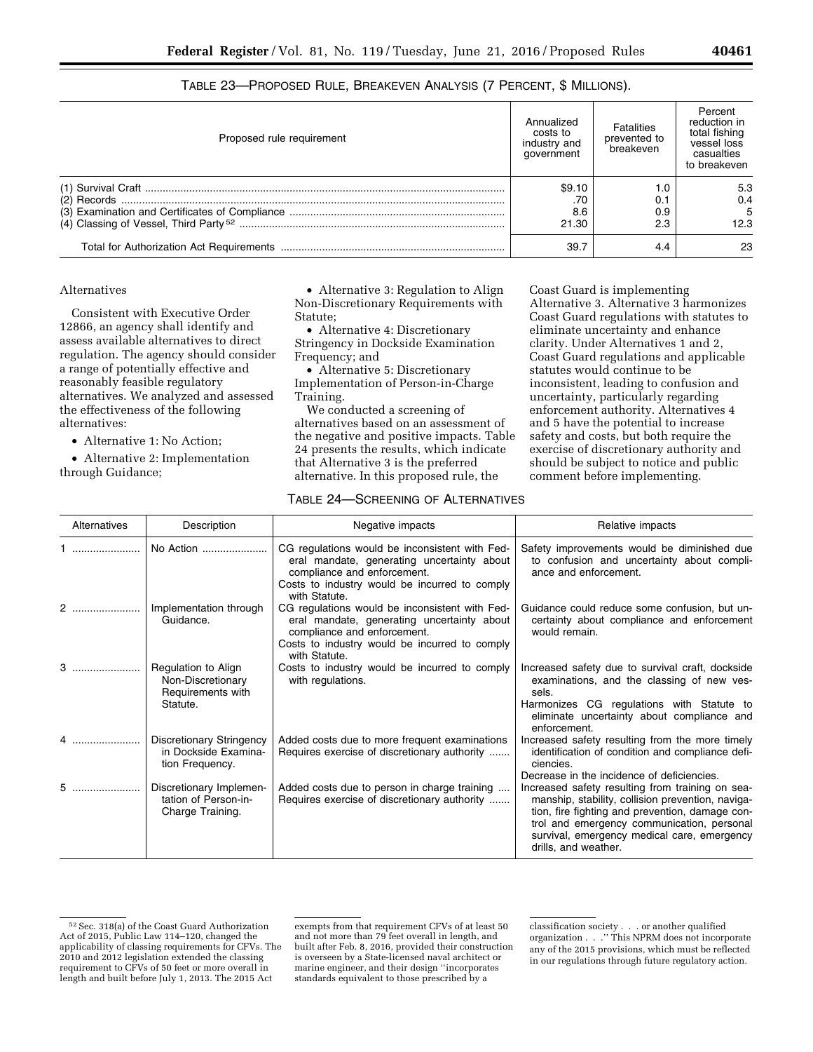TABLE 23—PROPOSED RULE, BREAKEVEN ANALYSIS (7 PERCENT, $ MILLIONS).

| Proposed rule requirement | Annualized costs to industry and government | Fatalities prevented to breakeven | Percent reduction in total fishing vessel loss casualties to breakeven |
|---|---|---|---|
| (1) Survival Craft | $9.10 | 1.0 | 5.3 |
| (2) Records | .70 | 0.1 | 0.4 |
| (3) Examination and Certificates of Compliance | 8.6 | 0.9 | 5 |
| (4) Classing of Vessel, Third Party [52] | 21.30 | 2.3 | 12.3 |
| Total for Authorization Act Requirements | 39.7 | 4.4 | 23 |

Alternatives

Consistent with Executive Order 12866, an agency shall identify and assess available alternatives to direct regulation. The agency should consider a range of potentially effective and reasonably feasible regulatory alternatives. We analyzed and assessed the effectiveness of the following alternatives:

- Alternative 1: No Action;
- Alternative 2: Implementation through Guidance;
- Alternative 3: Regulation to Align Non-Discretionary Requirements with Statute;
- Alternative 4: Discretionary Stringency in Dockside Examination Frequency; and
- Alternative 5: Discretionary Implementation of Person-in-Charge Training.

We conducted a screening of alternatives based on an assessment of the negative and positive impacts. Table 24 presents the results, which indicate that Alternative 3 is the preferred alternative. In this proposed rule, the Coast Guard is implementing Alternative 3. Alternative 3 harmonizes Coast Guard regulations with statutes to eliminate uncertainty and enhance clarity. Under Alternatives 1 and 2, Coast Guard regulations and applicable statutes would continue to be inconsistent, leading to confusion and uncertainty, particularly regarding enforcement authority. Alternatives 4 and 5 have the potential to increase safety and costs, but both require the exercise of discretionary authority and should be subject to notice and public comment before implementing.

TABLE 24—SCREENING OF ALTERNATIVES

| Alternatives | Description | Negative impacts | Relative impacts |
|---|---|---|---|
| 1 | No Action | CG regulations would be inconsistent with Federal mandate, generating uncertainty about compliance and enforcement. Costs to industry would be incurred to comply with Statute. | Safety improvements would be diminished due to confusion and uncertainty about compliance and enforcement. |
| 2 | Implementation through Guidance. | CG regulations would be inconsistent with Federal mandate, generating uncertainty about compliance and enforcement. Costs to industry would be incurred to comply with Statute. | Guidance could reduce some confusion, but uncertainty about compliance and enforcement would remain. |
| 3 | Regulation to Align Non-Discretionary Requirements with Statute. | Costs to industry would be incurred to comply with regulations. | Increased safety due to survival craft, dockside examinations, and the classing of new vessels. Harmonizes CG regulations with Statute to eliminate uncertainty about compliance and enforcement. |
| 4 | Discretionary Stringency in Dockside Examination Frequency. | Added costs due to more frequent examinations Requires exercise of discretionary authority | Increased safety resulting from the more timely identification of condition and compliance deficiencies. Decrease in the incidence of deficiencies. |
| 5 | Discretionary Implementation of Person-in-Charge Training. | Added costs due to person in charge training Requires exercise of discretionary authority | Increased safety resulting from training on seamanship, stability, collision prevention, navigation, fire fighting and prevention, damage control and emergency communication, personal survival, emergency medical care, emergency drills, and weather. |

[52] Sec. 318(a) of the Coast Guard Authorization Act of 2015, Public Law 114–120, changed the applicability of classing requirements for CFVs. The 2010 and 2012 legislation extended the classing requirement to CFVs of 50 feet or more overall in length and built before July 1, 2013. The 2015 Act exempts from that requirement CFVs of at least 50 and not more than 79 feet overall in length, and built after Feb. 8, 2016, provided their construction is overseen by a State-licensed naval architect or marine engineer, and their design "incorporates standards equivalent to those prescribed by a classification society . . . or another qualified organization . . ." This NPRM does not incorporate any of the 2015 provisions, which must be reflected in our regulations through future regulatory action.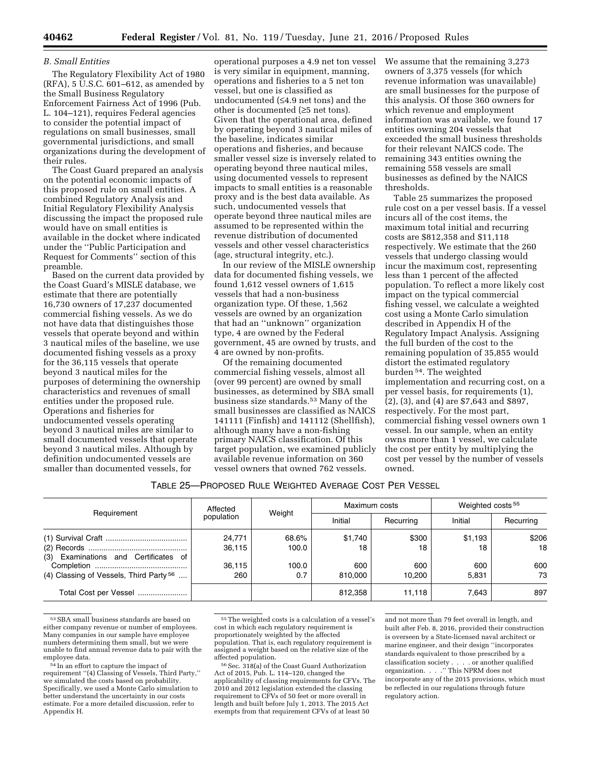### B. Small Entities

The Regulatory Flexibility Act of 1980 (RFA), 5 U.S.C. 601–612, as amended by the Small Business Regulatory Enforcement Fairness Act of 1996 (Pub. L. 104–121), requires Federal agencies to consider the potential impact of regulations on small businesses, small governmental jurisdictions, and small organizations during the development of their rules.

The Coast Guard prepared an analysis on the potential economic impacts of this proposed rule on small entities. A combined Regulatory Analysis and Initial Regulatory Flexibility Analysis discussing the impact the proposed rule would have on small entities is available in the docket where indicated under the ''Public Participation and Request for Comments'' section of this preamble.

Based on the current data provided by the Coast Guard's MISLE database, we estimate that there are potentially 16,730 owners of 17,237 documented commercial fishing vessels. As we do not have data that distinguishes those vessels that operate beyond and within 3 nautical miles of the baseline, we use documented fishing vessels as a proxy for the 36,115 vessels that operate beyond 3 nautical miles for the purposes of determining the ownership characteristics and revenues of small entities under the proposed rule. Operations and fisheries for undocumented vessels operating beyond 3 nautical miles are similar to small documented vessels that operate beyond 3 nautical miles. Although by definition undocumented vessels are smaller than documented vessels, for operational purposes a 4.9 net ton vessel is very similar in equipment, manning, operations and fisheries to a 5 net ton vessel, but one is classified as undocumented (≤4.9 net tons) and the other is documented (≥5 net tons). Given that the operational area, defined by operating beyond 3 nautical miles of the baseline, indicates similar operations and fisheries, and because smaller vessel size is inversely related to operating beyond three nautical miles, using documented vessels to represent impacts to small entities is a reasonable proxy and is the best data available. As such, undocumented vessels that operate beyond three nautical miles are assumed to be represented within the revenue distribution of documented vessels and other vessel characteristics (age, structural integrity, etc.).

In our review of the MISLE ownership data for documented fishing vessels, we found 1,612 vessel owners of 1,615 vessels that had a non-business organization type. Of these, 1,562 vessels are owned by an organization that had an ''unknown'' organization type, 4 are owned by the Federal government, 45 are owned by trusts, and 4 are owned by non-profits.

Of the remaining documented commercial fishing vessels, almost all (over 99 percent) are owned by small businesses, as determined by SBA small business size standards.[53] Many of the small businesses are classified as NAICS 141111 (Finfish) and 141112 (Shellfish), although many have a non-fishing primary NAICS classification. Of this target population, we examined publicly available revenue information on 360 vessel owners that owned 762 vessels. We assume that the remaining 3,273 owners of 3,375 vessels (for which revenue information was unavailable) are small businesses for the purpose of this analysis. Of those 360 owners for which revenue and employment information was available, we found 17 entities owning 204 vessels that exceeded the small business thresholds for their relevant NAICS code. The remaining 343 entities owning the remaining 558 vessels are small businesses as defined by the NAICS thresholds.

Table 25 summarizes the proposed rule cost on a per vessel basis. If a vessel incurs all of the cost items, the maximum total initial and recurring costs are $812,358 and $11,118 respectively. We estimate that the 260 vessels that undergo classing would incur the maximum cost, representing less than 1 percent of the affected population. To reflect a more likely cost impact on the typical commercial fishing vessel, we calculate a weighted cost using a Monte Carlo simulation described in Appendix H of the Regulatory Impact Analysis. Assigning the full burden of the cost to the remaining population of 35,855 would distort the estimated regulatory burden[54]. The weighted implementation and recurring cost, on a per vessel basis, for requirements (1), (2), (3), and (4) are $7,643 and $897, respectively. For the most part, commercial fishing vessel owners own 1 vessel. In our sample, when an entity owns more than 1 vessel, we calculate the cost per entity by multiplying the cost per vessel by the number of vessels owned.

TABLE 25—PROPOSED RULE WEIGHTED AVERAGE COST PER VESSEL

| Requirement | Affected population | Weight | Maximum costs | | Weighted costs[55] | |
|---|---|---|---|---|---|---|
| | | | Initial | Recurring | Initial | Recurring |
| (1) Survival Craft | 24,771 | 68.6% | $1,740 | $300 | $1,193 | $206 |
| (2) Records | 36,115 | 100.0 | 18 | 18 | 18 | 18 |
| (3) Examinations and Certificates of Completion | 36,115 | 100.0 | 600 | 600 | 600 | 600 |
| (4) Classing of Vessels, Third Party[56] | 260 | 0.7 | 810,000 | 10,200 | 5,831 | 73 |
| Total Cost per Vessel | | | 812,358 | 11,118 | 7,643 | 897 |

---

[53] SBA small business standards are based on either company revenue or number of employees. Many companies in our sample have employee numbers determining them small, but we were unable to find annual revenue data to pair with the employee data.

[54] In an effort to capture the impact of requirement ''(4) Classing of Vessels, Third Party,'' we simulated the costs based on probability. Specifically, we used a Monte Carlo simulation to better understand the uncertainty in our costs estimate. For a more detailed discussion, refer to Appendix H.

[55] The weighted costs is a calculation of a vessel's cost in which each regulatory requirement is proportionately weighted by the affected population. That is, each regulatory requirement is assigned a weight based on the relative size of the affected population.

[56] Sec. 318(a) of the Coast Guard Authorization Act of 2015, Pub. L. 114–120, changed the applicability of classing requirements for CFVs. The 2010 and 2012 legislation extended the classing requirement to CFVs of 50 feet or more overall in length and built before July 1, 2013. The 2015 Act exempts from that requirement CFVs of at least 50 and not more than 79 feet overall in length, and built after Feb. 8, 2016, provided their construction is overseen by a State-licensed naval architect or marine engineer, and their design ''incorporates standards equivalent to those prescribed by a classification society . . . . or another qualified organization. . . .'' This NPRM does not incorporate any of the 2015 provisions, which must be reflected in our regulations through future regulatory action.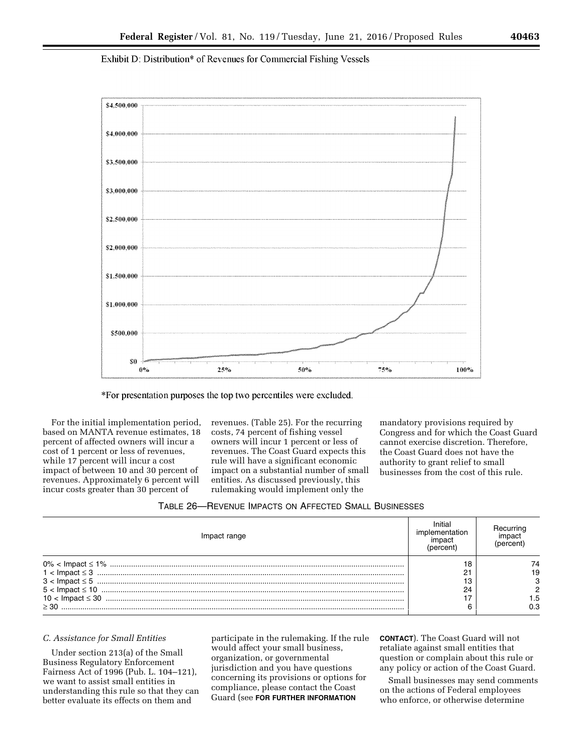Exhibit D: Distribution* of Revenues for Commercial Fishing Vessels

*For presentation purposes the top two percentiles were excluded.

For the initial implementation period, based on MANTA revenue estimates, 18 percent of affected owners will incur a cost of 1 percent or less of revenues, while 17 percent will incur a cost impact of between 10 and 30 percent of revenues. Approximately 6 percent will incur costs greater than 30 percent of revenues. (Table 25). For the recurring costs, 74 percent of fishing vessel owners will incur 1 percent or less of revenues. The Coast Guard expects this rule will have a significant economic impact on a substantial number of small entities. As discussed previously, this rulemaking would implement only the mandatory provisions required by Congress and for which the Coast Guard cannot exercise discretion. Therefore, the Coast Guard does not have the authority to grant relief to small businesses from the cost of this rule.

TABLE 26—REVENUE IMPACTS ON AFFECTED SMALL BUSINESSES

| Impact range | Initial implementation impact (percent) | Recurring impact (percent) |
|---|---|---|
| 0% < Impact ≤ 1% | 18 | 74 |
| 1 < Impact ≤ 3 | 21 | 19 |
| 3 < Impact ≤ 5 | 13 | 3 |
| 5 < Impact ≤ 10 | 24 | 2 |
| 10 < Impact ≤ 30 | 17 | 1.5 |
| ≥ 30 | 6 | 0.3 |

### *C. Assistance for Small Entities*

Under section 213(a) of the Small Business Regulatory Enforcement Fairness Act of 1996 (Pub. L. 104–121), we want to assist small entities in understanding this rule so that they can better evaluate its effects on them and participate in the rulemaking. If the rule would affect your small business, organization, or governmental jurisdiction and you have questions concerning its provisions or options for compliance, please contact the Coast Guard (see **FOR FURTHER INFORMATION CONTACT**). The Coast Guard will not retaliate against small entities that question or complain about this rule or any policy or action of the Coast Guard.

Small businesses may send comments on the actions of Federal employees who enforce, or otherwise determine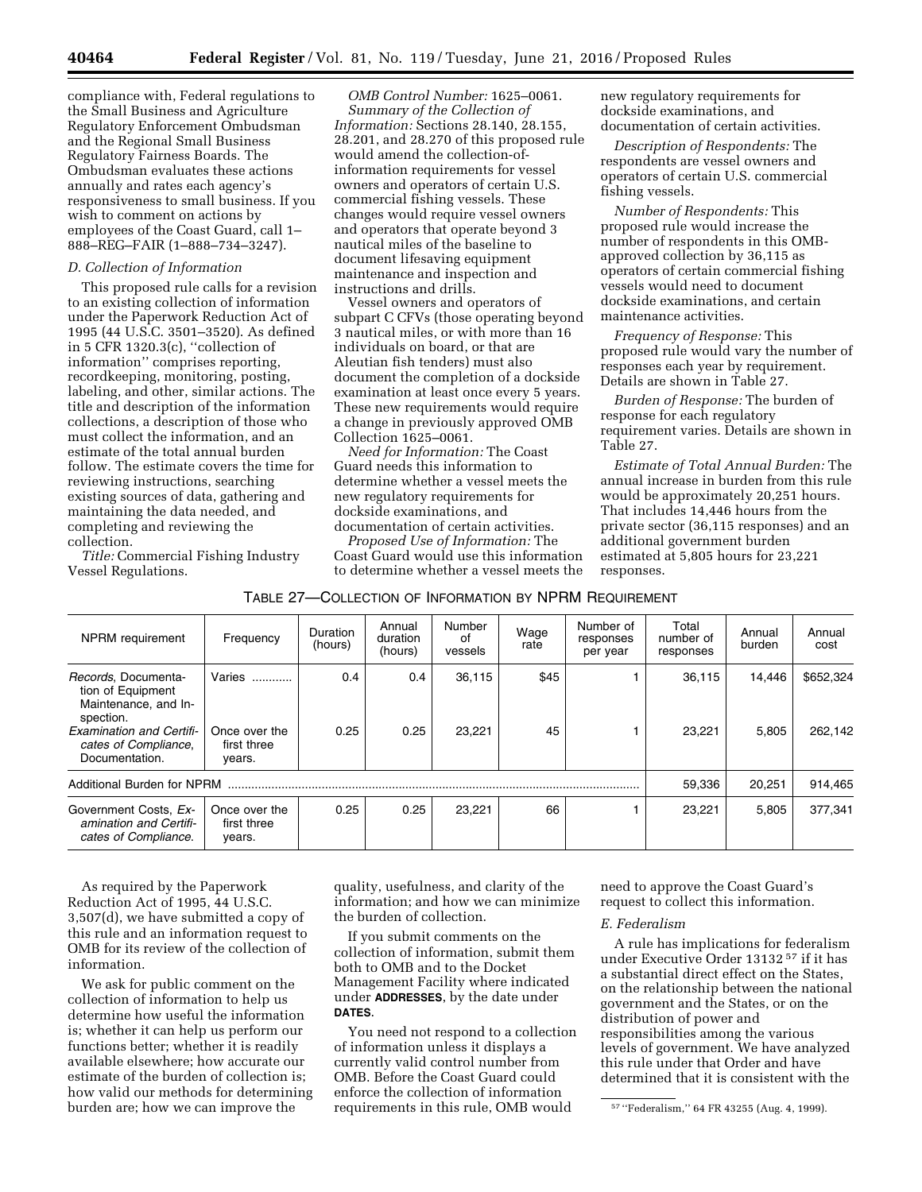compliance with, Federal regulations to the Small Business and Agriculture Regulatory Enforcement Ombudsman and the Regional Small Business Regulatory Fairness Boards. The Ombudsman evaluates these actions annually and rates each agency's responsiveness to small business. If you wish to comment on actions by employees of the Coast Guard, call 1–888–REG–FAIR (1–888–734–3247).

### D. Collection of Information

This proposed rule calls for a revision to an existing collection of information under the Paperwork Reduction Act of 1995 (44 U.S.C. 3501–3520). As defined in 5 CFR 1320.3(c), ''collection of information'' comprises reporting, recordkeeping, monitoring, posting, labeling, and other, similar actions. The title and description of the information collections, a description of those who must collect the information, and an estimate of the total annual burden follow. The estimate covers the time for reviewing instructions, searching existing sources of data, gathering and maintaining the data needed, and completing and reviewing the collection.

*Title:* Commercial Fishing Industry Vessel Regulations.

*OMB Control Number:* 1625–0061.

*Summary of the Collection of Information:* Sections 28.140, 28.155, 28.201, and 28.270 of this proposed rule would amend the collection-of-information requirements for vessel owners and operators of certain U.S. commercial fishing vessels. These changes would require vessel owners and operators that operate beyond 3 nautical miles of the baseline to document lifesaving equipment maintenance and inspection and instructions and drills.

Vessel owners and operators of subpart C CFVs (those operating beyond 3 nautical miles, or with more than 16 individuals on board, or that are Aleutian fish tenders) must also document the completion of a dockside examination at least once every 5 years. These new requirements would require a change in previously approved OMB Collection 1625–0061.

*Need for Information:* The Coast Guard needs this information to determine whether a vessel meets the new regulatory requirements for dockside examinations, and documentation of certain activities.

*Proposed Use of Information:* The Coast Guard would use this information to determine whether a vessel meets the new regulatory requirements for dockside examinations, and documentation of certain activities.

*Description of Respondents:* The respondents are vessel owners and operators of certain U.S. commercial fishing vessels.

*Number of Respondents:* This proposed rule would increase the number of respondents in this OMB-approved collection by 36,115 as operators of certain commercial fishing vessels would need to document dockside examinations, and certain maintenance activities.

*Frequency of Response:* This proposed rule would vary the number of responses each year by requirement. Details are shown in Table 27.

*Burden of Response:* The burden of response for each regulatory requirement varies. Details are shown in Table 27.

*Estimate of Total Annual Burden:* The annual increase in burden from this rule would be approximately 20,251 hours. That includes 14,446 hours from the private sector (36,115 responses) and an additional government burden estimated at 5,805 hours for 23,221 responses.

TABLE 27—COLLECTION OF INFORMATION BY NPRM REQUIREMENT

| NPRM requirement | Frequency | Duration (hours) | Annual duration (hours) | Number of vessels | Wage rate | Number of responses per year | Total number of responses | Annual burden | Annual cost |
|---|---|---|---|---|---|---|---|---|---|
| *Records*, Documentation of Equipment Maintenance, and Inspection. | Varies ............ | 0.4 | 0.4 | 36,115 | $45 | 1 | 36,115 | 14,446 | $652,324 |
| *Examination and Certificates of Compliance*, Documentation. | Once over the first three years. | 0.25 | 0.25 | 23,221 | 45 | 1 | 23,221 | 5,805 | 262,142 |
| Additional Burden for NPRM | | | | | | | 59,336 | 20,251 | 914,465 |
| Government Costs, *Examination and Certificates of Compliance*. | Once over the first three years. | 0.25 | 0.25 | 23,221 | 66 | 1 | 23,221 | 5,805 | 377,341 |

As required by the Paperwork Reduction Act of 1995, 44 U.S.C. 3,507(d), we have submitted a copy of this rule and an information request to OMB for its review of the collection of information.

We ask for public comment on the collection of information to help us determine how useful the information is; whether it can help us perform our functions better; whether it is readily available elsewhere; how accurate our estimate of the burden of collection is; how valid our methods for determining burden are; how we can improve the quality, usefulness, and clarity of the information; and how we can minimize the burden of collection.

If you submit comments on the collection of information, submit them both to OMB and to the Docket Management Facility where indicated under **ADDRESSES**, by the date under **DATES**.

You need not respond to a collection of information unless it displays a currently valid control number from OMB. Before the Coast Guard could enforce the collection of information requirements in this rule, OMB would need to approve the Coast Guard's request to collect this information.

### E. Federalism

A rule has implications for federalism under Executive Order 13132 [57] if it has a substantial direct effect on the States, on the relationship between the national government and the States, or on the distribution of power and responsibilities among the various levels of government. We have analyzed this rule under that Order and have determined that it is consistent with the

[57] ''Federalism,'' 64 FR 43255 (Aug. 4, 1999).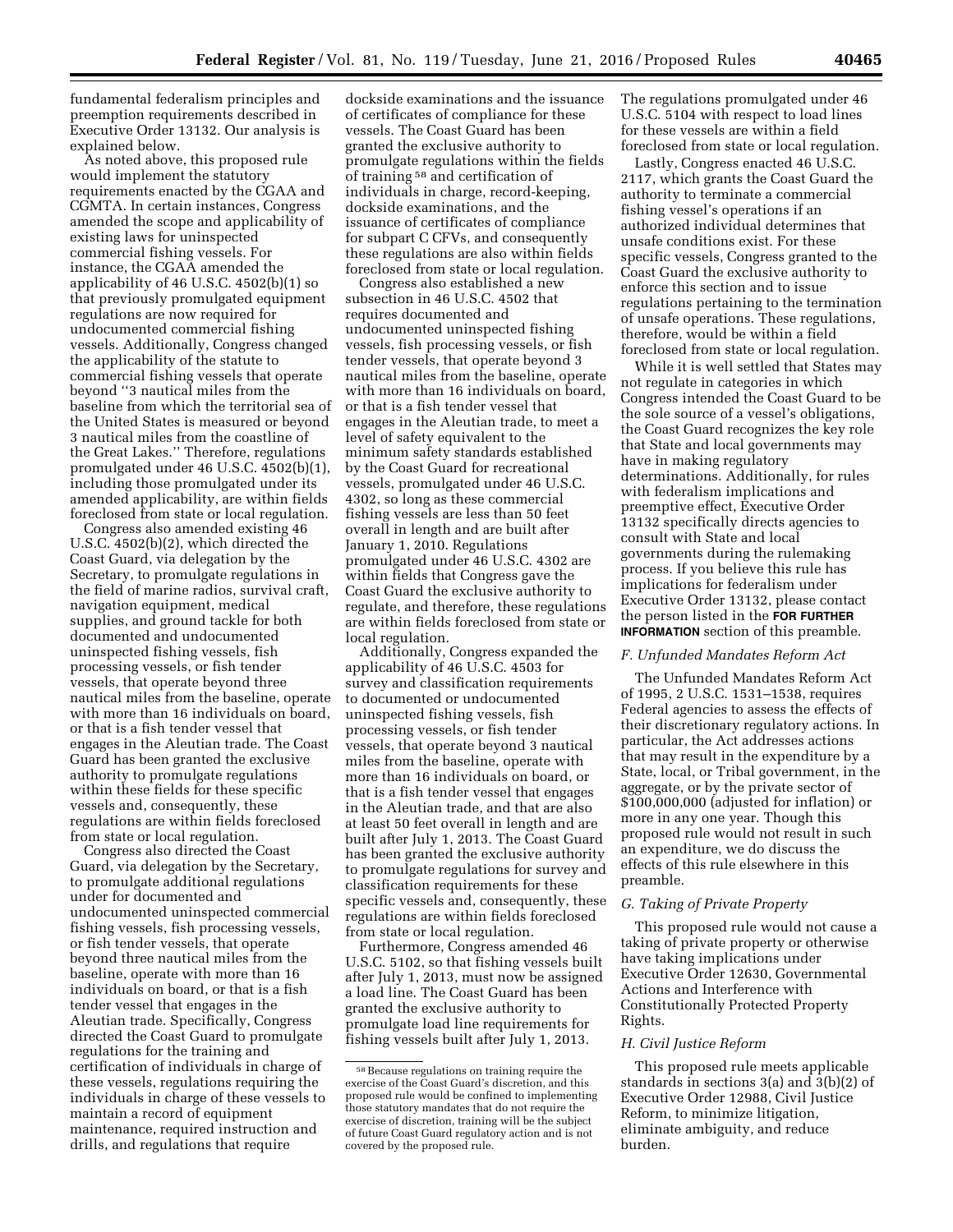fundamental federalism principles and preemption requirements described in Executive Order 13132. Our analysis is explained below.

As noted above, this proposed rule would implement the statutory requirements enacted by the CGAA and CGMTA. In certain instances, Congress amended the scope and applicability of existing laws for uninspected commercial fishing vessels. For instance, the CGAA amended the applicability of 46 U.S.C. 4502(b)(1) so that previously promulgated equipment regulations are now required for undocumented commercial fishing vessels. Additionally, Congress changed the applicability of the statute to commercial fishing vessels that operate beyond "3 nautical miles from the baseline from which the territorial sea of the United States is measured or beyond 3 nautical miles from the coastline of the Great Lakes." Therefore, regulations promulgated under 46 U.S.C. 4502(b)(1), including those promulgated under its amended applicability, are within fields foreclosed from state or local regulation.

Congress also amended existing 46 U.S.C. 4502(b)(2), which directed the Coast Guard, via delegation by the Secretary, to promulgate regulations in the field of marine radios, survival craft, navigation equipment, medical supplies, and ground tackle for both documented and undocumented uninspected fishing vessels, fish processing vessels, or fish tender vessels, that operate beyond three nautical miles from the baseline, operate with more than 16 individuals on board, or that is a fish tender vessel that engages in the Aleutian trade. The Coast Guard has been granted the exclusive authority to promulgate regulations within these fields for these specific vessels and, consequently, these regulations are within fields foreclosed from state or local regulation.

Congress also directed the Coast Guard, via delegation by the Secretary, to promulgate additional regulations under for documented and undocumented uninspected commercial fishing vessels, fish processing vessels, or fish tender vessels, that operate beyond three nautical miles from the baseline, operate with more than 16 individuals on board, or that is a fish tender vessel that engages in the Aleutian trade. Specifically, Congress directed the Coast Guard to promulgate regulations for the training and certification of individuals in charge of these vessels, regulations requiring the individuals in charge of these vessels to maintain a record of equipment maintenance, required instruction and drills, and regulations that require dockside examinations and the issuance of certificates of compliance for these vessels. The Coast Guard has been granted the exclusive authority to promulgate regulations within the fields of training [58] and certification of individuals in charge, record-keeping, dockside examinations, and the issuance of certificates of compliance for subpart C CFVs, and consequently these regulations are also within fields foreclosed from state or local regulation.

Congress also established a new subsection in 46 U.S.C. 4502 that requires documented and undocumented uninspected fishing vessels, fish processing vessels, or fish tender vessels, that operate beyond 3 nautical miles from the baseline, operate with more than 16 individuals on board, or that is a fish tender vessel that engages in the Aleutian trade, to meet a level of safety equivalent to the minimum safety standards established by the Coast Guard for recreational vessels, promulgated under 46 U.S.C. 4302, so long as these commercial fishing vessels are less than 50 feet overall in length and are built after January 1, 2010. Regulations promulgated under 46 U.S.C. 4302 are within fields that Congress gave the Coast Guard the exclusive authority to regulate, and therefore, these regulations are within fields foreclosed from state or local regulation.

Additionally, Congress expanded the applicability of 46 U.S.C. 4503 for survey and classification requirements to documented or undocumented uninspected fishing vessels, fish processing vessels, or fish tender vessels, that operate beyond 3 nautical miles from the baseline, operate with more than 16 individuals on board, or that is a fish tender vessel that engages in the Aleutian trade, and that are also at least 50 feet overall in length and are built after July 1, 2013. The Coast Guard has been granted the exclusive authority to promulgate regulations for survey and classification requirements for these specific vessels and, consequently, these regulations are within fields foreclosed from state or local regulation.

Furthermore, Congress amended 46 U.S.C. 5102, so that fishing vessels built after July 1, 2013, must now be assigned a load line. The Coast Guard has been granted the exclusive authority to promulgate load line requirements for fishing vessels built after July 1, 2013. The regulations promulgated under 46 U.S.C. 5104 with respect to load lines for these vessels are within a field foreclosed from state or local regulation.

Lastly, Congress enacted 46 U.S.C. 2117, which grants the Coast Guard the authority to terminate a commercial fishing vessel's operations if an authorized individual determines that unsafe conditions exist. For these specific vessels, Congress granted to the Coast Guard the exclusive authority to enforce this section and to issue regulations pertaining to the termination of unsafe operations. These regulations, therefore, would be within a field foreclosed from state or local regulation.

While it is well settled that States may not regulate in categories in which Congress intended the Coast Guard to be the sole source of a vessel's obligations, the Coast Guard recognizes the key role that State and local governments may have in making regulatory determinations. Additionally, for rules with federalism implications and preemptive effect, Executive Order 13132 specifically directs agencies to consult with State and local governments during the rulemaking process. If you believe this rule has implications for federalism under Executive Order 13132, please contact the person listed in the **FOR FURTHER INFORMATION** section of this preamble.

### *F. Unfunded Mandates Reform Act*

The Unfunded Mandates Reform Act of 1995, 2 U.S.C. 1531–1538, requires Federal agencies to assess the effects of their discretionary regulatory actions. In particular, the Act addresses actions that may result in the expenditure by a State, local, or Tribal government, in the aggregate, or by the private sector of $100,000,000 (adjusted for inflation) or more in any one year. Though this proposed rule would not result in such an expenditure, we do discuss the effects of this rule elsewhere in this preamble.

### *G. Taking of Private Property*

This proposed rule would not cause a taking of private property or otherwise have taking implications under Executive Order 12630, Governmental Actions and Interference with Constitutionally Protected Property Rights.

### *H. Civil Justice Reform*

This proposed rule meets applicable standards in sections 3(a) and 3(b)(2) of Executive Order 12988, Civil Justice Reform, to minimize litigation, eliminate ambiguity, and reduce burden.

---

[58] Because regulations on training require the exercise of the Coast Guard's discretion, and this proposed rule would be confined to implementing those statutory mandates that do not require the exercise of discretion, training will be the subject of future Coast Guard regulatory action and is not covered by the proposed rule.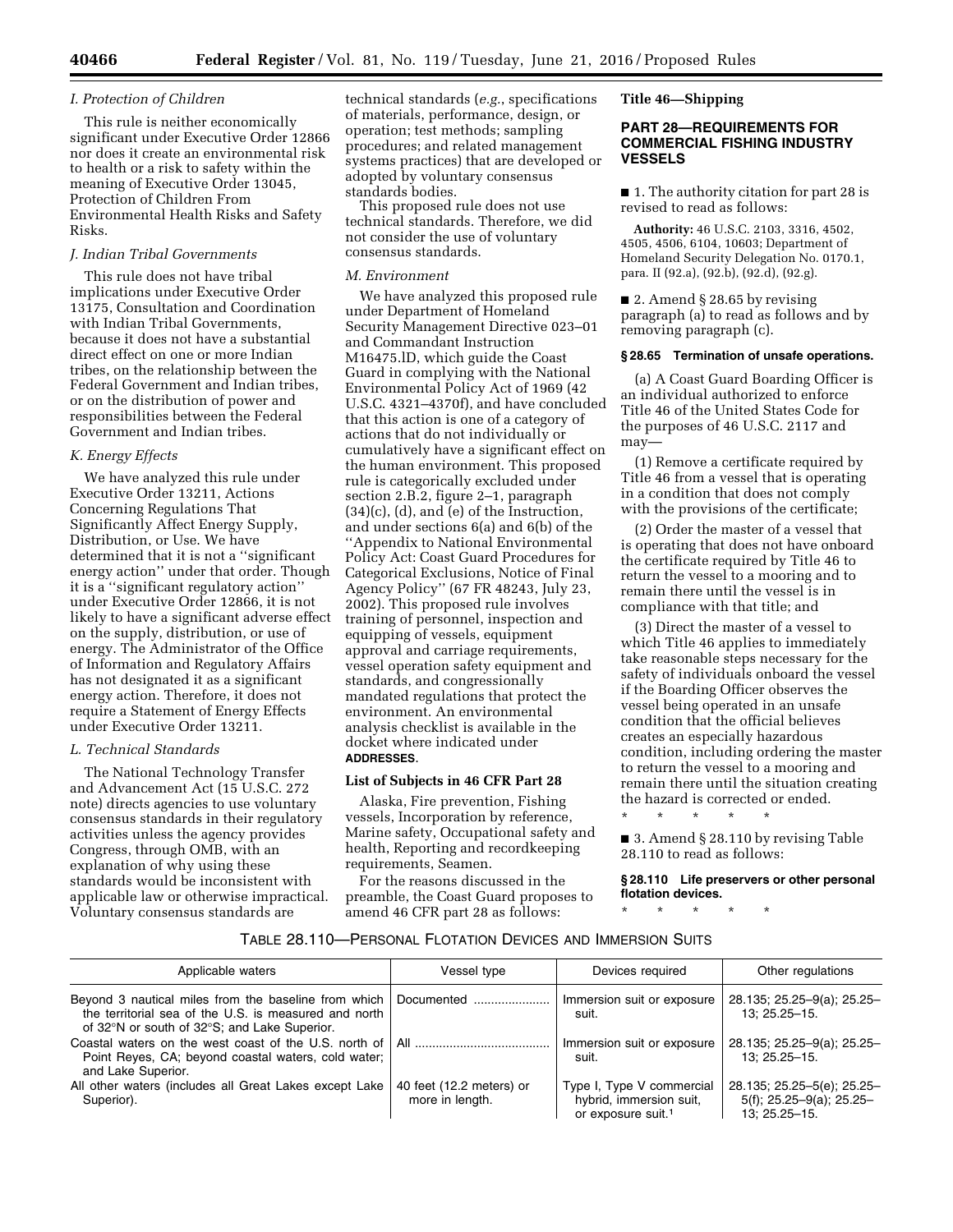### I. Protection of Children

This rule is neither economically significant under Executive Order 12866 nor does it create an environmental risk to health or a risk to safety within the meaning of Executive Order 13045, Protection of Children From Environmental Health Risks and Safety Risks.

### J. Indian Tribal Governments

This rule does not have tribal implications under Executive Order 13175, Consultation and Coordination with Indian Tribal Governments, because it does not have a substantial direct effect on one or more Indian tribes, on the relationship between the Federal Government and Indian tribes, or on the distribution of power and responsibilities between the Federal Government and Indian tribes.

### K. Energy Effects

We have analyzed this rule under Executive Order 13211, Actions Concerning Regulations That Significantly Affect Energy Supply, Distribution, or Use. We have determined that it is not a ''significant energy action'' under that order. Though it is a ''significant regulatory action'' under Executive Order 12866, it is not likely to have a significant adverse effect on the supply, distribution, or use of energy. The Administrator of the Office of Information and Regulatory Affairs has not designated it as a significant energy action. Therefore, it does not require a Statement of Energy Effects under Executive Order 13211.

### L. Technical Standards

The National Technology Transfer and Advancement Act (15 U.S.C. 272 note) directs agencies to use voluntary consensus standards in their regulatory activities unless the agency provides Congress, through OMB, with an explanation of why using these standards would be inconsistent with applicable law or otherwise impractical. Voluntary consensus standards are technical standards (*e.g.*, specifications of materials, performance, design, or operation; test methods; sampling procedures; and related management systems practices) that are developed or adopted by voluntary consensus standards bodies.

This proposed rule does not use technical standards. Therefore, we did not consider the use of voluntary consensus standards.

### M. Environment

We have analyzed this proposed rule under Department of Homeland Security Management Directive 023–01 and Commandant Instruction M16475.lD, which guide the Coast Guard in complying with the National Environmental Policy Act of 1969 (42 U.S.C. 4321–4370f), and have concluded that this action is one of a category of actions that do not individually or cumulatively have a significant effect on the human environment. This proposed rule is categorically excluded under section 2.B.2, figure 2–1, paragraph (34)(c), (d), and (e) of the Instruction, and under sections 6(a) and 6(b) of the ''Appendix to National Environmental Policy Act: Coast Guard Procedures for Categorical Exclusions, Notice of Final Agency Policy'' (67 FR 48243, July 23, 2002). This proposed rule involves training of personnel, inspection and equipping of vessels, equipment approval and carriage requirements, vessel operation safety equipment and standards, and congressionally mandated regulations that protect the environment. An environmental analysis checklist is available in the docket where indicated under **ADDRESSES**.

**List of Subjects in 46 CFR Part 28**

Alaska, Fire prevention, Fishing vessels, Incorporation by reference, Marine safety, Occupational safety and health, Reporting and recordkeeping requirements, Seamen.

For the reasons discussed in the preamble, the Coast Guard proposes to amend 46 CFR part 28 as follows:

**Title 46—Shipping**

## PART 28—REQUIREMENTS FOR COMMERCIAL FISHING INDUSTRY VESSELS

■ 1. The authority citation for part 28 is revised to read as follows:

**Authority:** 46 U.S.C. 2103, 3316, 4502, 4505, 4506, 6104, 10603; Department of Homeland Security Delegation No. 0170.1, para. II (92.a), (92.b), (92.d), (92.g).

■ 2. Amend § 28.65 by revising paragraph (a) to read as follows and by removing paragraph (c).

**§ 28.65 Termination of unsafe operations.**

(a) A Coast Guard Boarding Officer is an individual authorized to enforce Title 46 of the United States Code for the purposes of 46 U.S.C. 2117 and may—

(1) Remove a certificate required by Title 46 from a vessel that is operating in a condition that does not comply with the provisions of the certificate;

(2) Order the master of a vessel that is operating that does not have onboard the certificate required by Title 46 to return the vessel to a mooring and to remain there until the vessel is in compliance with that title; and

(3) Direct the master of a vessel to which Title 46 applies to immediately take reasonable steps necessary for the safety of individuals onboard the vessel if the Boarding Officer observes the vessel being operated in an unsafe condition that the official believes creates an especially hazardous condition, including ordering the master to return the vessel to a mooring and remain there until the situation creating the hazard is corrected or ended.

\* \* \* \* \*

■ 3. Amend § 28.110 by revising Table 28.110 to read as follows:

**§ 28.110 Life preservers or other personal flotation devices.**

\* \* \* \* \*

TABLE 28.110—PERSONAL FLOTATION DEVICES AND IMMERSION SUITS

| Applicable waters | Vessel type | Devices required | Other regulations |
|---|---|---|---|
| Beyond 3 nautical miles from the baseline from which the territorial sea of the U.S. is measured and north of 32°N or south of 32°S; and Lake Superior. | Documented | Immersion suit or exposure suit. | 28.135; 25.25–9(a); 25.25–13; 25.25–15. |
| Coastal waters on the west coast of the U.S. north of Point Reyes, CA; beyond coastal waters, cold water; and Lake Superior. | All | Immersion suit or exposure suit. | 28.135; 25.25–9(a); 25.25–13; 25.25–15. |
| All other waters (includes all Great Lakes except Lake Superior). | 40 feet (12.2 meters) or more in length. | Type I, Type V commercial hybrid, immersion suit, or exposure suit.[1] | 28.135; 25.25–5(e); 25.25–5(f); 25.25–9(a); 25.25–13; 25.25–15. |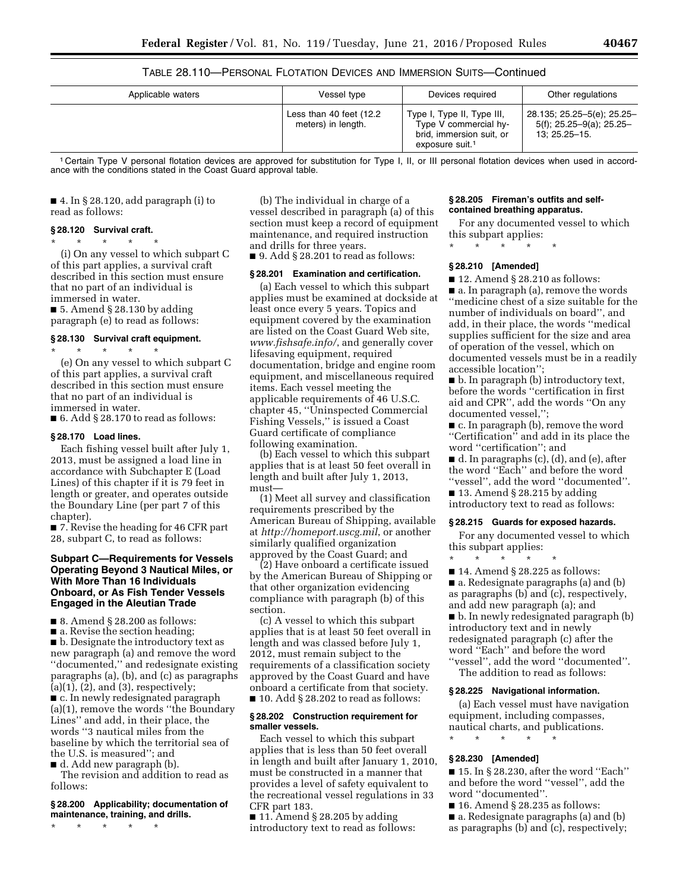TABLE 28.110—PERSONAL FLOTATION DEVICES AND IMMERSION SUITS—Continued

| Applicable waters | Vessel type | Devices required | Other regulations |
|---|---|---|---|
| | Less than 40 feet (12.2 meters) in length. | Type I, Type II, Type III, Type V commercial hybrid, immersion suit, or exposure suit.[1] | 28.135; 25.25–5(e); 25.25–5(f); 25.25–9(a); 25.25–13; 25.25–15. |

[1] Certain Type V personal flotation devices are approved for substitution for Type I, II, or III personal flotation devices when used in accordance with the conditions stated in the Coast Guard approval table.

■ 4. In § 28.120, add paragraph (i) to read as follows:

**§ 28.120 Survival craft.**

\* \* \* \* \*

(i) On any vessel to which subpart C of this part applies, a survival craft described in this section must ensure that no part of an individual is immersed in water.

■ 5. Amend § 28.130 by adding paragraph (e) to read as follows:

**§ 28.130 Survival craft equipment.**

\* \* \* \* \*

(e) On any vessel to which subpart C of this part applies, a survival craft described in this section must ensure that no part of an individual is immersed in water.

■ 6. Add § 28.170 to read as follows:

**§ 28.170 Load lines.**

Each fishing vessel built after July 1, 2013, must be assigned a load line in accordance with Subchapter E (Load Lines) of this chapter if it is 79 feet in length or greater, and operates outside the Boundary Line (per part 7 of this chapter).

■ 7. Revise the heading for 46 CFR part 28, subpart C, to read as follows:

### Subpart C—Requirements for Vessels Operating Beyond 3 Nautical Miles, or With More Than 16 Individuals Onboard, or As Fish Tender Vessels Engaged in the Aleutian Trade

■ 8. Amend § 28.200 as follows:

■ a. Revise the section heading;

■ b. Designate the introductory text as new paragraph (a) and remove the word "documented," and redesignate existing paragraphs (a), (b), and (c) as paragraphs (a)(1), (2), and (3), respectively;

■ c. In newly redesignated paragraph (a)(1), remove the words "the Boundary Lines" and add, in their place, the words "3 nautical miles from the baseline by which the territorial sea of the U.S. is measured"; and

■ d. Add new paragraph (b).

The revision and addition to read as follows:

**§ 28.200 Applicability; documentation of maintenance, training, and drills.**

\* \* \* \* \*

(b) The individual in charge of a vessel described in paragraph (a) of this section must keep a record of equipment maintenance, and required instruction and drills for three years.

■ 9. Add § 28.201 to read as follows:

**§ 28.201 Examination and certification.**

(a) Each vessel to which this subpart applies must be examined at dockside at least once every 5 years. Topics and equipment covered by the examination are listed on the Coast Guard Web site, *www.fishsafe.info/*, and generally cover lifesaving equipment, required documentation, bridge and engine room equipment, and miscellaneous required items. Each vessel meeting the applicable requirements of 46 U.S.C. chapter 45, "Uninspected Commercial Fishing Vessels," is issued a Coast Guard certificate of compliance following examination.

(b) Each vessel to which this subpart applies that is at least 50 feet overall in length and built after July 1, 2013, must—

(1) Meet all survey and classification requirements prescribed by the American Bureau of Shipping, available at *http://homeport.uscg.mil*, or another similarly qualified organization approved by the Coast Guard; and

(2) Have onboard a certificate issued by the American Bureau of Shipping or that other organization evidencing compliance with paragraph (b) of this section.

(c) A vessel to which this subpart applies that is at least 50 feet overall in length and was classed before July 1, 2012, must remain subject to the requirements of a classification society approved by the Coast Guard and have onboard a certificate from that society.

■ 10. Add § 28.202 to read as follows:

**§ 28.202 Construction requirement for smaller vessels.**

Each vessel to which this subpart applies that is less than 50 feet overall in length and built after January 1, 2010, must be constructed in a manner that provides a level of safety equivalent to the recreational vessel regulations in 33 CFR part 183.

■ 11. Amend § 28.205 by adding introductory text to read as follows:

**§ 28.205 Fireman's outfits and self-contained breathing apparatus.**

For any documented vessel to which this subpart applies:

\* \* \* \* \*

**§ 28.210 [Amended]**

■ 12. Amend § 28.210 as follows:

■ a. In paragraph (a), remove the words "medicine chest of a size suitable for the number of individuals on board", and add, in their place, the words "medical supplies sufficient for the size and area of operation of the vessel, which on documented vessels must be in a readily accessible location";

■ b. In paragraph (b) introductory text, before the words "certification in first aid and CPR", add the words "On any documented vessel,";

■ c. In paragraph (b), remove the word "Certification" and add in its place the word "certification"; and

■ d. In paragraphs (c), (d), and (e), after the word "Each" and before the word "vessel", add the word "documented".

■ 13. Amend § 28.215 by adding introductory text to read as follows:

**§ 28.215 Guards for exposed hazards.**

For any documented vessel to which this subpart applies:

\* \* \* \* \*

■ 14. Amend § 28.225 as follows:

■ a. Redesignate paragraphs (a) and (b) as paragraphs (b) and (c), respectively, and add new paragraph (a); and

■ b. In newly redesignated paragraph (b) introductory text and in newly redesignated paragraph (c) after the word "Each" and before the word "vessel", add the word "documented".

The addition to read as follows:

**§ 28.225 Navigational information.**

(a) Each vessel must have navigation equipment, including compasses, nautical charts, and publications.

\* \* \* \* \*

**§ 28.230 [Amended]**

■ 15. In § 28.230, after the word "Each" and before the word "vessel", add the word "documented".

■ 16. Amend § 28.235 as follows:

■ a. Redesignate paragraphs (a) and (b) as paragraphs (b) and (c), respectively;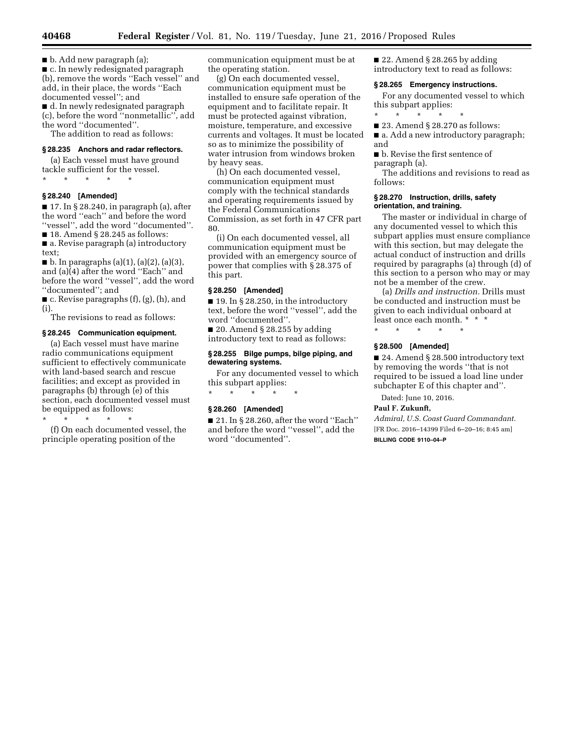■ b. Add new paragraph (a);

■ c. In newly redesignated paragraph (b), remove the words ''Each vessel'' and add, in their place, the words ''Each documented vessel''; and

■ d. In newly redesignated paragraph (c), before the word ''nonmetallic'', add the word ''documented''.

The addition to read as follows:

**§ 28.235 Anchors and radar reflectors.**

(a) Each vessel must have ground tackle sufficient for the vessel.

\* \* \* \* \*

**§ 28.240 [Amended]**

■ 17. In § 28.240, in paragraph (a), after the word ''each'' and before the word ''vessel'', add the word ''documented''.

■ 18. Amend § 28.245 as follows:

■ a. Revise paragraph (a) introductory text;

■ b. In paragraphs (a)(1), (a)(2), (a)(3), and (a)(4) after the word ''Each'' and before the word ''vessel'', add the word ''documented''; and

■ c. Revise paragraphs (f), (g), (h), and (i).

The revisions to read as follows:

**§ 28.245 Communication equipment.**

(a) Each vessel must have marine radio communications equipment sufficient to effectively communicate with land-based search and rescue facilities; and except as provided in paragraphs (b) through (e) of this section, each documented vessel must be equipped as follows:

\* \* \* \* \*

(f) On each documented vessel, the principle operating position of the communication equipment must be at the operating station.

(g) On each documented vessel, communication equipment must be installed to ensure safe operation of the equipment and to facilitate repair. It must be protected against vibration, moisture, temperature, and excessive currents and voltages. It must be located so as to minimize the possibility of water intrusion from windows broken by heavy seas.

(h) On each documented vessel, communication equipment must comply with the technical standards and operating requirements issued by the Federal Communications Commission, as set forth in 47 CFR part 80.

(i) On each documented vessel, all communication equipment must be provided with an emergency source of power that complies with § 28.375 of this part.

**§ 28.250 [Amended]**

■ 19. In § 28.250, in the introductory text, before the word ''vessel'', add the word ''documented''.

■ 20. Amend § 28.255 by adding introductory text to read as follows:

**§ 28.255 Bilge pumps, bilge piping, and dewatering systems.**

For any documented vessel to which this subpart applies:

\* \* \* \* \*

**§ 28.260 [Amended]**

■ 21. In § 28.260, after the word ''Each'' and before the word ''vessel'', add the word ''documented''.

■ 22. Amend § 28.265 by adding introductory text to read as follows:

**§ 28.265 Emergency instructions.**

For any documented vessel to which this subpart applies:

\* \* \* \* \*

■ 23. Amend § 28.270 as follows:

■ a. Add a new introductory paragraph; and

■ b. Revise the first sentence of paragraph (a).

The additions and revisions to read as follows:

**§ 28.270 Instruction, drills, safety orientation, and training.**

The master or individual in charge of any documented vessel to which this subpart applies must ensure compliance with this section, but may delegate the actual conduct of instruction and drills required by paragraphs (a) through (d) of this section to a person who may or may not be a member of the crew.

(a) *Drills and instruction.* Drills must be conducted and instruction must be given to each individual onboard at least once each month. \* \* \*

\* \* \* \* \*

**§ 28.500 [Amended]**

■ 24. Amend § 28.500 introductory text by removing the words ''that is not required to be issued a load line under subchapter E of this chapter and''.

Dated: June 10, 2016.

**Paul F. Zukunft,**

*Admiral, U.S. Coast Guard Commandant.*

[FR Doc. 2016–14399 Filed 6–20–16; 8:45 am]

**BILLING CODE 9110–04–P**